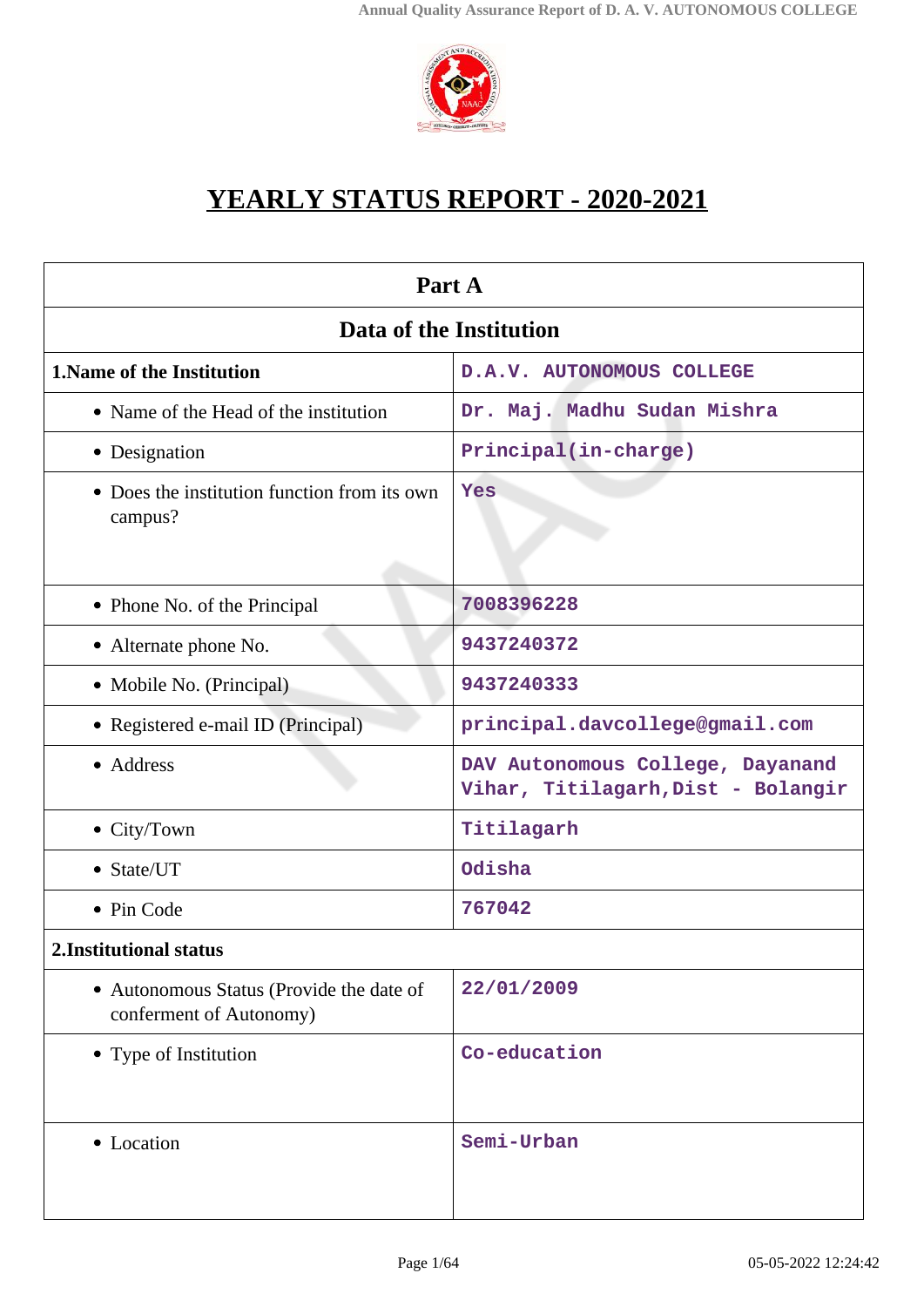# YEARLY STATUS REPORT - 2020-2021

| Part A | |
|---|---|
| **Data of the Institution** | |
| **1.Name of the Institution** | D.A.V. AUTONOMOUS COLLEGE |
| • Name of the Head of the institution | Dr. Maj. Madhu Sudan Mishra |
| • Designation | Principal(in-charge) |
| • Does the institution function from its own campus? | Yes |
| • Phone No. of the Principal | 7008396228 |
| • Alternate phone No. | 9437240372 |
| • Mobile No. (Principal) | 9437240333 |
| • Registered e-mail ID (Principal) | principal.davcollege@gmail.com |
| • Address | DAV Autonomous College, Dayanand Vihar, Titilagarh,Dist - Bolangir |
| • City/Town | Titilagarh |
| • State/UT | Odisha |
| • Pin Code | 767042 |
| **2.Institutional status** | |
| • Autonomous Status (Provide the date of conferment of Autonomy) | 22/01/2009 |
| • Type of Institution | Co-education |
| • Location | Semi-Urban |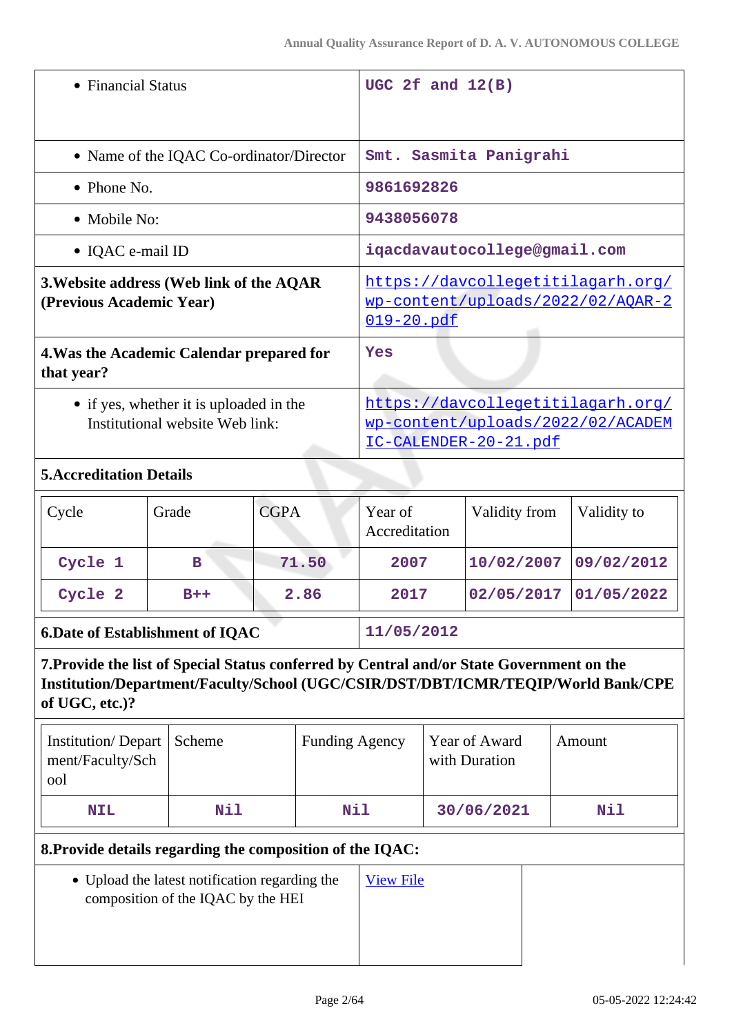| | |
|---|---|
| • Financial Status | UGC 2f and 12(B) |
| • Name of the IQAC Co-ordinator/Director | Smt. Sasmita Panigrahi |
| • Phone No. | 9861692826 |
| • Mobile No: | 9438056078 |
| • IQAC e-mail ID | iqacdavautocollege@gmail.com |
| **3.Website address (Web link of the AQAR (Previous Academic Year)** | https://davcollegetitilagarh.org/wp-content/uploads/2022/02/AQAR-2019-20.pdf |
| **4.Was the Academic Calendar prepared for that year?** | Yes |
| • if yes, whether it is uploaded in the Institutional website Web link: | https://davcollegetitilagarh.org/wp-content/uploads/2022/02/ACADEMIC-CALENDER-20-21.pdf |

**5.Accreditation Details**

| Cycle | Grade | CGPA | Year of Accreditation | Validity from | Validity to |
|---|---|---|---|---|---|
| Cycle 1 | B | 71.50 | 2007 | 10/02/2007 | 09/02/2012 |
| Cycle 2 | B++ | 2.86 | 2017 | 02/05/2017 | 01/05/2022 |

| | |
|---|---|
| **6.Date of Establishment of IQAC** | 11/05/2012 |

**7.Provide the list of Special Status conferred by Central and/or State Government on the Institution/Department/Faculty/School (UGC/CSIR/DST/DBT/ICMR/TEQIP/World Bank/CPE of UGC, etc.)?**

| Institution/ Department/Faculty/School | Scheme | Funding Agency | Year of Award with Duration | Amount |
|---|---|---|---|---|
| NIL | Nil | Nil | 30/06/2021 | Nil |

**8.Provide details regarding the composition of the IQAC:**

| | |
|---|---|
| • Upload the latest notification regarding the composition of the IQAC by the HEI | View File |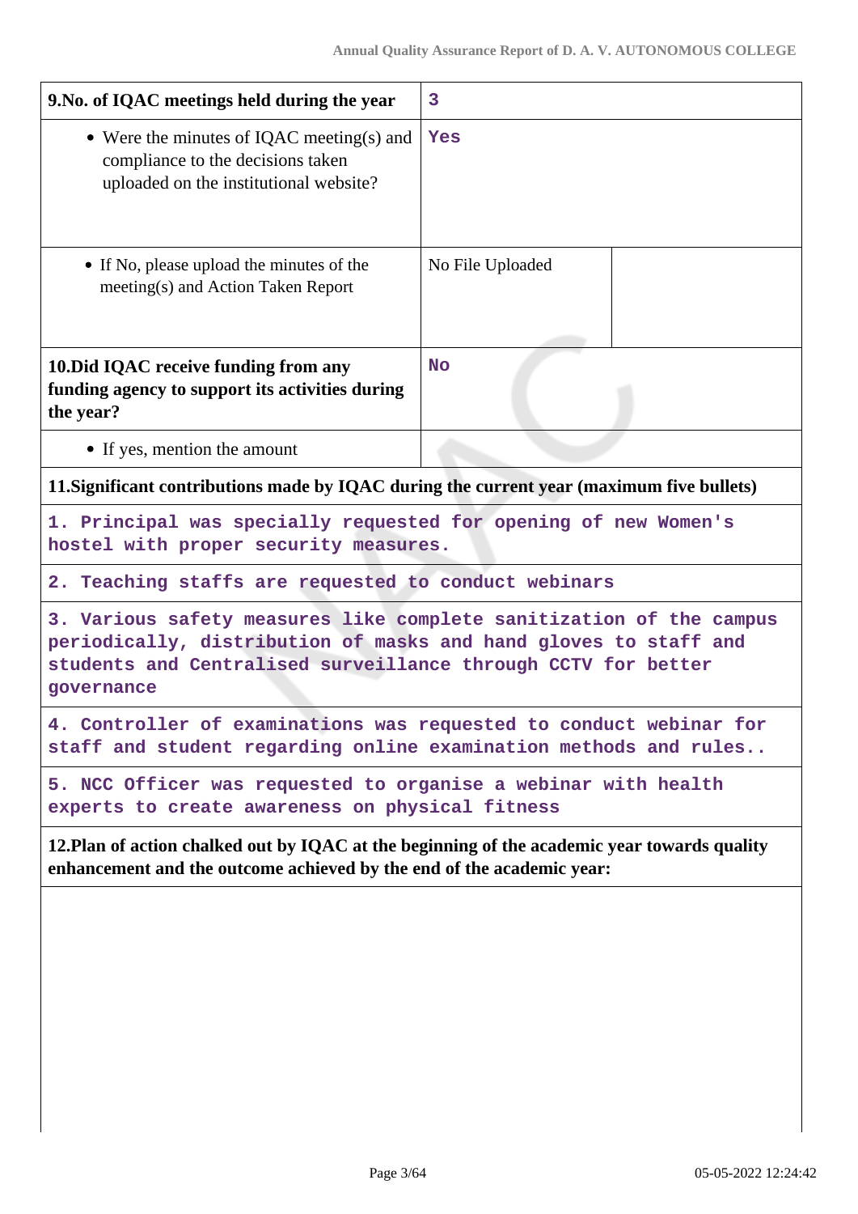| 9.No. of IQAC meetings held during the year | 3 | |
|---|---|---|
| • Were the minutes of IQAC meeting(s) and compliance to the decisions taken uploaded on the institutional website? | Yes | |
| • If No, please upload the minutes of the meeting(s) and Action Taken Report | No File Uploaded | |
| **10.Did IQAC receive funding from any funding agency to support its activities during the year?** | No | |
| • If yes, mention the amount | | |

**11.Significant contributions made by IQAC during the current year (maximum five bullets)**

1. Principal was specially requested for opening of new Women's hostel with proper security measures.

2. Teaching staffs are requested to conduct webinars

3. Various safety measures like complete sanitization of the campus periodically, distribution of masks and hand gloves to staff and students and Centralised surveillance through CCTV for better governance

4. Controller of examinations was requested to conduct webinar for staff and student regarding online examination methods and rules..

5. NCC Officer was requested to organise a webinar with health experts to create awareness on physical fitness

**12.Plan of action chalked out by IQAC at the beginning of the academic year towards quality enhancement and the outcome achieved by the end of the academic year:**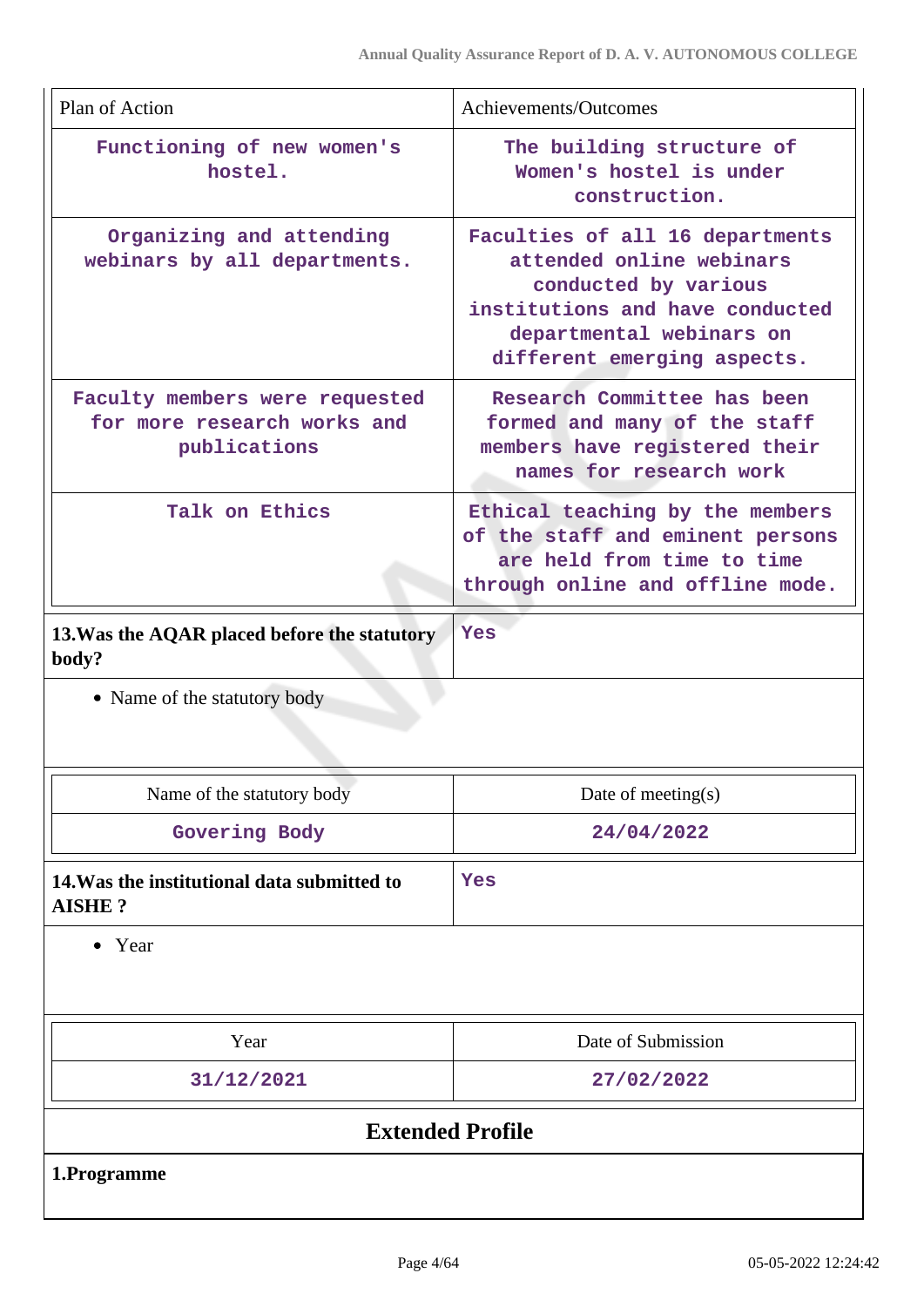| Plan of Action | Achievements/Outcomes |
|---|---|
| Functioning of new women's hostel. | The building structure of Women's hostel is under construction. |
| Organizing and attending webinars by all departments. | Faculties of all 16 departments attended online webinars conducted by various institutions and have conducted departmental webinars on different emerging aspects. |
| Faculty members were requested for more research works and publications | Research Committee has been formed and many of the staff members have registered their names for research work |
| Talk on Ethics | Ethical teaching by the members of the staff and eminent persons are held from time to time through online and offline mode. |

**13.Was the AQAR placed before the statutory body?** Yes

- Name of the statutory body

| Name of the statutory body | Date of meeting(s) |
|---|---|
| Govering Body | 24/04/2022 |

**14.Was the institutional data submitted to AISHE ?** Yes

- Year

| Year | Date of Submission |
|---|---|
| 31/12/2021 | 27/02/2022 |

## Extended Profile

**1.Programme**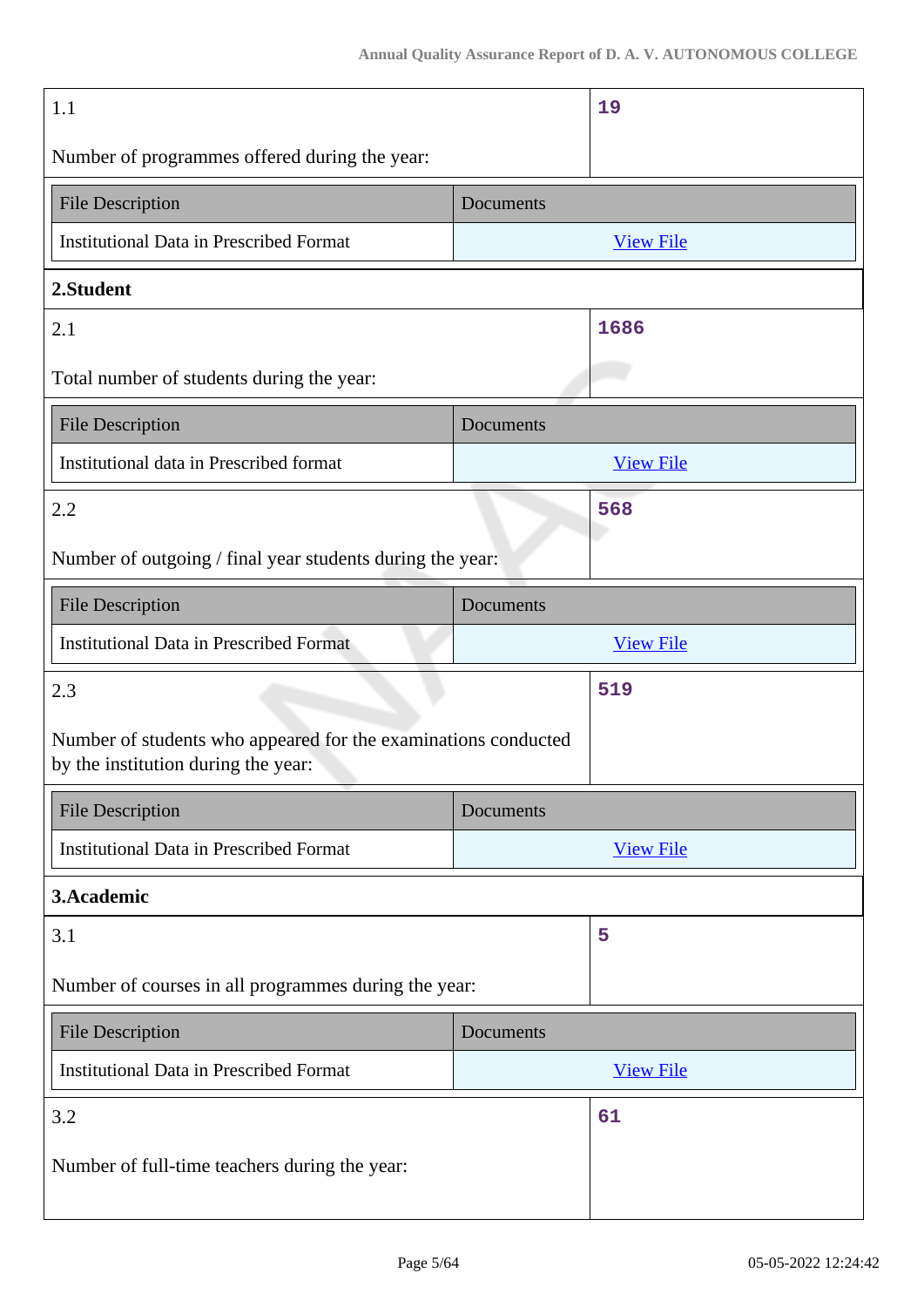| 1.1<br><br>Number of programmes offered during the year: | 19 |
|---|---|

| File Description | Documents |
|---|---|
| Institutional Data in Prescribed Format | View File |

**2.Student**

| 2.1<br><br>Total number of students during the year: | 1686 |
|---|---|

| File Description | Documents |
|---|---|
| Institutional data in Prescribed format | View File |

| 2.2<br><br>Number of outgoing / final year students during the year: | 568 |
|---|---|

| File Description | Documents |
|---|---|
| Institutional Data in Prescribed Format | View File |

| 2.3<br><br>Number of students who appeared for the examinations conducted by the institution during the year: | 519 |
|---|---|

| File Description | Documents |
|---|---|
| Institutional Data in Prescribed Format | View File |

**3.Academic**

| 3.1<br><br>Number of courses in all programmes during the year: | 5 |
|---|---|

| File Description | Documents |
|---|---|
| Institutional Data in Prescribed Format | View File |

| 3.2<br><br>Number of full-time teachers during the year: | 61 |
|---|---|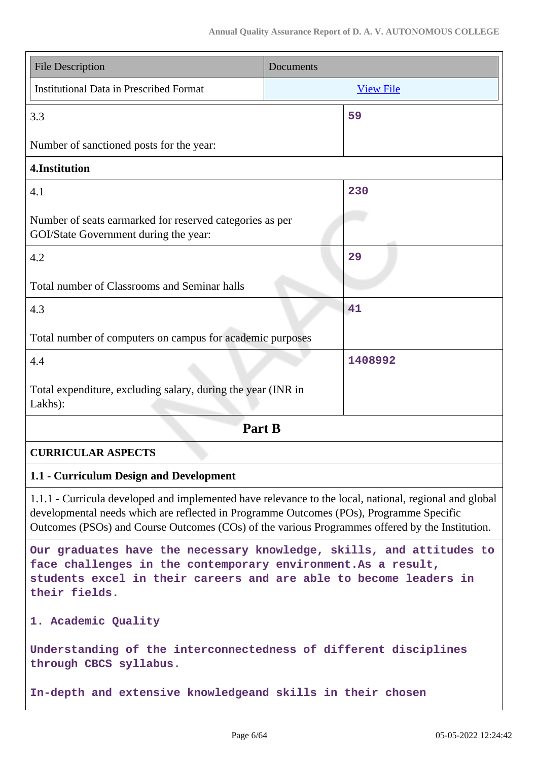| File Description | Documents |
| --- | --- |
| Institutional Data in Prescribed Format | View File |

| | |
| --- | --- |
| 3.3<br><br>Number of sanctioned posts for the year: | 59 |

**4.Institution**

| | |
| --- | --- |
| 4.1<br><br>Number of seats earmarked for reserved categories as per GOI/State Government during the year: | 230 |
| 4.2<br><br>Total number of Classrooms and Seminar halls | 29 |
| 4.3<br><br>Total number of computers on campus for academic purposes | 41 |
| 4.4<br><br>Total expenditure, excluding salary, during the year (INR in Lakhs): | 1408992 |

## Part B

### CURRICULAR ASPECTS

### 1.1 - Curriculum Design and Development

1.1.1 - Curricula developed and implemented have relevance to the local, national, regional and global developmental needs which are reflected in Programme Outcomes (POs), Programme Specific Outcomes (PSOs) and Course Outcomes (COs) of the various Programmes offered by the Institution.

Our graduates have the necessary knowledge, skills, and attitudes to face challenges in the contemporary environment.As a result, students excel in their careers and are able to become leaders in their fields.

1. Academic Quality

Understanding of the interconnectedness of different disciplines through CBCS syllabus.

In-depth and extensive knowledgeand skills in their chosen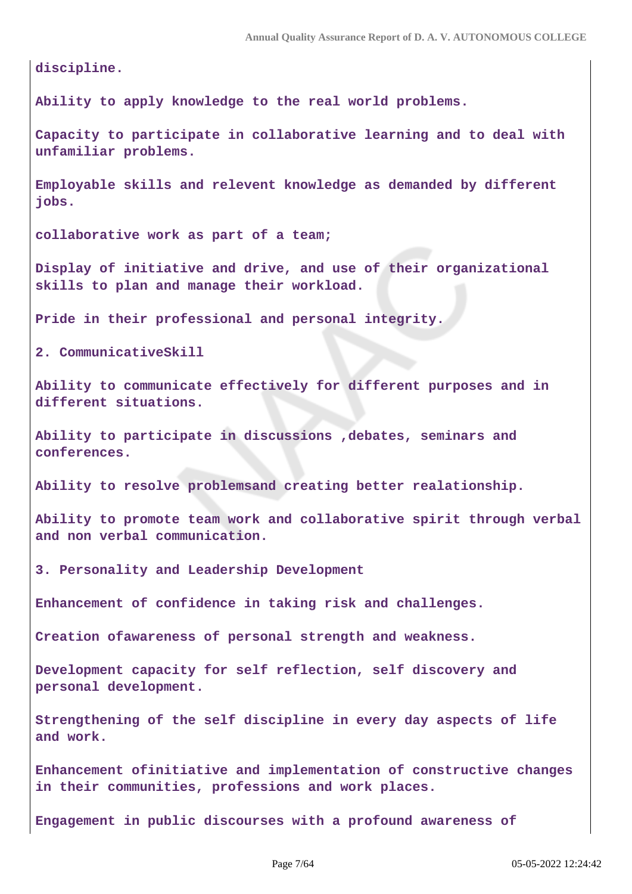**discipline.**

**Ability to apply knowledge to the real world problems.**

**Capacity to participate in collaborative learning and to deal with unfamiliar problems.**

**Employable skills and relevent knowledge as demanded by different jobs.**

**collaborative work as part of a team;**

**Display of initiative and drive, and use of their organizational skills to plan and manage their workload.**

**Pride in their professional and personal integrity.**

**2. CommunicativeSkill**

**Ability to communicate effectively for different purposes and in different situations.**

**Ability to participate in discussions ,debates, seminars and conferences.**

**Ability to resolve problemsand creating better realationship.**

**Ability to promote team work and collaborative spirit through verbal and non verbal communication.**

**3. Personality and Leadership Development**

**Enhancement of confidence in taking risk and challenges.**

**Creation ofawareness of personal strength and weakness.**

**Development capacity for self reflection, self discovery and personal development.**

**Strengthening of the self discipline in every day aspects of life and work.**

**Enhancement ofinitiative and implementation of constructive changes in their communities, professions and work places.**

**Engagement in public discourses with a profound awareness of**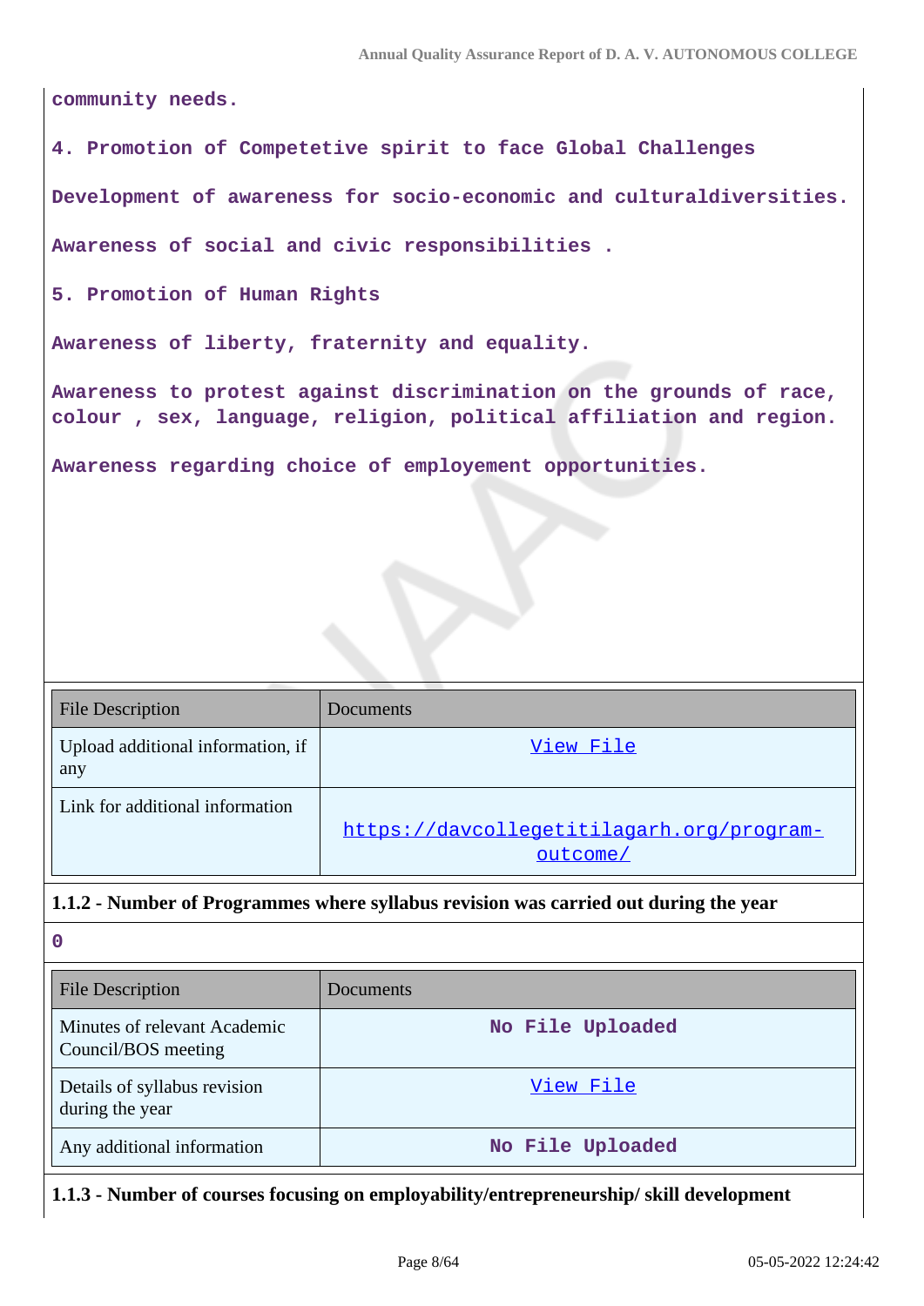community needs.

4. Promotion of Competetive spirit to face Global Challenges

Development of awareness for socio-economic and culturaldiversities.

Awareness of social and civic responsibilities .

5. Promotion of Human Rights

Awareness of liberty, fraternity and equality.

Awareness to protest against discrimination on the grounds of race, colour , sex, language, religion, political affiliation and region.

Awareness regarding choice of employement opportunities.

| File Description | Documents |
|---|---|
| Upload additional information, if any | View File |
| Link for additional information | https://davcollegetitilagarh.org/program-outcome/ |

**1.1.2 - Number of Programmes where syllabus revision was carried out during the year**

0

| File Description | Documents |
|---|---|
| Minutes of relevant Academic Council/BOS meeting | No File Uploaded |
| Details of syllabus revision during the year | View File |
| Any additional information | No File Uploaded |

**1.1.3 - Number of courses focusing on employability/entrepreneurship/ skill development**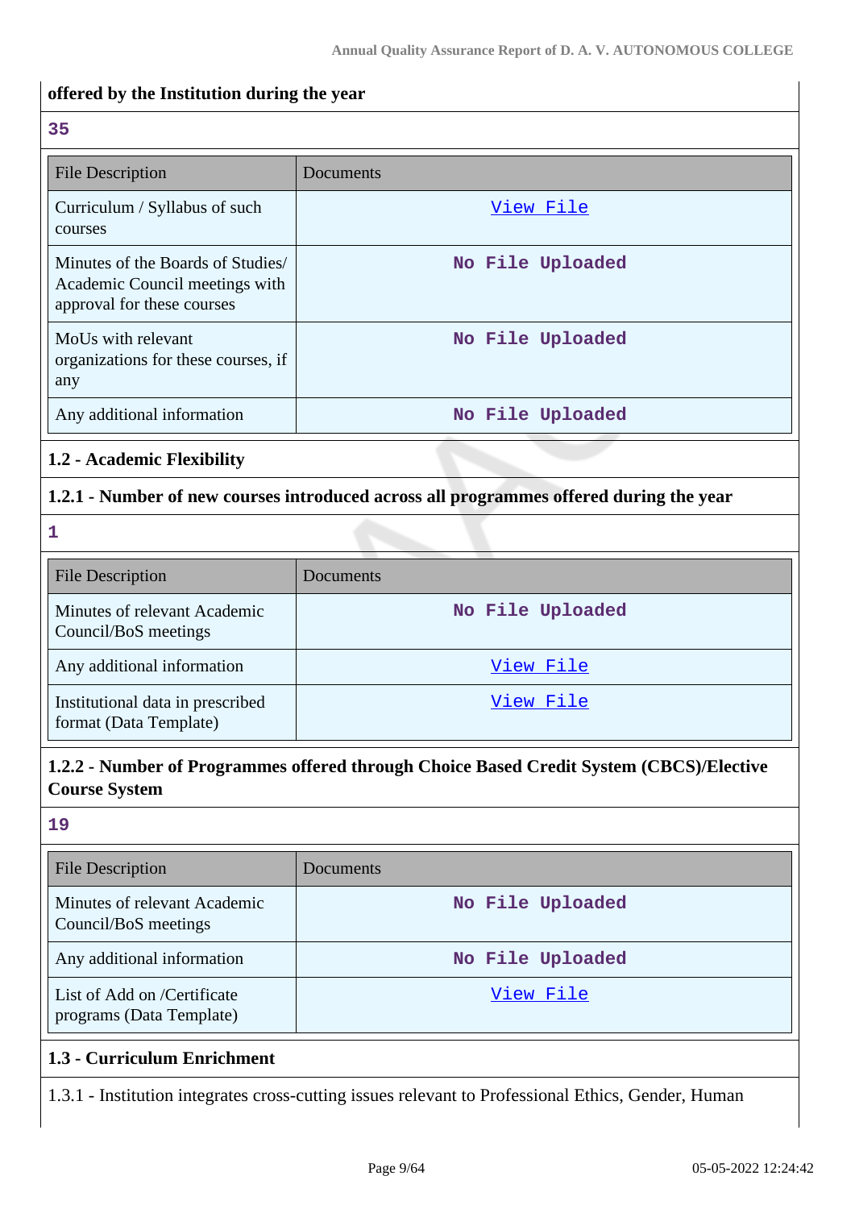**offered by the Institution during the year**

**35**

| File Description | Documents |
| --- | --- |
| Curriculum / Syllabus of such courses | View File |
| Minutes of the Boards of Studies/ Academic Council meetings with approval for these courses | No File Uploaded |
| MoUs with relevant organizations for these courses, if any | No File Uploaded |
| Any additional information | No File Uploaded |

**1.2 - Academic Flexibility**

**1.2.1 - Number of new courses introduced across all programmes offered during the year**

**1**

| File Description | Documents |
| --- | --- |
| Minutes of relevant Academic Council/BoS meetings | No File Uploaded |
| Any additional information | View File |
| Institutional data in prescribed format (Data Template) | View File |

**1.2.2 - Number of Programmes offered through Choice Based Credit System (CBCS)/Elective Course System**

**19**

| File Description | Documents |
| --- | --- |
| Minutes of relevant Academic Council/BoS meetings | No File Uploaded |
| Any additional information | No File Uploaded |
| List of Add on /Certificate programs (Data Template) | View File |

**1.3 - Curriculum Enrichment**

1.3.1 - Institution integrates cross-cutting issues relevant to Professional Ethics, Gender, Human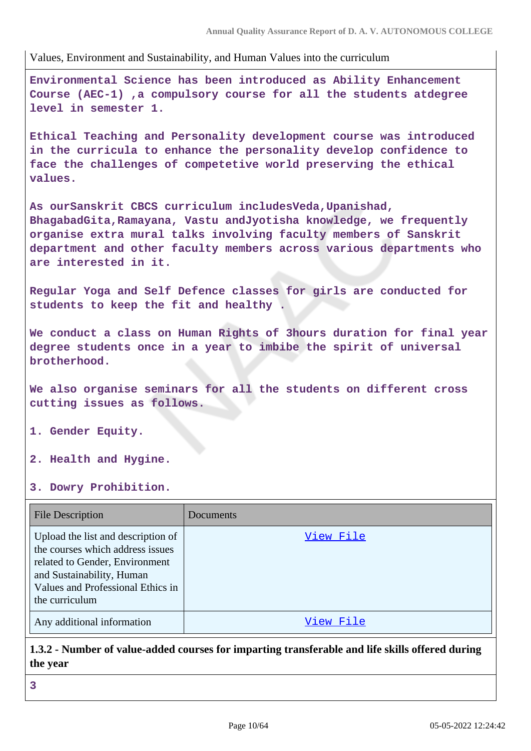Values, Environment and Sustainability, and Human Values into the curriculum

**Environmental Science has been introduced as Ability Enhancement Course (AEC-1) ,a compulsory course for all the students atdegree level in semester 1.**

**Ethical Teaching and Personality development course was introduced in the curricula to enhance the personality develop confidence to face the challenges of competetive world preserving the ethical values.**

**As ourSanskrit CBCS curriculum includesVeda,Upanishad, BhagabadGita,Ramayana, Vastu andJyotisha knowledge, we frequently organise extra mural talks involving faculty members of Sanskrit department and other faculty members across various departments who are interested in it.**

**Regular Yoga and Self Defence classes for girls are conducted for students to keep the fit and healthy .**

**We conduct a class on Human Rights of 3hours duration for final year degree students once in a year to imbibe the spirit of universal brotherhood.**

**We also organise seminars for all the students on different cross cutting issues as follows.**

**1. Gender Equity.**

**2. Health and Hygine.**

**3. Dowry Prohibition.**

| File Description | Documents |
|---|---|
| Upload the list and description of the courses which address issues related to Gender, Environment and Sustainability, Human Values and Professional Ethics in the curriculum | View File |
| Any additional information | View File |

**1.3.2 - Number of value-added courses for imparting transferable and life skills offered during the year**

**3**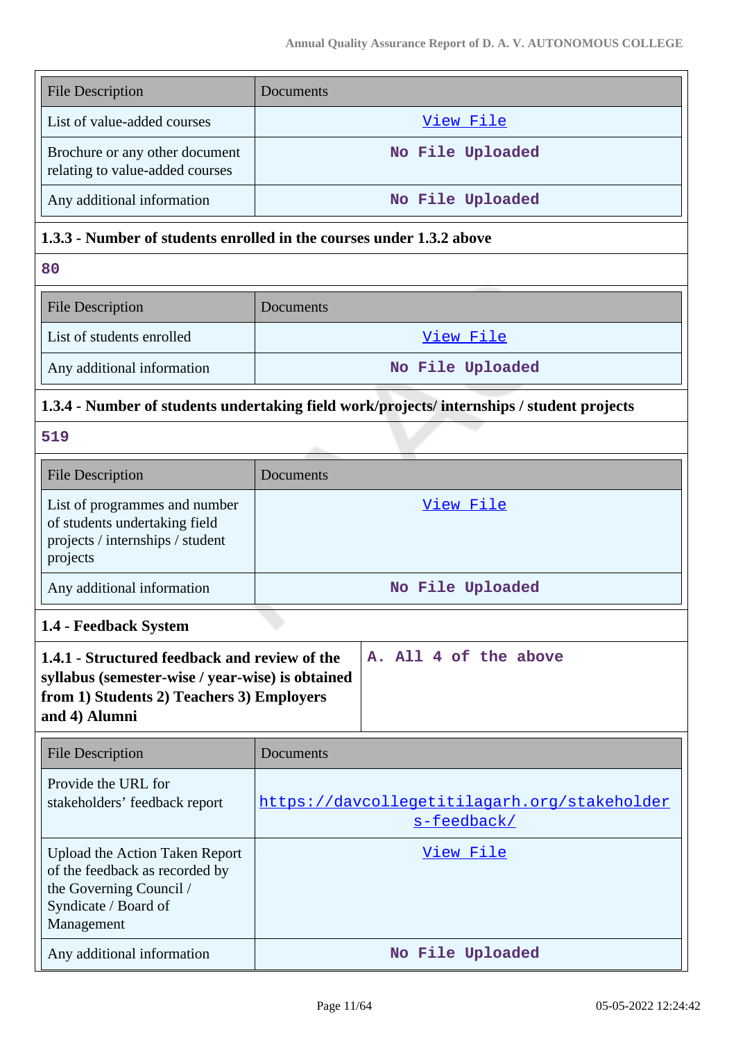| File Description | Documents |
|---|---|
| List of value-added courses | View File |
| Brochure or any other document relating to value-added courses | No File Uploaded |
| Any additional information | No File Uploaded |

**1.3.3 - Number of students enrolled in the courses under 1.3.2 above**

80

| File Description | Documents |
|---|---|
| List of students enrolled | View File |
| Any additional information | No File Uploaded |

**1.3.4 - Number of students undertaking field work/projects/ internships / student projects**

519

| File Description | Documents |
|---|---|
| List of programmes and number of students undertaking field projects / internships / student projects | View File |
| Any additional information | No File Uploaded |

**1.4 - Feedback System**

| **1.4.1 - Structured feedback and review of the syllabus (semester-wise / year-wise) is obtained from 1) Students 2) Teachers 3) Employers and 4) Alumni** | A. All 4 of the above |
|---|---|

| File Description | Documents |
|---|---|
| Provide the URL for stakeholders' feedback report | https://davcollegetitilagarh.org/stakeholders-feedback/ |
| Upload the Action Taken Report of the feedback as recorded by the Governing Council / Syndicate / Board of Management | View File |
| Any additional information | No File Uploaded |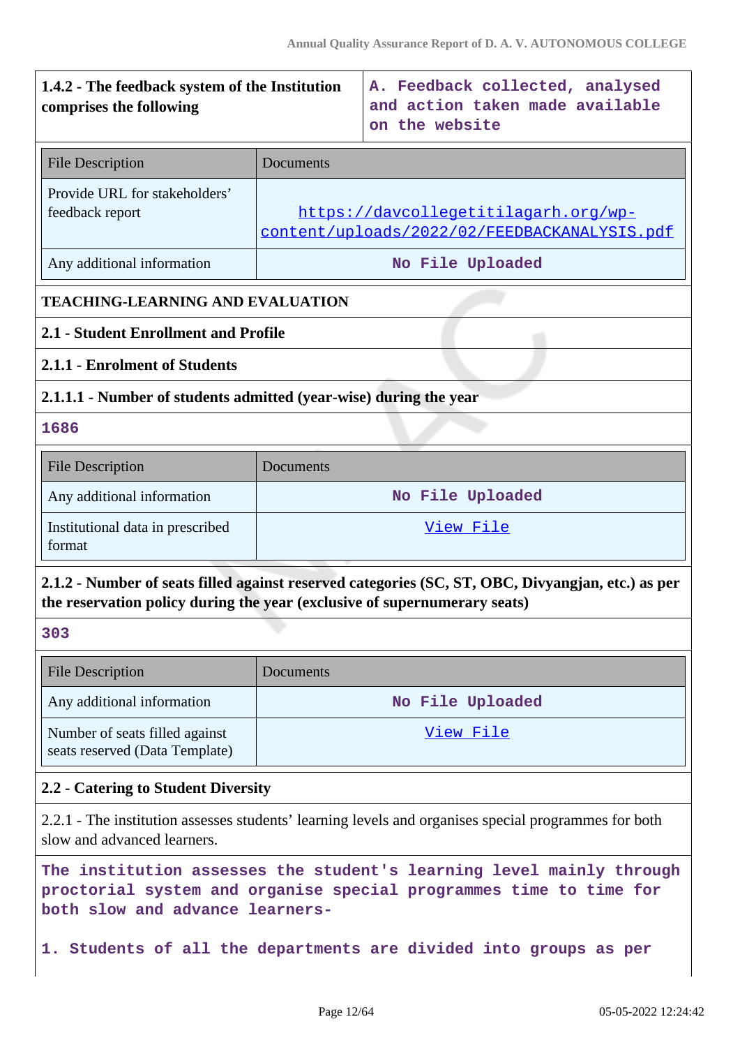| 1.4.2 - The feedback system of the Institution comprises the following | A. Feedback collected, analysed and action taken made available on the website |
|---|---|

| File Description | Documents |
|---|---|
| Provide URL for stakeholders' feedback report | https://davcollegetitilagarh.org/wp-content/uploads/2022/02/FEEDBACKANALYSIS.pdf |
| Any additional information | No File Uploaded |

**TEACHING-LEARNING AND EVALUATION**

**2.1 - Student Enrollment and Profile**

**2.1.1 - Enrolment of Students**

**2.1.1.1 - Number of students admitted (year-wise) during the year**

**1686**

| File Description | Documents |
|---|---|
| Any additional information | No File Uploaded |
| Institutional data in prescribed format | View File |

**2.1.2 - Number of seats filled against reserved categories (SC, ST, OBC, Divyangjan, etc.) as per the reservation policy during the year (exclusive of supernumerary seats)**

**303**

| File Description | Documents |
|---|---|
| Any additional information | No File Uploaded |
| Number of seats filled against seats reserved (Data Template) | View File |

**2.2 - Catering to Student Diversity**

2.2.1 - The institution assesses students' learning levels and organises special programmes for both slow and advanced learners.

The institution assesses the student's learning level mainly through proctorial system and organise special programmes time to time for both slow and advance learners-

1. Students of all the departments are divided into groups as per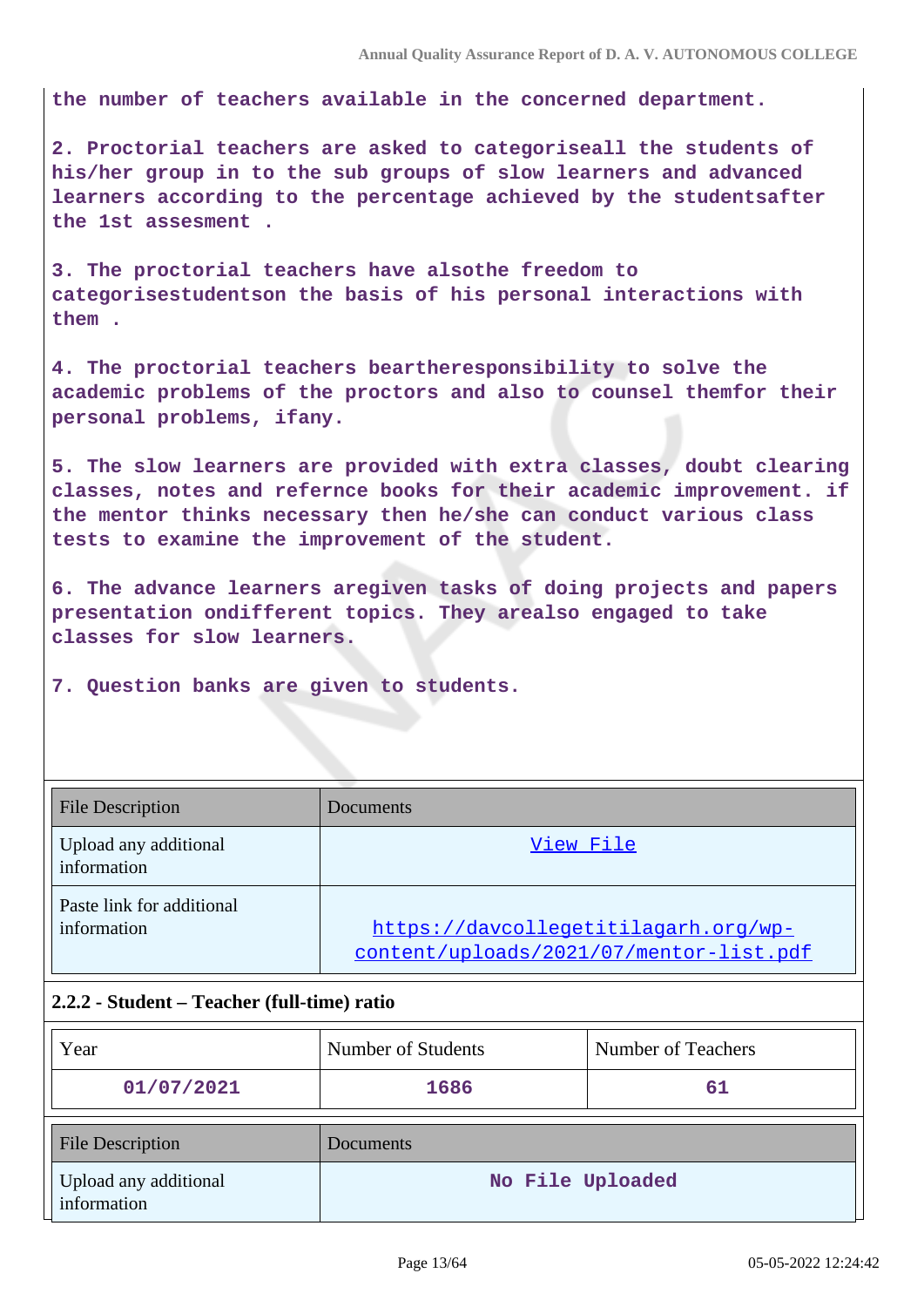the number of teachers available in the concerned department.

2. Proctorial teachers are asked to categoriseall the students of his/her group in to the sub groups of slow learners and advanced learners according to the percentage achieved by the studentsafter the 1st assesment .

3. The proctorial teachers have alsothe freedom to categorisestudentson the basis of his personal interactions with them .

4. The proctorial teachers beartheresponsibility to solve the academic problems of the proctors and also to counsel themfor their personal problems, ifany.

5. The slow learners are provided with extra classes, doubt clearing classes, notes and refernce books for their academic improvement. if the mentor thinks necessary then he/she can conduct various class tests to examine the improvement of the student.

6. The advance learners aregiven tasks of doing projects and papers presentation ondifferent topics. They arealso engaged to take classes for slow learners.

7. Question banks are given to students.

| File Description | Documents |
|---|---|
| Upload any additional information | View File |
| Paste link for additional information | https://davcollegetitilagarh.org/wp-content/uploads/2021/07/mentor-list.pdf |

## 2.2.2 - Student – Teacher (full-time) ratio

| Year | Number of Students | Number of Teachers |
|---|---|---|
| 01/07/2021 | 1686 | 61 |

| File Description | Documents |
|---|---|
| Upload any additional information | No File Uploaded |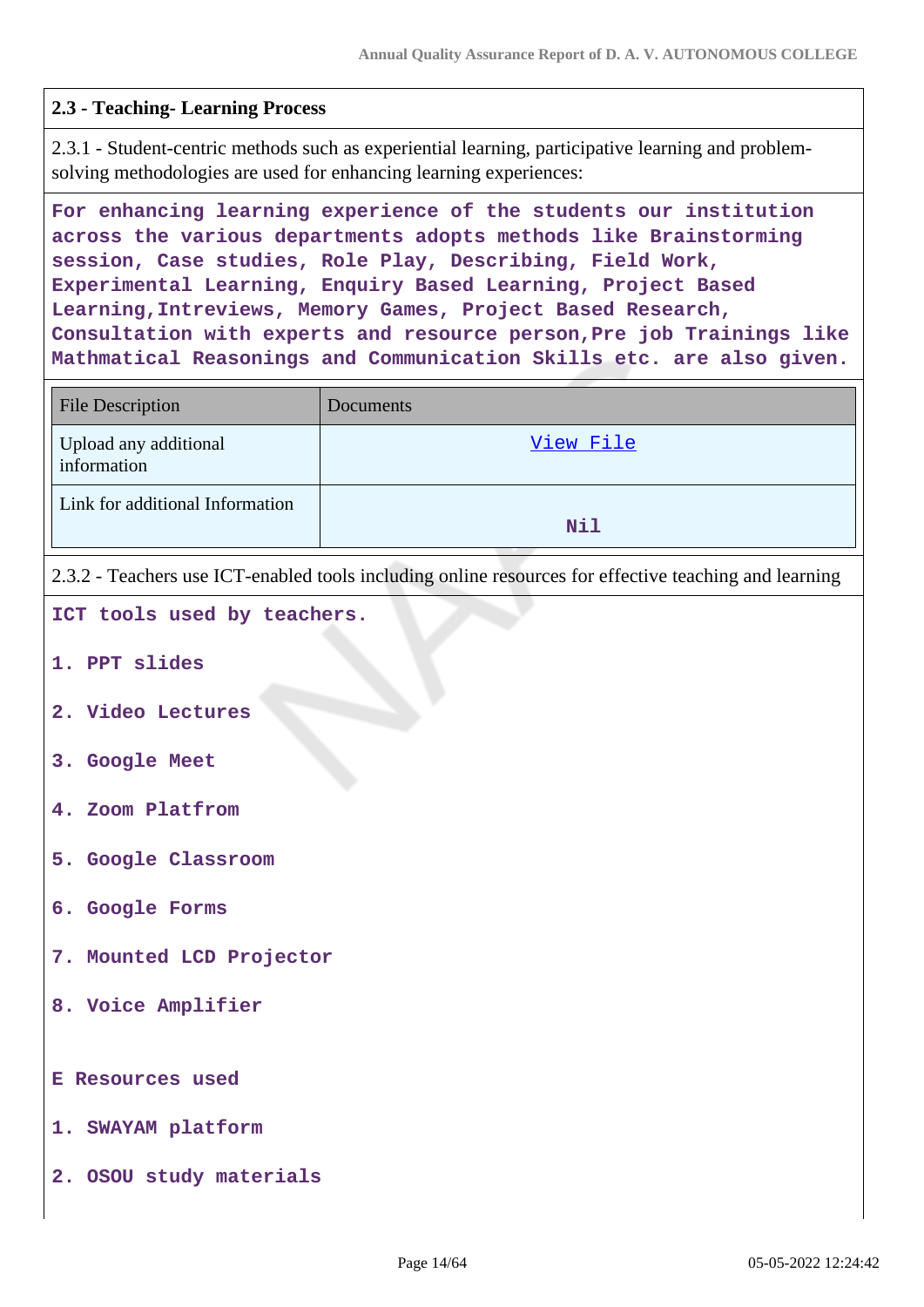## 2.3 - Teaching- Learning Process

2.3.1 - Student-centric methods such as experiential learning, participative learning and problem-solving methodologies are used for enhancing learning experiences:

**For enhancing learning experience of the students our institution across the various departments adopts methods like Brainstorming session, Case studies, Role Play, Describing, Field Work, Experimental Learning, Enquiry Based Learning, Project Based Learning,Intreviews, Memory Games, Project Based Research, Consultation with experts and resource person,Pre job Trainings like Mathmatical Reasonings and Communication Skills etc. are also given.**

| File Description | Documents |
|---|---|
| Upload any additional information | View File |
| Link for additional Information | Nil |

2.3.2 - Teachers use ICT-enabled tools including online resources for effective teaching and learning

**ICT tools used by teachers.**

**1. PPT slides**

**2. Video Lectures**

**3. Google Meet**

**4. Zoom Platfrom**

**5. Google Classroom**

**6. Google Forms**

**7. Mounted LCD Projector**

**8. Voice Amplifier**

**E Resources used**

**1. SWAYAM platform**

**2. OSOU study materials**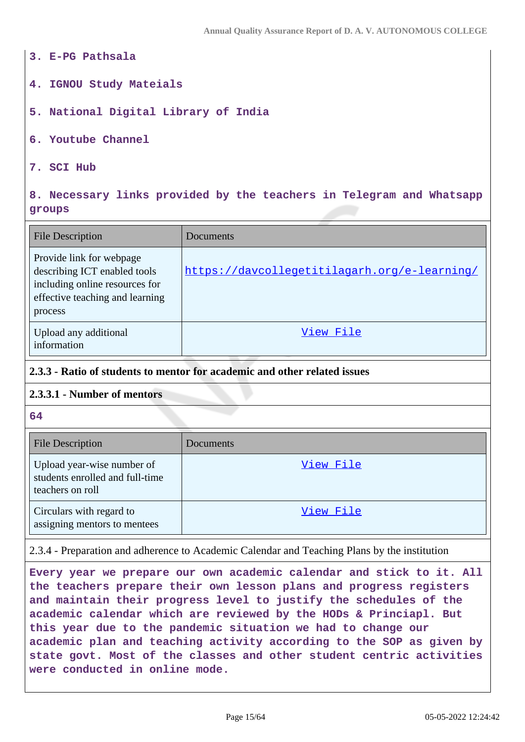3. E-PG Pathsala

4. IGNOU Study Mateials

5. National Digital Library of India

6. Youtube Channel

7. SCI Hub

8. Necessary links provided by the teachers in Telegram and Whatsapp groups

| File Description | Documents |
|---|---|
| Provide link for webpage describing ICT enabled tools including online resources for effective teaching and learning process | https://davcollegetitilagarh.org/e-learning/ |
| Upload any additional information | View File |

**2.3.3 - Ratio of students to mentor for academic and other related issues**

**2.3.3.1 - Number of mentors**

**64**

| File Description | Documents |
|---|---|
| Upload year-wise number of students enrolled and full-time teachers on roll | View File |
| Circulars with regard to assigning mentors to mentees | View File |

2.3.4 - Preparation and adherence to Academic Calendar and Teaching Plans by the institution

**Every year we prepare our own academic calendar and stick to it. All the teachers prepare their own lesson plans and progress registers and maintain their progress level to justify the schedules of the academic calendar which are reviewed by the HODs & Princiapl. But this year due to the pandemic situation we had to change our academic plan and teaching activity according to the SOP as given by state govt. Most of the classes and other student centric activities were conducted in online mode.**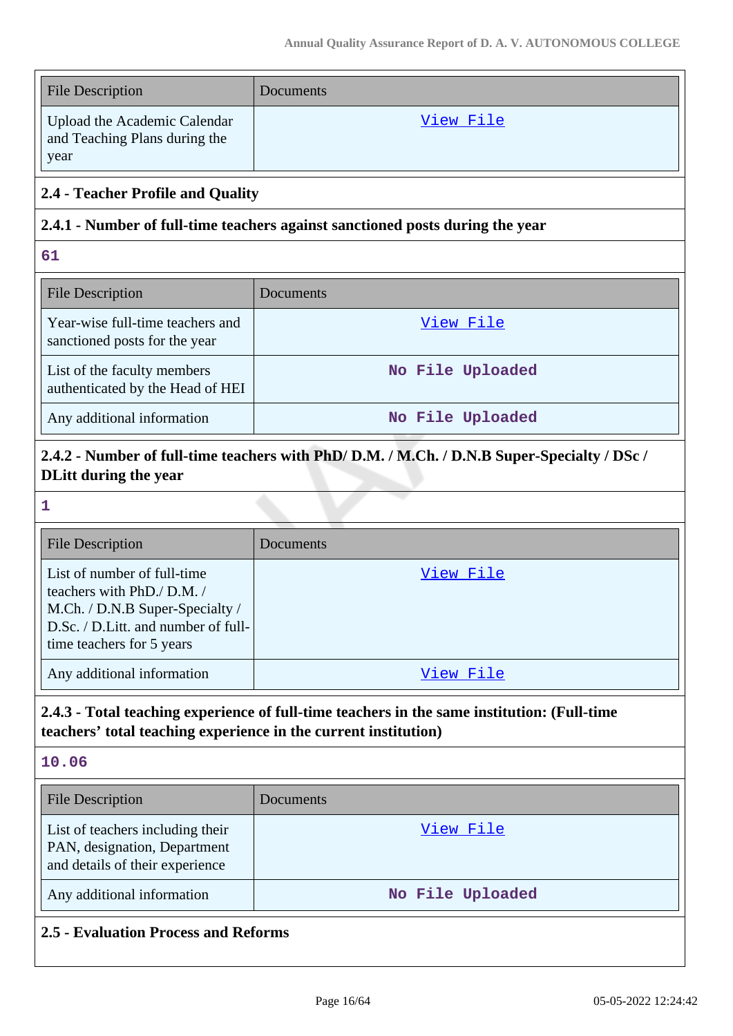| File Description | Documents |
| --- | --- |
| Upload the Academic Calendar and Teaching Plans during the year | View File |

### 2.4 - Teacher Profile and Quality

#### 2.4.1 - Number of full-time teachers against sanctioned posts during the year

61

| File Description | Documents |
| --- | --- |
| Year-wise full-time teachers and sanctioned posts for the year | View File |
| List of the faculty members authenticated by the Head of HEI | No File Uploaded |
| Any additional information | No File Uploaded |

#### 2.4.2 - Number of full-time teachers with PhD/ D.M. / M.Ch. / D.N.B Super-Specialty / DSc / DLitt during the year

1

| File Description | Documents |
| --- | --- |
| List of number of full-time teachers with PhD./ D.M. / M.Ch. / D.N.B Super-Specialty / D.Sc. / D.Litt. and number of full-time teachers for 5 years | View File |
| Any additional information | View File |

#### 2.4.3 - Total teaching experience of full-time teachers in the same institution: (Full-time teachers' total teaching experience in the current institution)

10.06

| File Description | Documents |
| --- | --- |
| List of teachers including their PAN, designation, Department and details of their experience | View File |
| Any additional information | No File Uploaded |

### 2.5 - Evaluation Process and Reforms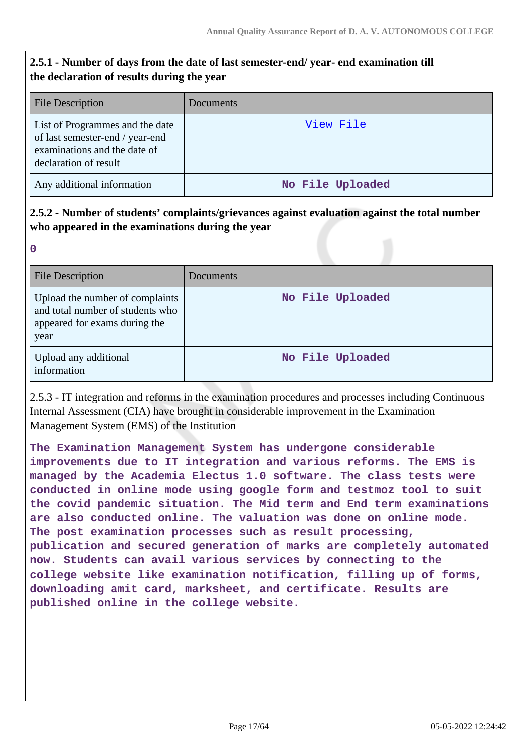**2.5.1 - Number of days from the date of last semester-end/ year- end examination till the declaration of results during the year**

| File Description | Documents |
| --- | --- |
| List of Programmes and the date of last semester-end / year-end examinations and the date of declaration of result | View File |
| Any additional information | No File Uploaded |

**2.5.2 - Number of students' complaints/grievances against evaluation against the total number who appeared in the examinations during the year**

0

| File Description | Documents |
| --- | --- |
| Upload the number of complaints and total number of students who appeared for exams during the year | No File Uploaded |
| Upload any additional information | No File Uploaded |

2.5.3 - IT integration and reforms in the examination procedures and processes including Continuous Internal Assessment (CIA) have brought in considerable improvement in the Examination Management System (EMS) of the Institution

The Examination Management System has undergone considerable improvements due to IT integration and various reforms. The EMS is managed by the Academia Electus 1.0 software. The class tests were conducted in online mode using google form and testmoz tool to suit the covid pandemic situation. The Mid term and End term examinations are also conducted online. The valuation was done on online mode. The post examination processes such as result processing, publication and secured generation of marks are completely automated now. Students can avail various services by connecting to the college website like examination notification, filling up of forms, downloading amit card, marksheet, and certificate. Results are published online in the college website.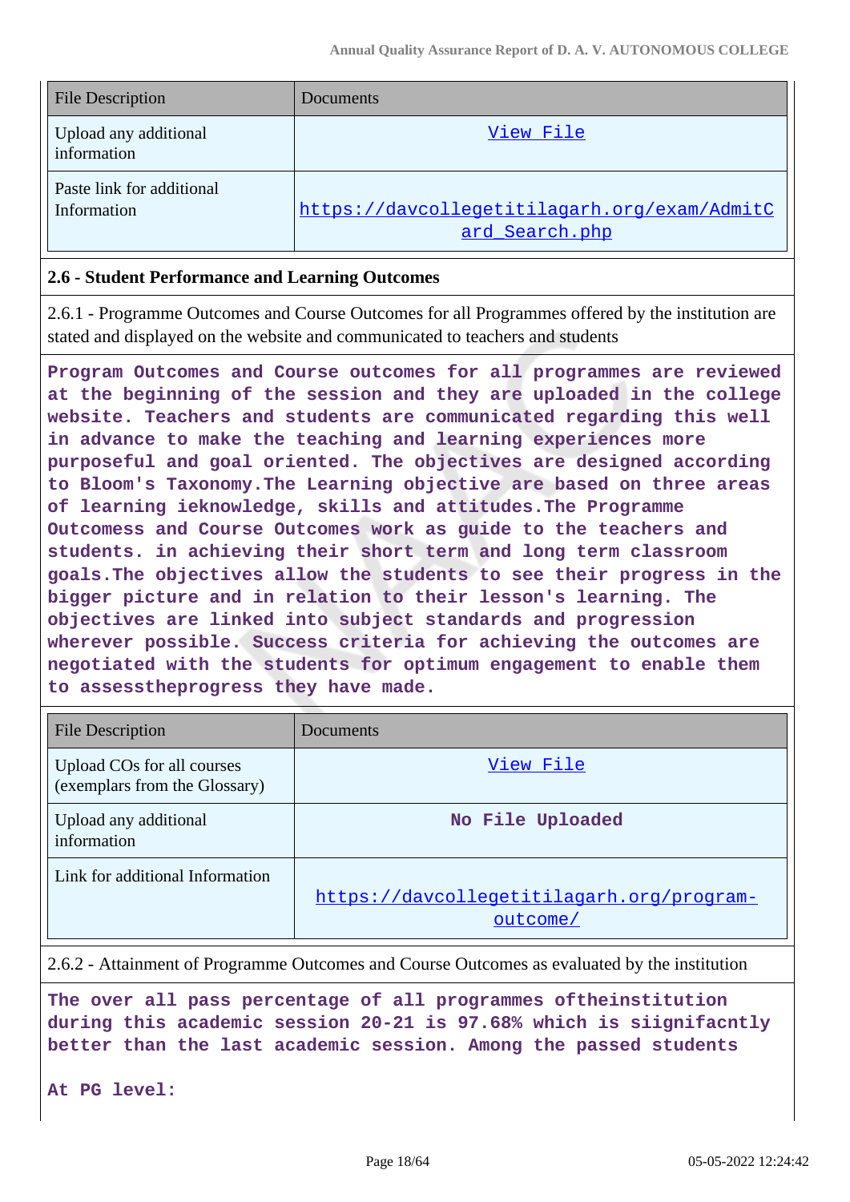| File Description | Documents |
| --- | --- |
| Upload any additional information | View File |
| Paste link for additional Information | https://davcollegetitilagarh.org/exam/AdmitCard_Search.php |

### 2.6 - Student Performance and Learning Outcomes

2.6.1 - Programme Outcomes and Course Outcomes for all Programmes offered by the institution are stated and displayed on the website and communicated to teachers and students

**Program Outcomes and Course outcomes for all programmes are reviewed at the beginning of the session and they are uploaded in the college website. Teachers and students are communicated regarding this well in advance to make the teaching and learning experiences more purposeful and goal oriented. The objectives are designed according to Bloom's Taxonomy.The Learning objective are based on three areas of learning ieknowledge, skills and attitudes.The Programme Outcomess and Course Outcomes work as guide to the teachers and students. in achieving their short term and long term classroom goals.The objectives allow the students to see their progress in the bigger picture and in relation to their lesson's learning. The objectives are linked into subject standards and progression wherever possible. Success criteria for achieving the outcomes are negotiated with the students for optimum engagement to enable them to assesstheprogress they have made.**

| File Description | Documents |
| --- | --- |
| Upload COs for all courses (exemplars from the Glossary) | View File |
| Upload any additional information | No File Uploaded |
| Link for additional Information | https://davcollegetitilagarh.org/program-outcome/ |

2.6.2 - Attainment of Programme Outcomes and Course Outcomes as evaluated by the institution

**The over all pass percentage of all programmes oftheinstitution during this academic session 20-21 is 97.68% which is siignifacntly better than the last academic session. Among the passed students**

**At PG level:**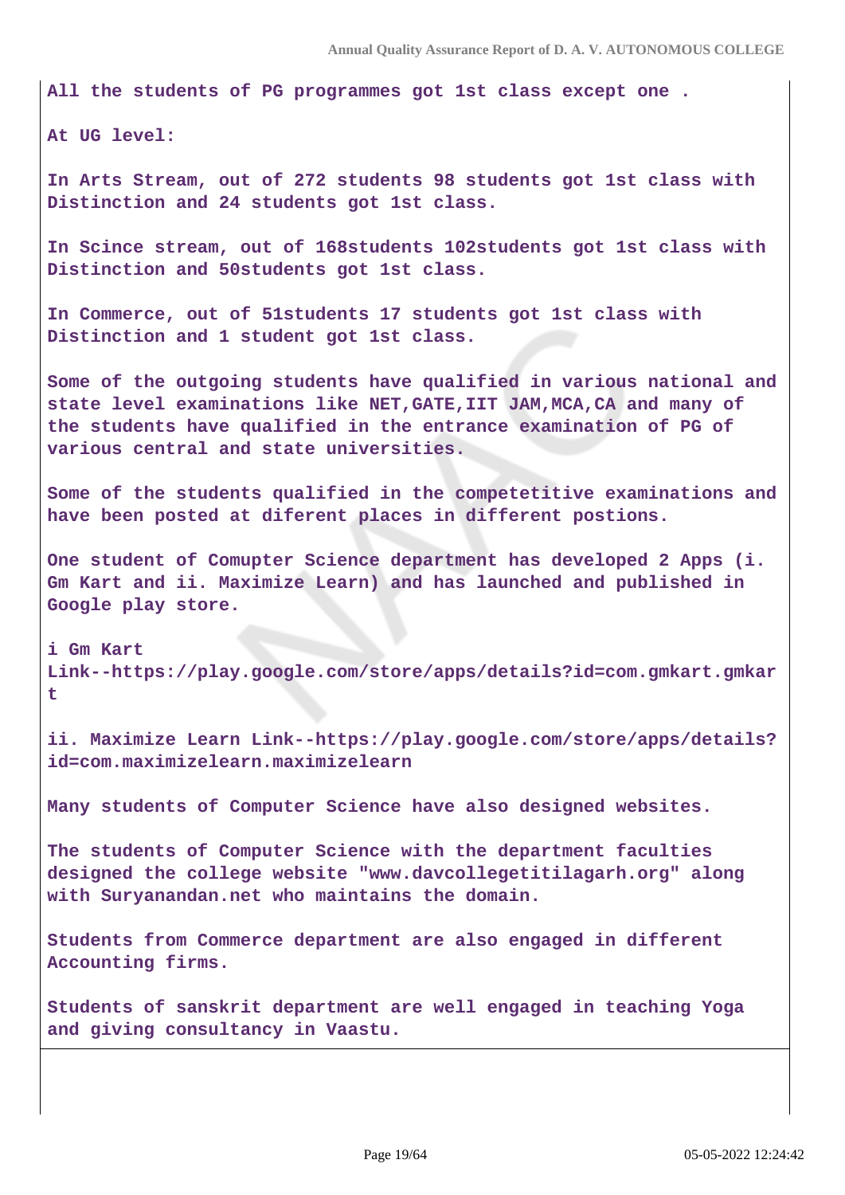All the students of PG programmes got 1st class except one .

At UG level:

In Arts Stream, out of 272 students 98 students got 1st class with Distinction and 24 students got 1st class.

In Scince stream, out of 168students 102students got 1st class with Distinction and 50students got 1st class.

In Commerce, out of 51students 17 students got 1st class with Distinction and 1 student got 1st class.

Some of the outgoing students have qualified in various national and state level examinations like NET,GATE,IIT JAM,MCA,CA and many of the students have qualified in the entrance examination of PG of various central and state universities.

Some of the students qualified in the competetitive examinations and have been posted at diferent places in different postions.

One student of Comupter Science department has developed 2 Apps (i. Gm Kart and ii. Maximize Learn) and has launched and published in Google play store.

i Gm Kart Link--https://play.google.com/store/apps/details?id=com.gmkart.gmkart

ii. Maximize Learn Link--https://play.google.com/store/apps/details?id=com.maximizelearn.maximizelearn

Many students of Computer Science have also designed websites.

The students of Computer Science with the department faculties designed the college website "www.davcollegetitilagarh.org" along with Suryanandan.net who maintains the domain.

Students from Commerce department are also engaged in different Accounting firms.

Students of sanskrit department are well engaged in teaching Yoga and giving consultancy in Vaastu.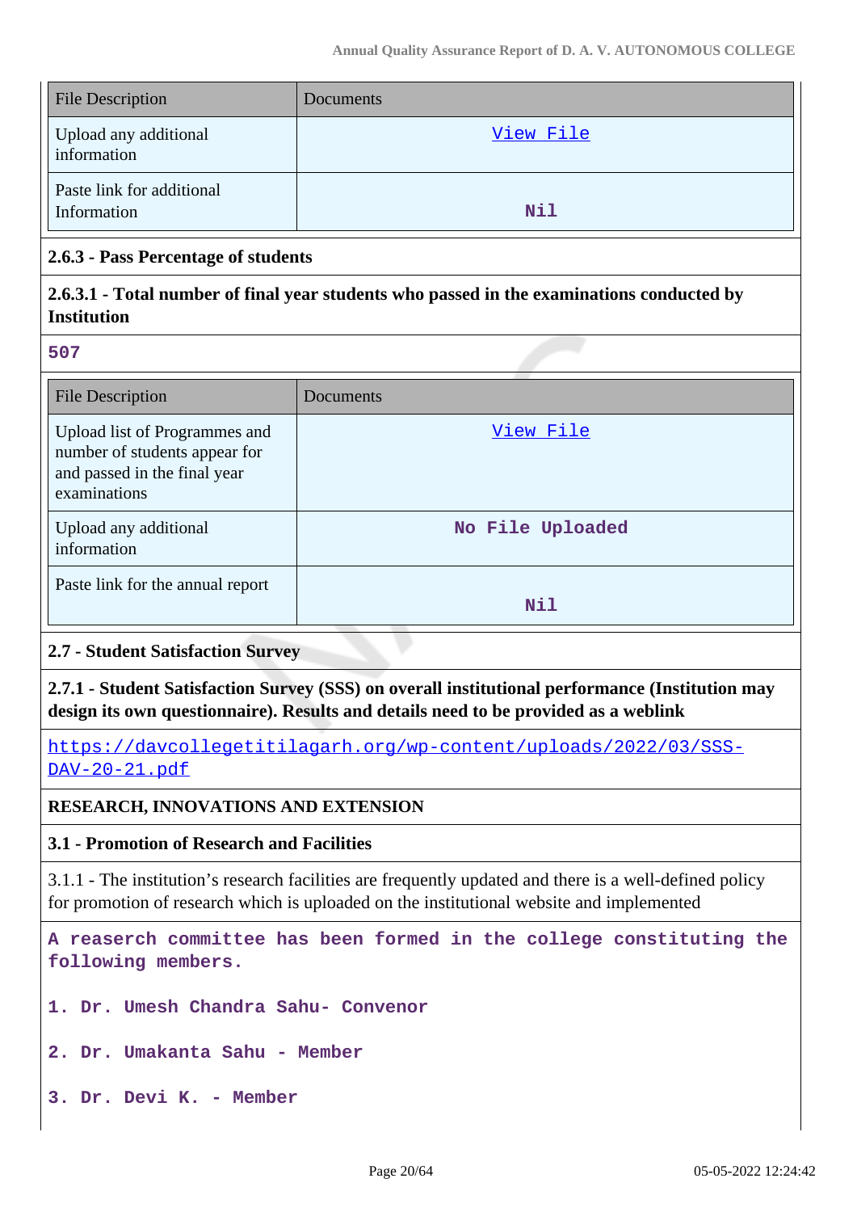| File Description | Documents |
|---|---|
| Upload any additional information | View File |
| Paste link for additional Information | Nil |

**2.6.3 - Pass Percentage of students**

**2.6.3.1 - Total number of final year students who passed in the examinations conducted by Institution**

507

| File Description | Documents |
|---|---|
| Upload list of Programmes and number of students appear for and passed in the final year examinations | View File |
| Upload any additional information | No File Uploaded |
| Paste link for the annual report | Nil |

**2.7 - Student Satisfaction Survey**

**2.7.1 - Student Satisfaction Survey (SSS) on overall institutional performance (Institution may design its own questionnaire). Results and details need to be provided as a weblink**

https://davcollegetitilagarh.org/wp-content/uploads/2022/03/SSS-DAV-20-21.pdf

**RESEARCH, INNOVATIONS AND EXTENSION**

**3.1 - Promotion of Research and Facilities**

3.1.1 - The institution's research facilities are frequently updated and there is a well-defined policy for promotion of research which is uploaded on the institutional website and implemented

A reaserch committee has been formed in the college constituting the following members.

1. Dr. Umesh Chandra Sahu- Convenor

2. Dr. Umakanta Sahu - Member

3. Dr. Devi K. - Member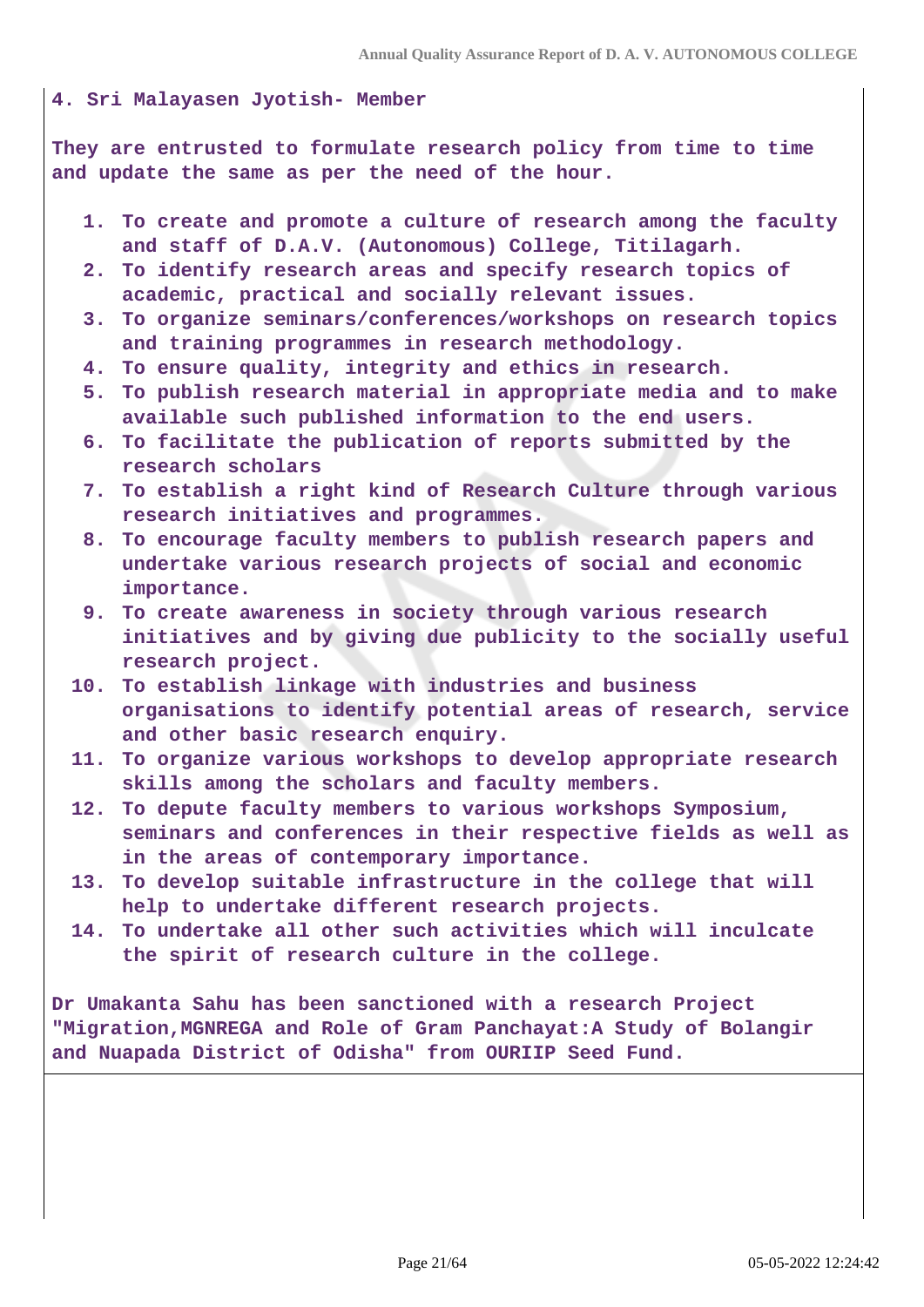4. Sri Malayasen Jyotish- Member

They are entrusted to formulate research policy from time to time and update the same as per the need of the hour.

1. To create and promote a culture of research among the faculty and staff of D.A.V. (Autonomous) College, Titilagarh.
2. To identify research areas and specify research topics of academic, practical and socially relevant issues.
3. To organize seminars/conferences/workshops on research topics and training programmes in research methodology.
4. To ensure quality, integrity and ethics in research.
5. To publish research material in appropriate media and to make available such published information to the end users.
6. To facilitate the publication of reports submitted by the research scholars
7. To establish a right kind of Research Culture through various research initiatives and programmes.
8. To encourage faculty members to publish research papers and undertake various research projects of social and economic importance.
9. To create awareness in society through various research initiatives and by giving due publicity to the socially useful research project.
10. To establish linkage with industries and business organisations to identify potential areas of research, service and other basic research enquiry.
11. To organize various workshops to develop appropriate research skills among the scholars and faculty members.
12. To depute faculty members to various workshops Symposium, seminars and conferences in their respective fields as well as in the areas of contemporary importance.
13. To develop suitable infrastructure in the college that will help to undertake different research projects.
14. To undertake all other such activities which will inculcate the spirit of research culture in the college.

Dr Umakanta Sahu has been sanctioned with a research Project "Migration,MGNREGA and Role of Gram Panchayat:A Study of Bolangir and Nuapada District of Odisha" from OURIIP Seed Fund.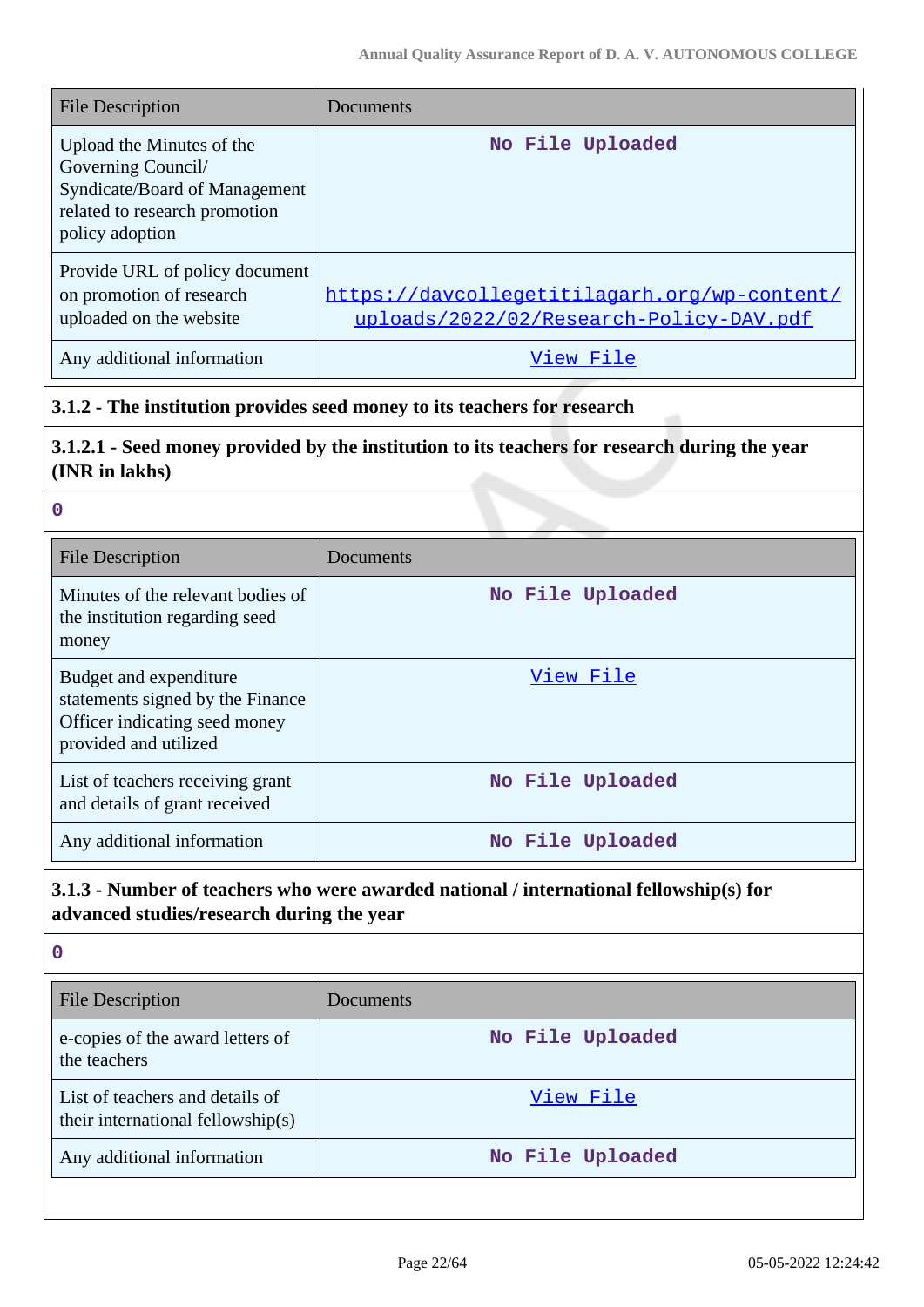| File Description | Documents |
|---|---|
| Upload the Minutes of the Governing Council/ Syndicate/Board of Management related to research promotion policy adoption | No File Uploaded |
| Provide URL of policy document on promotion of research uploaded on the website | https://davcollegetitilagarh.org/wp-content/uploads/2022/02/Research-Policy-DAV.pdf |
| Any additional information | View File |

### 3.1.2 - The institution provides seed money to its teachers for research

### 3.1.2.1 - Seed money provided by the institution to its teachers for research during the year (INR in lakhs)

**0**

| File Description | Documents |
|---|---|
| Minutes of the relevant bodies of the institution regarding seed money | No File Uploaded |
| Budget and expenditure statements signed by the Finance Officer indicating seed money provided and utilized | View File |
| List of teachers receiving grant and details of grant received | No File Uploaded |
| Any additional information | No File Uploaded |

### 3.1.3 - Number of teachers who were awarded national / international fellowship(s) for advanced studies/research during the year

**0**

| File Description | Documents |
|---|---|
| e-copies of the award letters of the teachers | No File Uploaded |
| List of teachers and details of their international fellowship(s) | View File |
| Any additional information | No File Uploaded |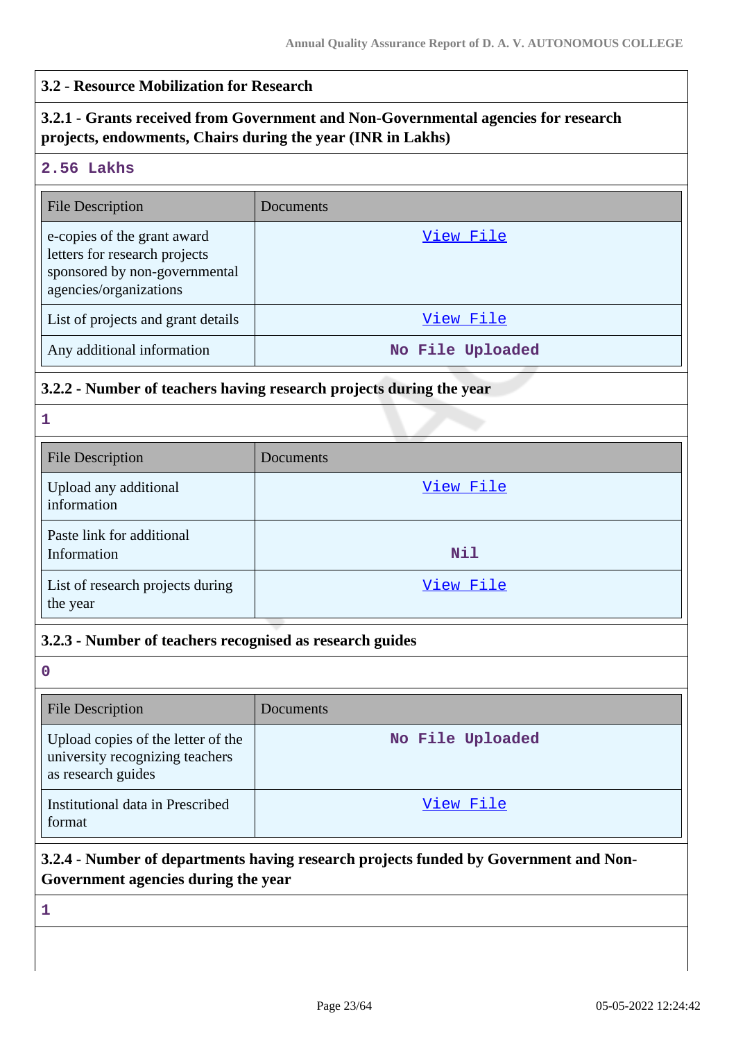## 3.2 - Resource Mobilization for Research

### 3.2.1 - Grants received from Government and Non-Governmental agencies for research projects, endowments, Chairs during the year (INR in Lakhs)

2.56 Lakhs

| File Description | Documents |
|---|---|
| e-copies of the grant award letters for research projects sponsored by non-governmental agencies/organizations | View File |
| List of projects and grant details | View File |
| Any additional information | No File Uploaded |

### 3.2.2 - Number of teachers having research projects during the year

1

| File Description | Documents |
|---|---|
| Upload any additional information | View File |
| Paste link for additional Information | Nil |
| List of research projects during the year | View File |

### 3.2.3 - Number of teachers recognised as research guides

0

| File Description | Documents |
|---|---|
| Upload copies of the letter of the university recognizing teachers as research guides | No File Uploaded |
| Institutional data in Prescribed format | View File |

### 3.2.4 - Number of departments having research projects funded by Government and Non-Government agencies during the year

1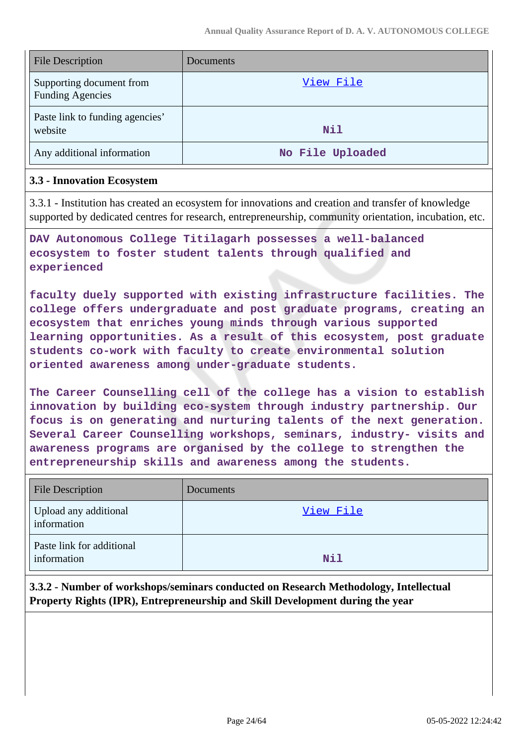| File Description | Documents |
|---|---|
| Supporting document from Funding Agencies | View File |
| Paste link to funding agencies' website | Nil |
| Any additional information | No File Uploaded |

### 3.3 - Innovation Ecosystem

3.3.1 - Institution has created an ecosystem for innovations and creation and transfer of knowledge supported by dedicated centres for research, entrepreneurship, community orientation, incubation, etc.

DAV Autonomous College Titilagarh possesses a well-balanced ecosystem to foster student talents through qualified and experienced

faculty duely supported with existing infrastructure facilities. The college offers undergraduate and post graduate programs, creating an ecosystem that enriches young minds through various supported learning opportunities. As a result of this ecosystem, post graduate students co-work with faculty to create environmental solution oriented awareness among under-graduate students.

The Career Counselling cell of the college has a vision to establish innovation by building eco-system through industry partnership. Our focus is on generating and nurturing talents of the next generation. Several Career Counselling workshops, seminars, industry- visits and awareness programs are organised by the college to strengthen the entrepreneurship skills and awareness among the students.

| File Description | Documents |
|---|---|
| Upload any additional information | View File |
| Paste link for additional information | Nil |

**3.3.2 - Number of workshops/seminars conducted on Research Methodology, Intellectual Property Rights (IPR), Entrepreneurship and Skill Development during the year**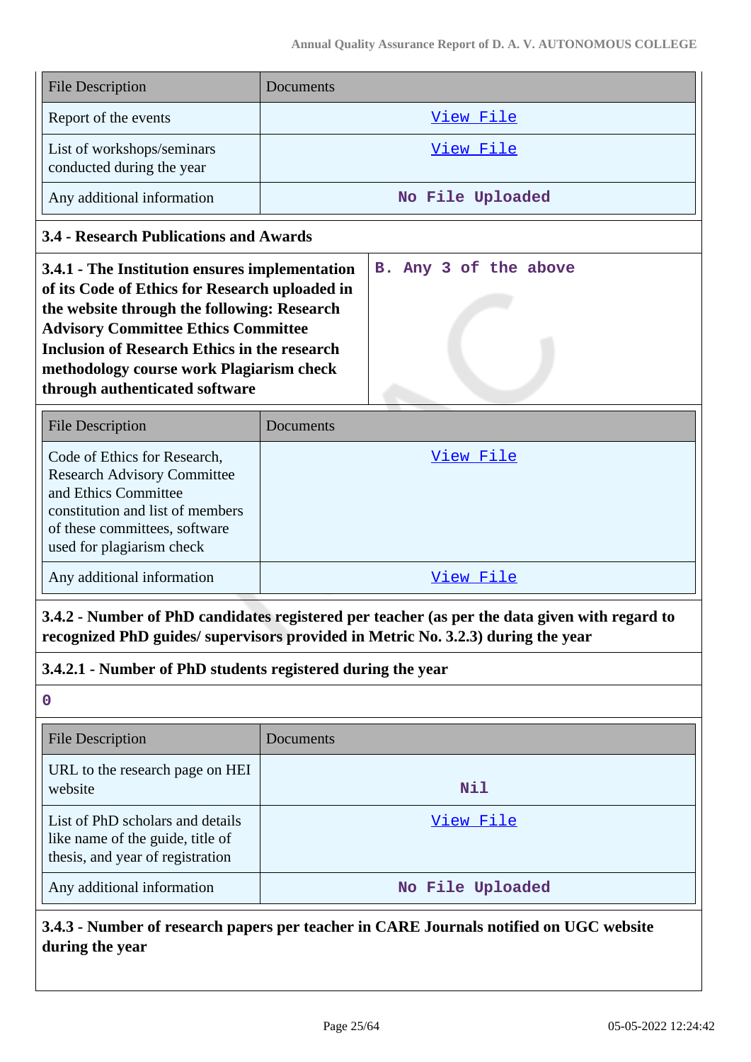| File Description | Documents |
| --- | --- |
| Report of the events | View File |
| List of workshops/seminars conducted during the year | View File |
| Any additional information | No File Uploaded |

### 3.4 - Research Publications and Awards

| **3.4.1 - The Institution ensures implementation of its Code of Ethics for Research uploaded in the website through the following: Research Advisory Committee Ethics Committee Inclusion of Research Ethics in the research methodology course work Plagiarism check through authenticated software** | B. Any 3 of the above |
| --- | --- |

| File Description | Documents |
| --- | --- |
| Code of Ethics for Research, Research Advisory Committee and Ethics Committee constitution and list of members of these committees, software used for plagiarism check | View File |
| Any additional information | View File |

**3.4.2 - Number of PhD candidates registered per teacher (as per the data given with regard to recognized PhD guides/ supervisors provided in Metric No. 3.2.3) during the year**

**3.4.2.1 - Number of PhD students registered during the year**

0

| File Description | Documents |
| --- | --- |
| URL to the research page on HEI website | Nil |
| List of PhD scholars and details like name of the guide, title of thesis, and year of registration | View File |
| Any additional information | No File Uploaded |

**3.4.3 - Number of research papers per teacher in CARE Journals notified on UGC website during the year**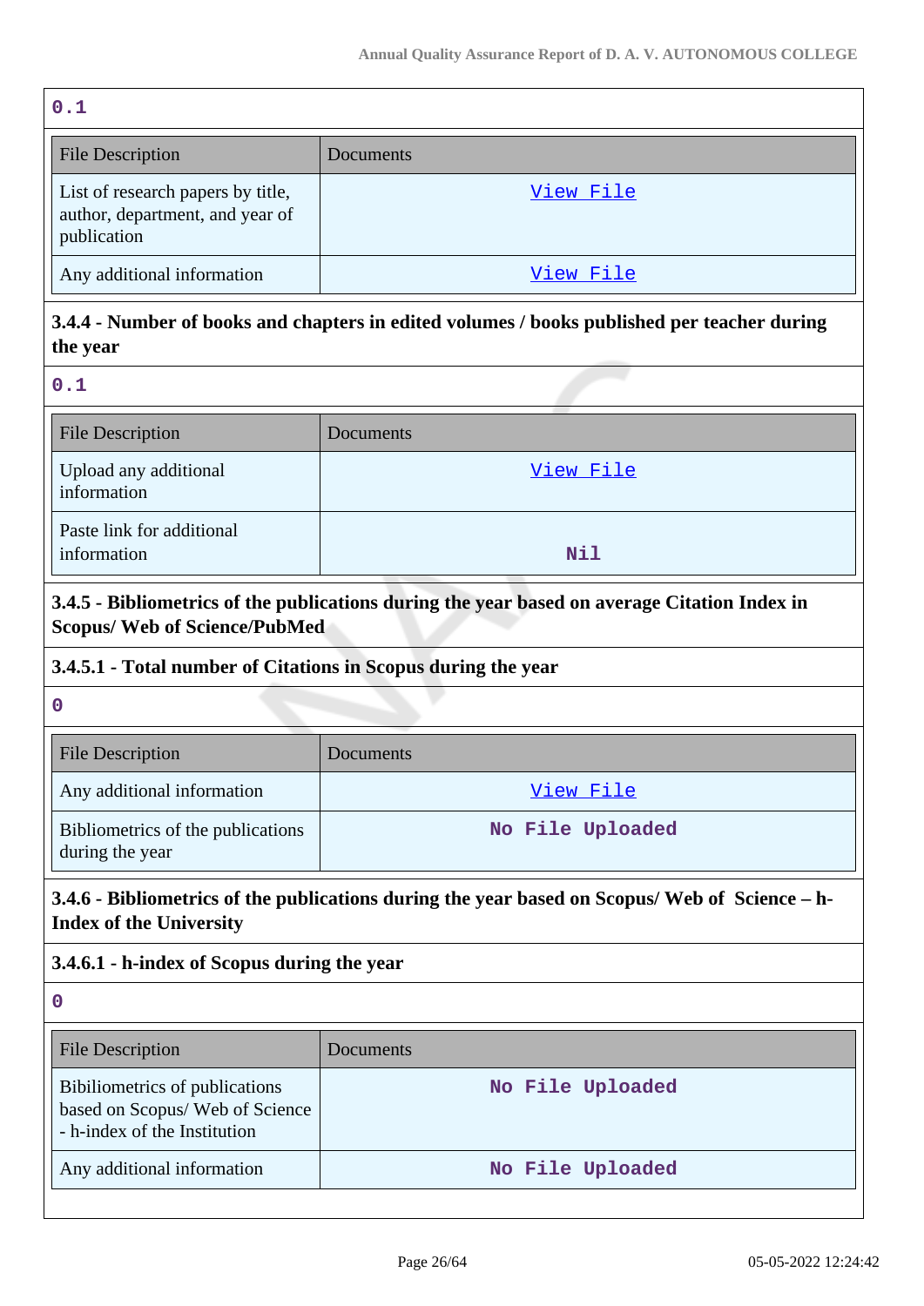0.1

| File Description | Documents |
| --- | --- |
| List of research papers by title, author, department, and year of publication | View File |
| Any additional information | View File |

**3.4.4 - Number of books and chapters in edited volumes / books published per teacher during the year**

0.1

| File Description | Documents |
| --- | --- |
| Upload any additional information | View File |
| Paste link for additional information | Nil |

**3.4.5 - Bibliometrics of the publications during the year based on average Citation Index in Scopus/ Web of Science/PubMed**

**3.4.5.1 - Total number of Citations in Scopus during the year**

0

| File Description | Documents |
| --- | --- |
| Any additional information | View File |
| Bibliometrics of the publications during the year | No File Uploaded |

**3.4.6 - Bibliometrics of the publications during the year based on Scopus/ Web of Science – h-Index of the University**

**3.4.6.1 - h-index of Scopus during the year**

0

| File Description | Documents |
| --- | --- |
| Bibiliometrics of publications based on Scopus/ Web of Science - h-index of the Institution | No File Uploaded |
| Any additional information | No File Uploaded |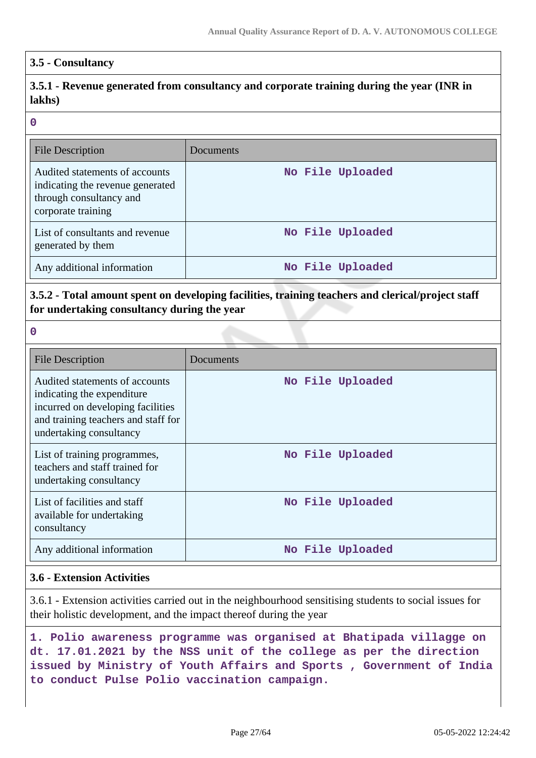## 3.5 - Consultancy

### 3.5.1 - Revenue generated from consultancy and corporate training during the year (INR in lakhs)

**0**

| File Description | Documents |
| --- | --- |
| Audited statements of accounts indicating the revenue generated through consultancy and corporate training | No File Uploaded |
| List of consultants and revenue generated by them | No File Uploaded |
| Any additional information | No File Uploaded |

### 3.5.2 - Total amount spent on developing facilities, training teachers and clerical/project staff for undertaking consultancy during the year

**0**

| File Description | Documents |
| --- | --- |
| Audited statements of accounts indicating the expenditure incurred on developing facilities and training teachers and staff for undertaking consultancy | No File Uploaded |
| List of training programmes, teachers and staff trained for undertaking consultancy | No File Uploaded |
| List of facilities and staff available for undertaking consultancy | No File Uploaded |
| Any additional information | No File Uploaded |

## 3.6 - Extension Activities

3.6.1 - Extension activities carried out in the neighbourhood sensitising students to social issues for their holistic development, and the impact thereof during the year

**1. Polio awareness programme was organised at Bhatipada villagge on dt. 17.01.2021 by the NSS unit of the college as per the direction issued by Ministry of Youth Affairs and Sports , Government of India to conduct Pulse Polio vaccination campaign.**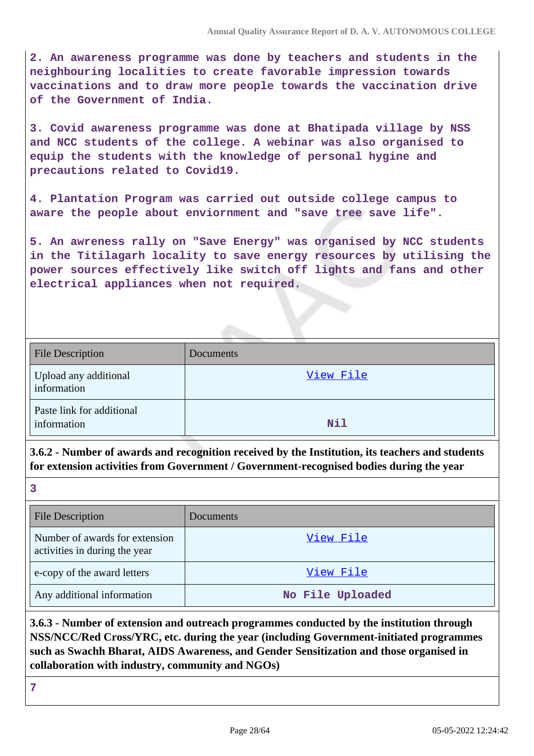2. An awareness programme was done by teachers and students in the neighbouring localities to create favorable impression towards vaccinations and to draw more people towards the vaccination drive of the Government of India.

3. Covid awareness programme was done at Bhatipada village by NSS and NCC students of the college. A webinar was also organised to equip the students with the knowledge of personal hygine and precautions related to Covid19.

4. Plantation Program was carried out outside college campus to aware the people about enviornment and "save tree save life".

5. An awreness rally on "Save Energy" was organised by NCC students in the Titilagarh locality to save energy resources by utilising the power sources effectively like switch off lights and fans and other electrical appliances when not required.

| File Description | Documents |
|---|---|
| Upload any additional information | View File |
| Paste link for additional information | Nil |

**3.6.2 - Number of awards and recognition received by the Institution, its teachers and students for extension activities from Government / Government-recognised bodies during the year**

3

| File Description | Documents |
|---|---|
| Number of awards for extension activities in during the year | View File |
| e-copy of the award letters | View File |
| Any additional information | No File Uploaded |

**3.6.3 - Number of extension and outreach programmes conducted by the institution through NSS/NCC/Red Cross/YRC, etc. during the year (including Government-initiated programmes such as Swachh Bharat, AIDS Awareness, and Gender Sensitization and those organised in collaboration with industry, community and NGOs)**

7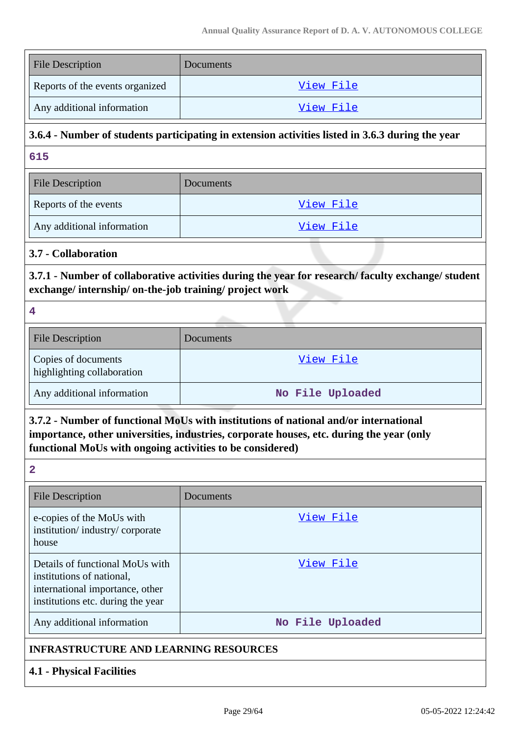| File Description | Documents |
|---|---|
| Reports of the events organized | View File |
| Any additional information | View File |

**3.6.4 - Number of students participating in extension activities listed in 3.6.3 during the year**

615

| File Description | Documents |
|---|---|
| Reports of the events | View File |
| Any additional information | View File |

**3.7 - Collaboration**

**3.7.1 - Number of collaborative activities during the year for research/ faculty exchange/ student exchange/ internship/ on-the-job training/ project work**

4

| File Description | Documents |
|---|---|
| Copies of documents highlighting collaboration | View File |
| Any additional information | No File Uploaded |

**3.7.2 - Number of functional MoUs with institutions of national and/or international importance, other universities, industries, corporate houses, etc. during the year (only functional MoUs with ongoing activities to be considered)**

2

| File Description | Documents |
|---|---|
| e-copies of the MoUs with institution/ industry/ corporate house | View File |
| Details of functional MoUs with institutions of national, international importance, other institutions etc. during the year | View File |
| Any additional information | No File Uploaded |

**INFRASTRUCTURE AND LEARNING RESOURCES**

**4.1 - Physical Facilities**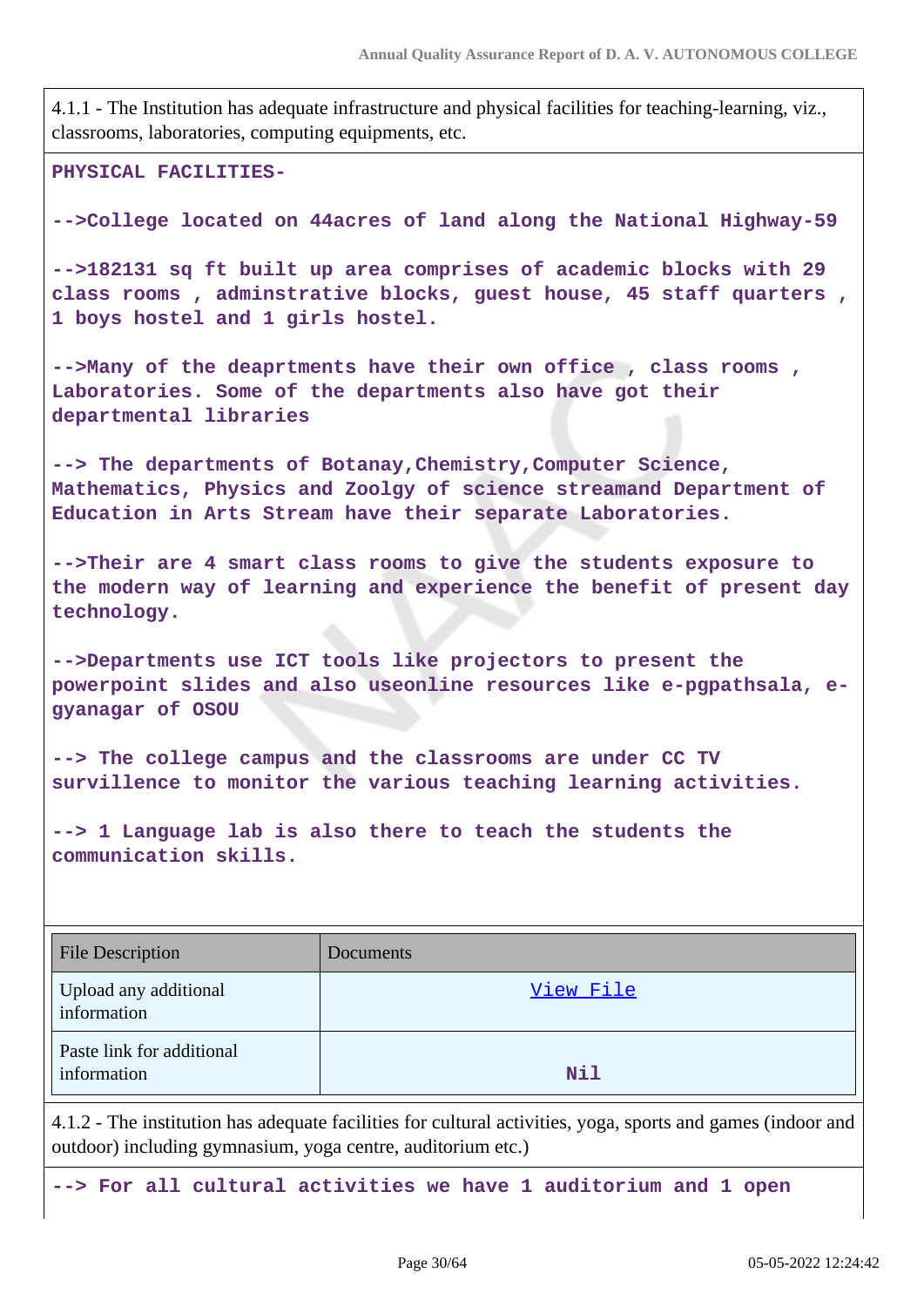4.1.1 - The Institution has adequate infrastructure and physical facilities for teaching-learning, viz., classrooms, laboratories, computing equipments, etc.

**PHYSICAL FACILITIES-**

**-->College located on 44acres of land along the National Highway-59**

**-->182131 sq ft built up area comprises of academic blocks with 29 class rooms , adminstrative blocks, guest house, 45 staff quarters , 1 boys hostel and 1 girls hostel.**

**-->Many of the deaprtments have their own office , class rooms , Laboratories. Some of the departments also have got their departmental libraries**

**--> The departments of Botanay,Chemistry,Computer Science, Mathematics, Physics and Zoolgy of science streamand Department of Education in Arts Stream have their separate Laboratories.**

**-->Their are 4 smart class rooms to give the students exposure to the modern way of learning and experience the benefit of present day technology.**

**-->Departments use ICT tools like projectors to present the powerpoint slides and also useonline resources like e-pgpathsala, e-gyanagar of OSOU**

**--> The college campus and the classrooms are under CC TV survillence to monitor the various teaching learning activities.**

**--> 1 Language lab is also there to teach the students the communication skills.**

| File Description | Documents |
|---|---|
| Upload any additional information | View File |
| Paste link for additional information | Nil |

4.1.2 - The institution has adequate facilities for cultural activities, yoga, sports and games (indoor and outdoor) including gymnasium, yoga centre, auditorium etc.)

**--> For all cultural activities we have 1 auditorium and 1 open**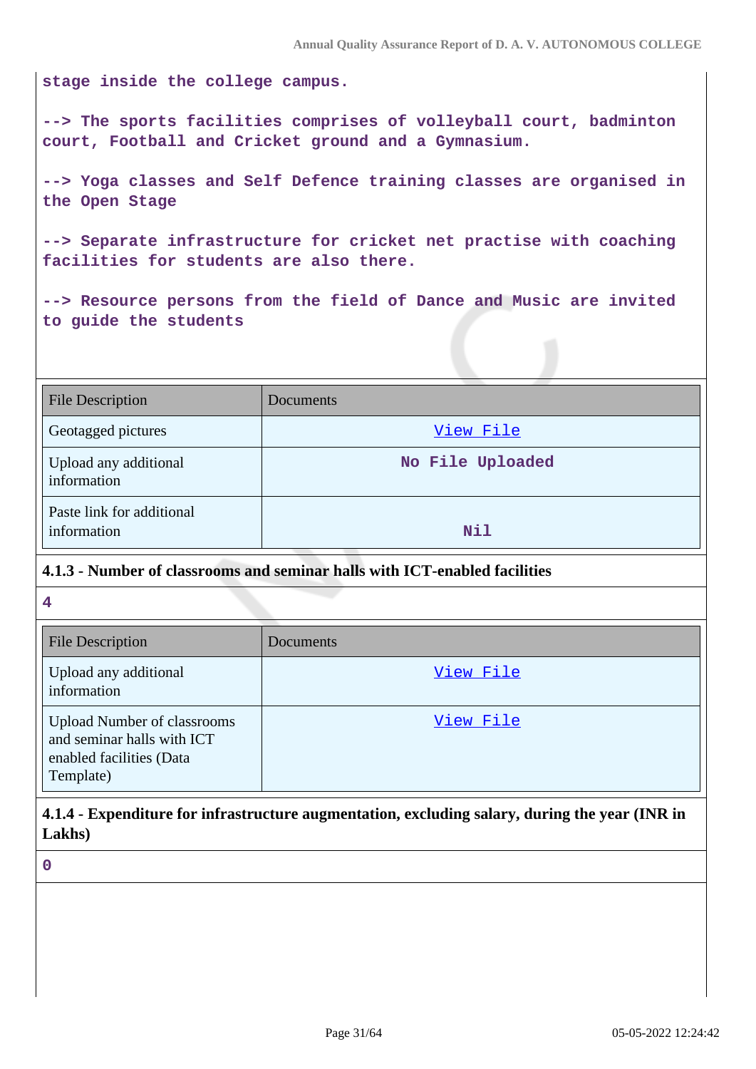stage inside the college campus.

--> The sports facilities comprises of volleyball court, badminton court, Football and Cricket ground and a Gymnasium.

--> Yoga classes and Self Defence training classes are organised in the Open Stage

--> Separate infrastructure for cricket net practise with coaching facilities for students are also there.

--> Resource persons from the field of Dance and Music are invited to guide the students

| File Description | Documents |
|---|---|
| Geotagged pictures | View File |
| Upload any additional information | No File Uploaded |
| Paste link for additional information | Nil |

### 4.1.3 - Number of classrooms and seminar halls with ICT-enabled facilities

4

| File Description | Documents |
|---|---|
| Upload any additional information | View File |
| Upload Number of classrooms and seminar halls with ICT enabled facilities (Data Template) | View File |

### 4.1.4 - Expenditure for infrastructure augmentation, excluding salary, during the year (INR in Lakhs)

0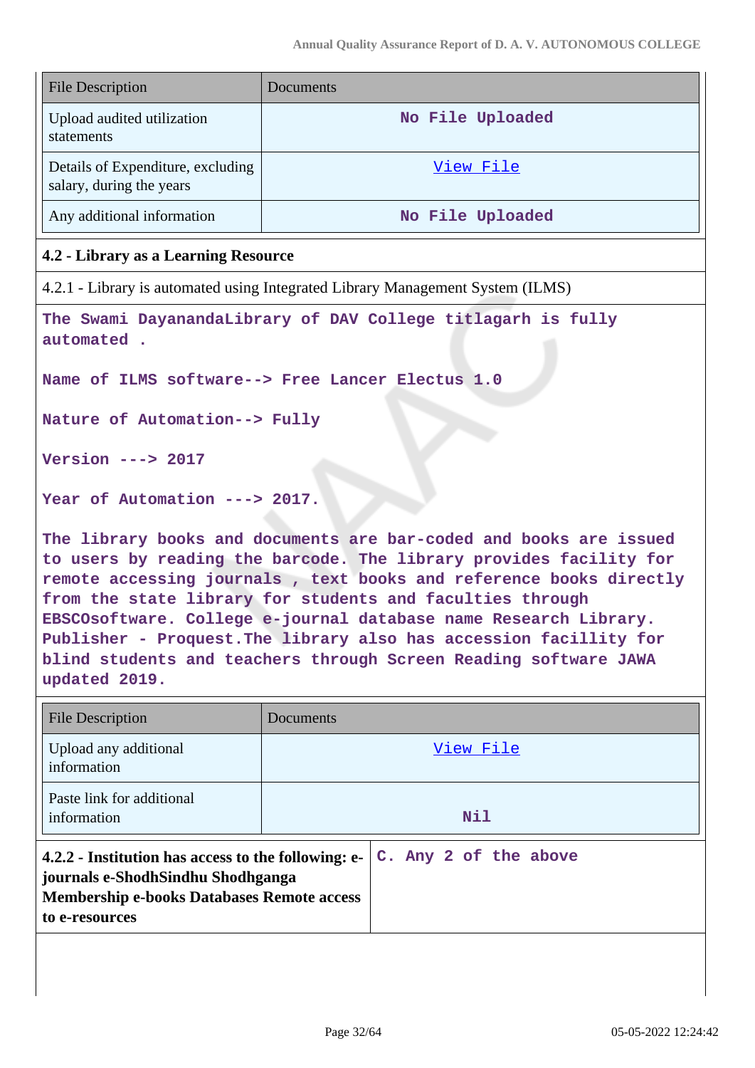| File Description | Documents |
| --- | --- |
| Upload audited utilization statements | No File Uploaded |
| Details of Expenditure, excluding salary, during the years | View File |
| Any additional information | No File Uploaded |

**4.2 - Library as a Learning Resource**

4.2.1 - Library is automated using Integrated Library Management System (ILMS)

The Swami DayanandaLibrary of DAV College titlagarh is fully automated .

Name of ILMS software--> Free Lancer Electus 1.0

Nature of Automation--> Fully

Version ---> 2017

Year of Automation ---> 2017.

The library books and documents are bar-coded and books are issued to users by reading the barcode. The library provides facility for remote accessing journals , text books and reference books directly from the state library for students and faculties through EBSCOsoftware. College e-journal database name Research Library. Publisher - Proquest.The library also has accession facillity for blind students and teachers through Screen Reading software JAWA updated 2019.

| File Description | Documents |
| --- | --- |
| Upload any additional information | View File |
| Paste link for additional information | Nil |

| **4.2.2 - Institution has access to the following: e-journals e-ShodhSindhu Shodhganga Membership e-books Databases Remote access to e-resources** | C. Any 2 of the above |
| --- | --- |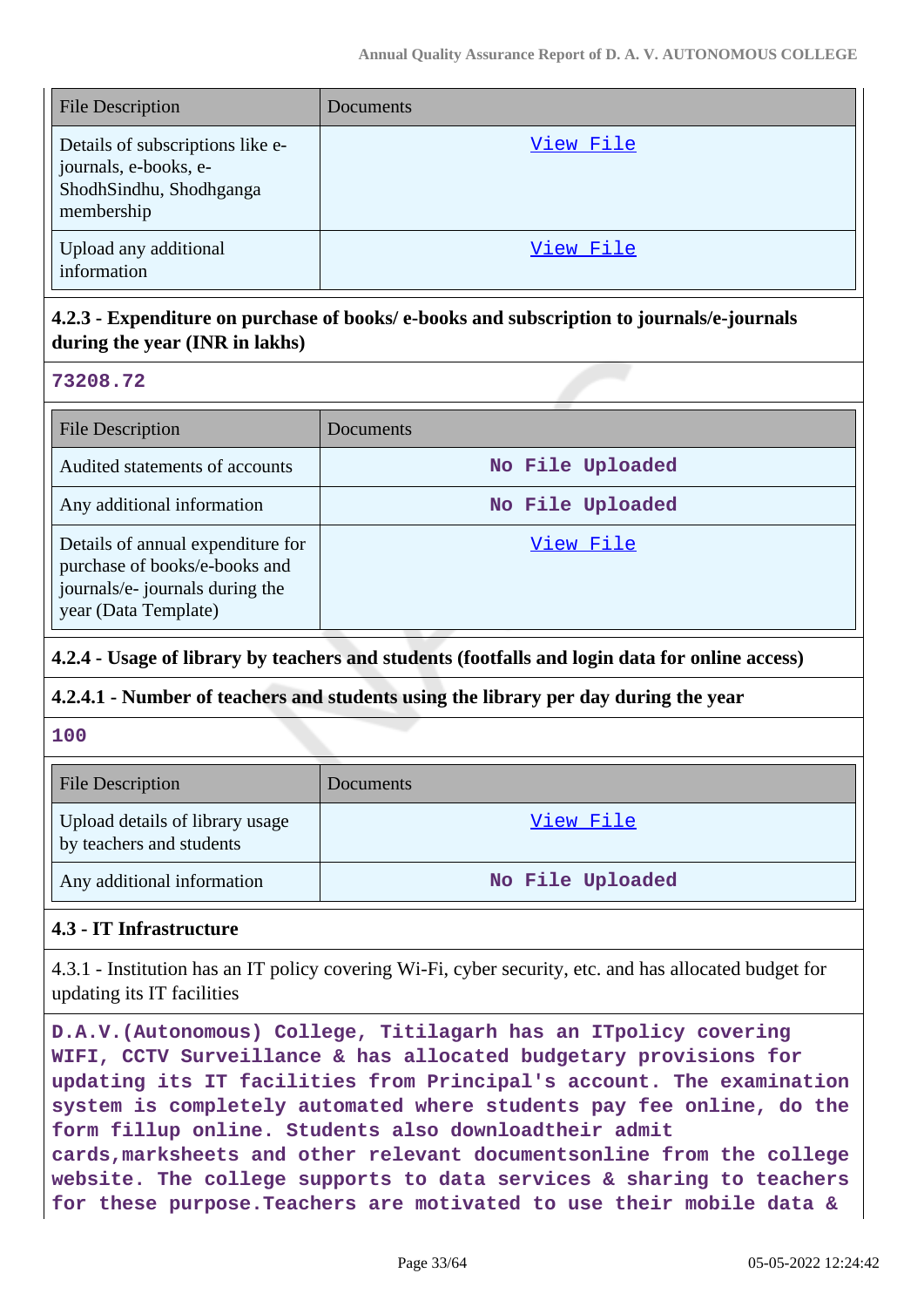| File Description | Documents |
| --- | --- |
| Details of subscriptions like e-journals, e-books, e-ShodhSindhu, Shodhganga membership | View File |
| Upload any additional information | View File |

**4.2.3 - Expenditure on purchase of books/ e-books and subscription to journals/e-journals during the year (INR in lakhs)**

**73208.72**

| File Description | Documents |
| --- | --- |
| Audited statements of accounts | No File Uploaded |
| Any additional information | No File Uploaded |
| Details of annual expenditure for purchase of books/e-books and journals/e- journals during the year (Data Template) | View File |

**4.2.4 - Usage of library by teachers and students (footfalls and login data for online access)**

**4.2.4.1 - Number of teachers and students using the library per day during the year**

**100**

| File Description | Documents |
| --- | --- |
| Upload details of library usage by teachers and students | View File |
| Any additional information | No File Uploaded |

**4.3 - IT Infrastructure**

4.3.1 - Institution has an IT policy covering Wi-Fi, cyber security, etc. and has allocated budget for updating its IT facilities

**D.A.V.(Autonomous) College, Titilagarh has an ITpolicy covering WIFI, CCTV Surveillance & has allocated budgetary provisions for updating its IT facilities from Principal's account. The examination system is completely automated where students pay fee online, do the form fillup online. Students also downloadtheir admit cards,marksheets and other relevant documentsonline from the college website. The college supports to data services & sharing to teachers for these purpose.Teachers are motivated to use their mobile data &**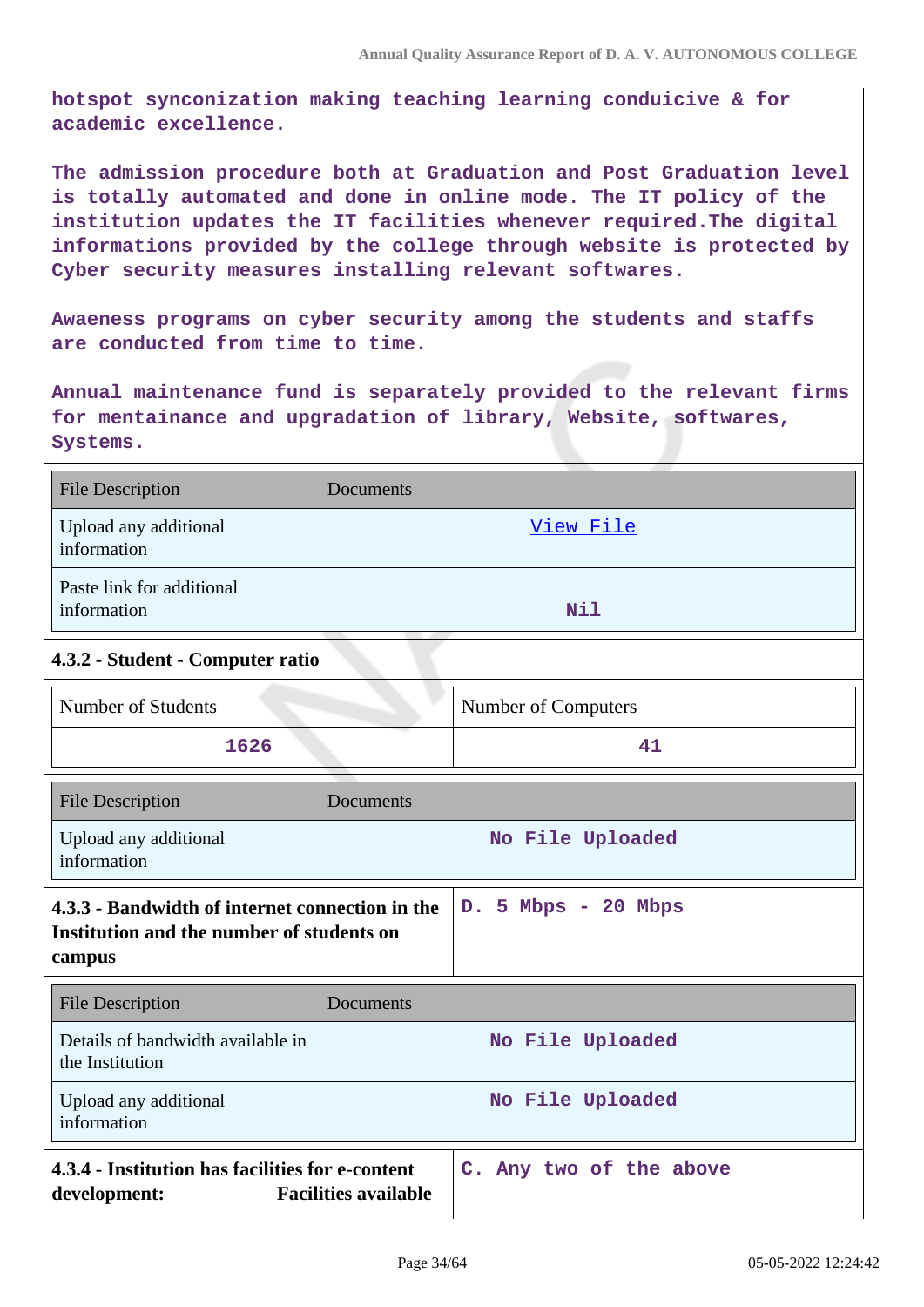hotspot synconization making teaching learning conducive & for academic excellence.

The admission procedure both at Graduation and Post Graduation level is totally automated and done in online mode. The IT policy of the institution updates the IT facilities whenever required.The digital informations provided by the college through website is protected by Cyber security measures installing relevant softwares.

Awaeness programs on cyber security among the students and staffs are conducted from time to time.

Annual maintenance fund is separately provided to the relevant firms for mentainance and upgradation of library, Website, softwares, Systems.

| File Description | Documents |
|---|---|
| Upload any additional information | View File |
| Paste link for additional information | Nil |

**4.3.2 - Student - Computer ratio**

| Number of Students | Number of Computers |
|---|---|
| 1626 | 41 |

| File Description | Documents |
|---|---|
| Upload any additional information | No File Uploaded |

**4.3.3 - Bandwidth of internet connection in the Institution and the number of students on campus**

D. 5 Mbps - 20 Mbps

| File Description | Documents |
|---|---|
| Details of bandwidth available in the Institution | No File Uploaded |
| Upload any additional information | No File Uploaded |

**4.3.4 - Institution has facilities for e-content development: Facilities available**

C. Any two of the above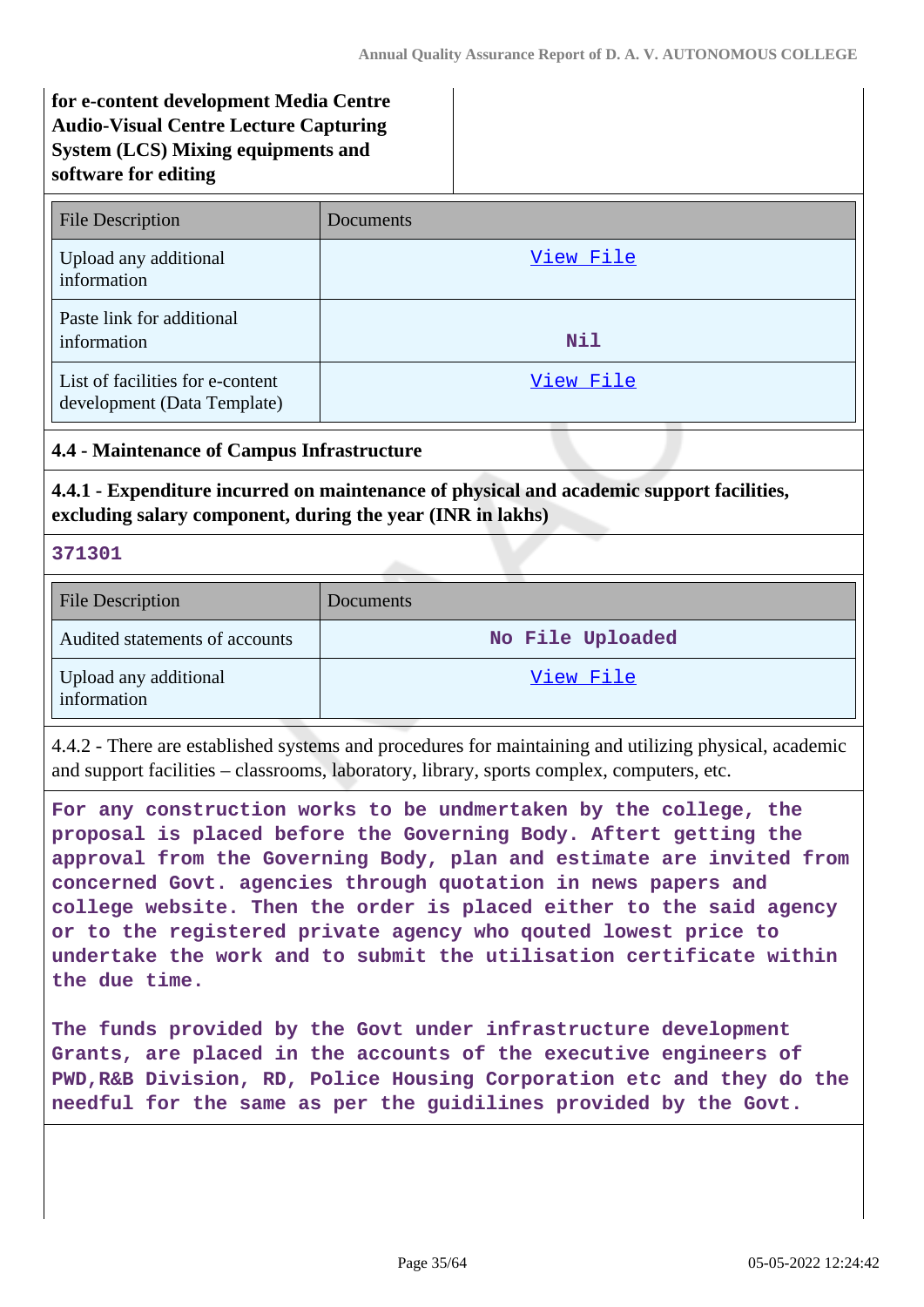| for e-content development Media Centre Audio-Visual Centre Lecture Capturing System (LCS) Mixing equipments and software for editing | |
|---|---|

| File Description | Documents |
|---|---|
| Upload any additional information | View File |
| Paste link for additional information | Nil |
| List of facilities for e-content development (Data Template) | View File |

**4.4 - Maintenance of Campus Infrastructure**

**4.4.1 - Expenditure incurred on maintenance of physical and academic support facilities, excluding salary component, during the year (INR in lakhs)**

371301

| File Description | Documents |
|---|---|
| Audited statements of accounts | No File Uploaded |
| Upload any additional information | View File |

4.4.2 - There are established systems and procedures for maintaining and utilizing physical, academic and support facilities – classrooms, laboratory, library, sports complex, computers, etc.

For any construction works to be undmertaken by the college, the proposal is placed before the Governing Body. Aftert getting the approval from the Governing Body, plan and estimate are invited from concerned Govt. agencies through quotation in news papers and college website. Then the order is placed either to the said agency or to the registered private agency who qouted lowest price to undertake the work and to submit the utilisation certificate within the due time.

The funds provided by the Govt under infrastructure development Grants, are placed in the accounts of the executive engineers of PWD,R&B Division, RD, Police Housing Corporation etc and they do the needful for the same as per the guidilines provided by the Govt.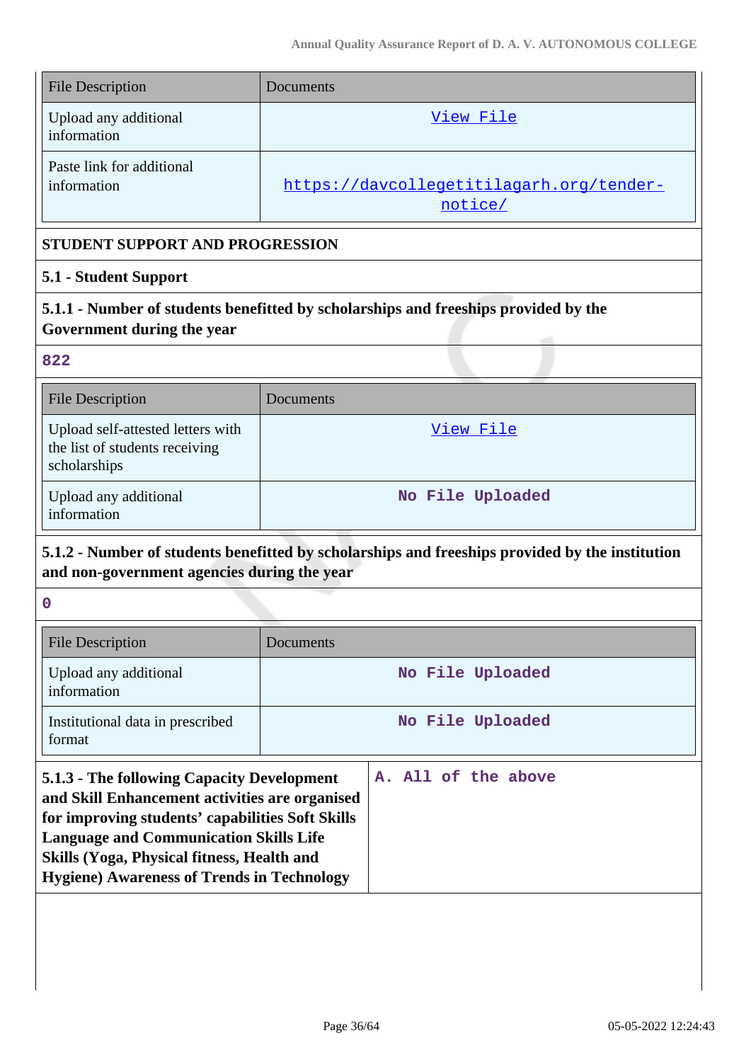| File Description | Documents |
| --- | --- |
| Upload any additional information | View File |
| Paste link for additional information | https://davcollegetitilagarh.org/tender-notice/ |

**STUDENT SUPPORT AND PROGRESSION**

**5.1 - Student Support**

**5.1.1 - Number of students benefitted by scholarships and freeships provided by the Government during the year**

822

| File Description | Documents |
| --- | --- |
| Upload self-attested letters with the list of students receiving scholarships | View File |
| Upload any additional information | No File Uploaded |

**5.1.2 - Number of students benefitted by scholarships and freeships provided by the institution and non-government agencies during the year**

0

| File Description | Documents |
| --- | --- |
| Upload any additional information | No File Uploaded |
| Institutional data in prescribed format | No File Uploaded |

| **5.1.3 - The following Capacity Development and Skill Enhancement activities are organised for improving students' capabilities Soft Skills Language and Communication Skills Life Skills (Yoga, Physical fitness, Health and Hygiene) Awareness of Trends in Technology** | A. All of the above |
| --- | --- |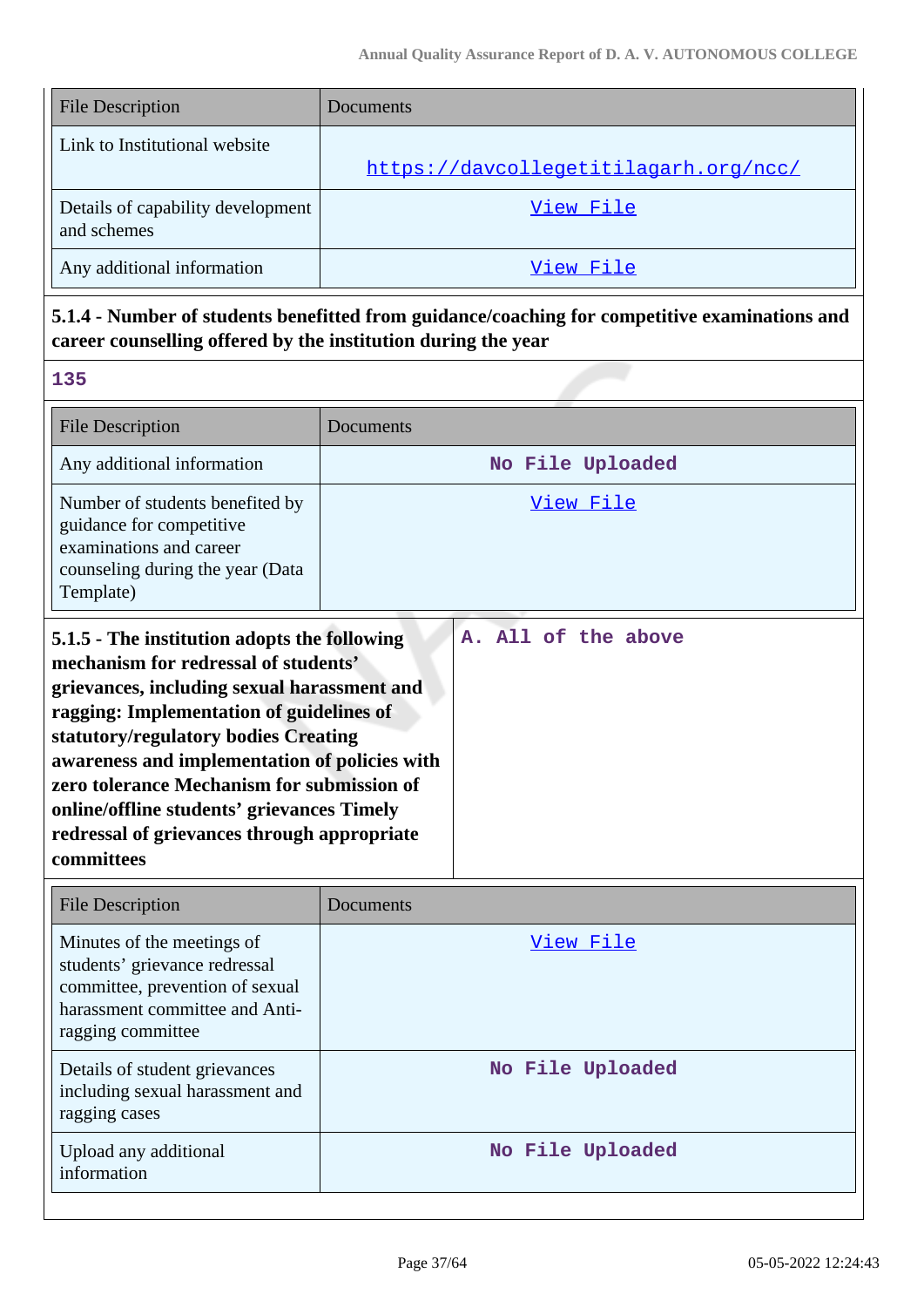| File Description | Documents |
|---|---|
| Link to Institutional website | https://davcollegetitilagarh.org/ncc/ |
| Details of capability development and schemes | View File |
| Any additional information | View File |

**5.1.4 - Number of students benefitted from guidance/coaching for competitive examinations and career counselling offered by the institution during the year**

135

| File Description | Documents |
|---|---|
| Any additional information | No File Uploaded |
| Number of students benefited by guidance for competitive examinations and career counseling during the year (Data Template) | View File |

**5.1.5 - The institution adopts the following mechanism for redressal of students' grievances, including sexual harassment and ragging: Implementation of guidelines of statutory/regulatory bodies Creating awareness and implementation of policies with zero tolerance Mechanism for submission of online/offline students' grievances Timely redressal of grievances through appropriate committees**

A. All of the above

| File Description | Documents |
|---|---|
| Minutes of the meetings of students' grievance redressal committee, prevention of sexual harassment committee and Anti-ragging committee | View File |
| Details of student grievances including sexual harassment and ragging cases | No File Uploaded |
| Upload any additional information | No File Uploaded |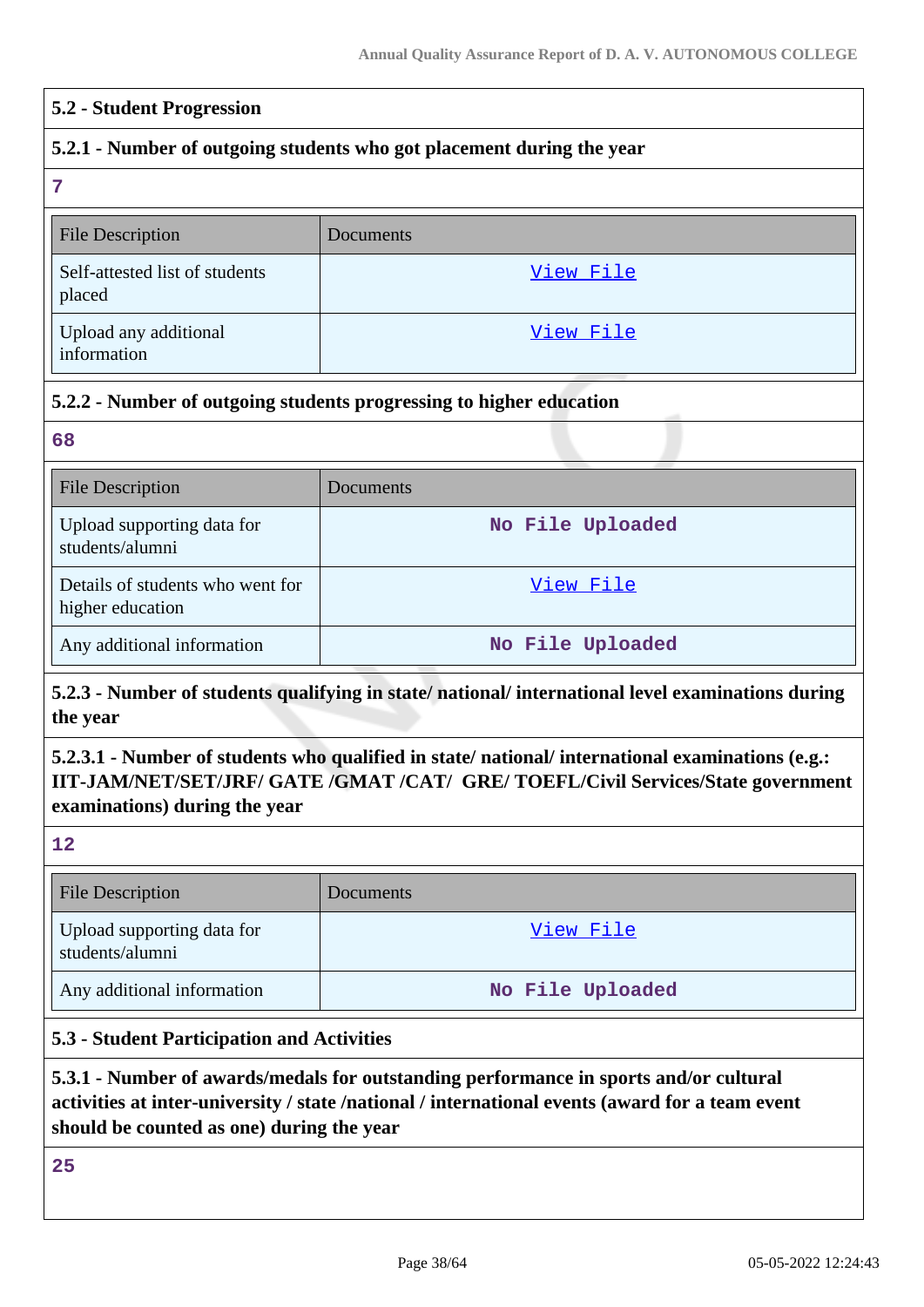## 5.2 - Student Progression

### 5.2.1 - Number of outgoing students who got placement during the year

**7**

| File Description | Documents |
|---|---|
| Self-attested list of students placed | View File |
| Upload any additional information | View File |

### 5.2.2 - Number of outgoing students progressing to higher education

**68**

| File Description | Documents |
|---|---|
| Upload supporting data for students/alumni | No File Uploaded |
| Details of students who went for higher education | View File |
| Any additional information | No File Uploaded |

### 5.2.3 - Number of students qualifying in state/ national/ international level examinations during the year

#### 5.2.3.1 - Number of students who qualified in state/ national/ international examinations (e.g.: IIT-JAM/NET/SET/JRF/ GATE /GMAT /CAT/ GRE/ TOEFL/Civil Services/State government examinations) during the year

**12**

| File Description | Documents |
|---|---|
| Upload supporting data for students/alumni | View File |
| Any additional information | No File Uploaded |

## 5.3 - Student Participation and Activities

### 5.3.1 - Number of awards/medals for outstanding performance in sports and/or cultural activities at inter-university / state /national / international events (award for a team event should be counted as one) during the year

**25**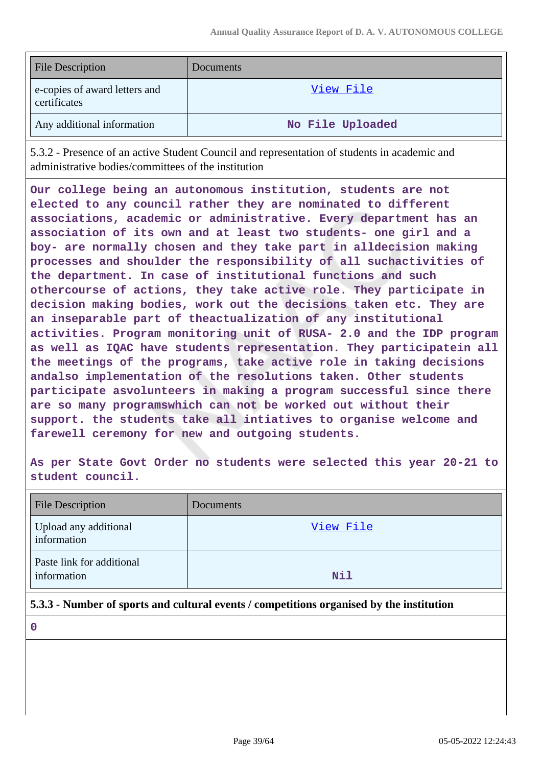| File Description | Documents |
|---|---|
| e-copies of award letters and certificates | View File |
| Any additional information | No File Uploaded |

5.3.2 - Presence of an active Student Council and representation of students in academic and administrative bodies/committees of the institution

**Our college being an autonomous institution, students are not elected to any council rather they are nominated to different associations, academic or administrative. Every department has an association of its own and at least two students- one girl and a boy- are normally chosen and they take part in alldecision making processes and shoulder the responsibility of all suchactivities of the department. In case of institutional functions and such othercourse of actions, they take active role. They participate in decision making bodies, work out the decisions taken etc. They are an inseparable part of theactualization of any institutional activities. Program monitoring unit of RUSA- 2.0 and the IDP program as well as IQAC have students representation. They participatein all the meetings of the programs, take active role in taking decisions andalso implementation of the resolutions taken. Other students participate asvolunteers in making a program successful since there are so many programswhich can not be worked out without their support. the students take all intiatives to organise welcome and farewell ceremony for new and outgoing students.**

**As per State Govt Order no students were selected this year 20-21 to student council.**

| File Description | Documents |
|---|---|
| Upload any additional information | View File |
| Paste link for additional information | Nil |

**5.3.3 - Number of sports and cultural events / competitions organised by the institution**

**0**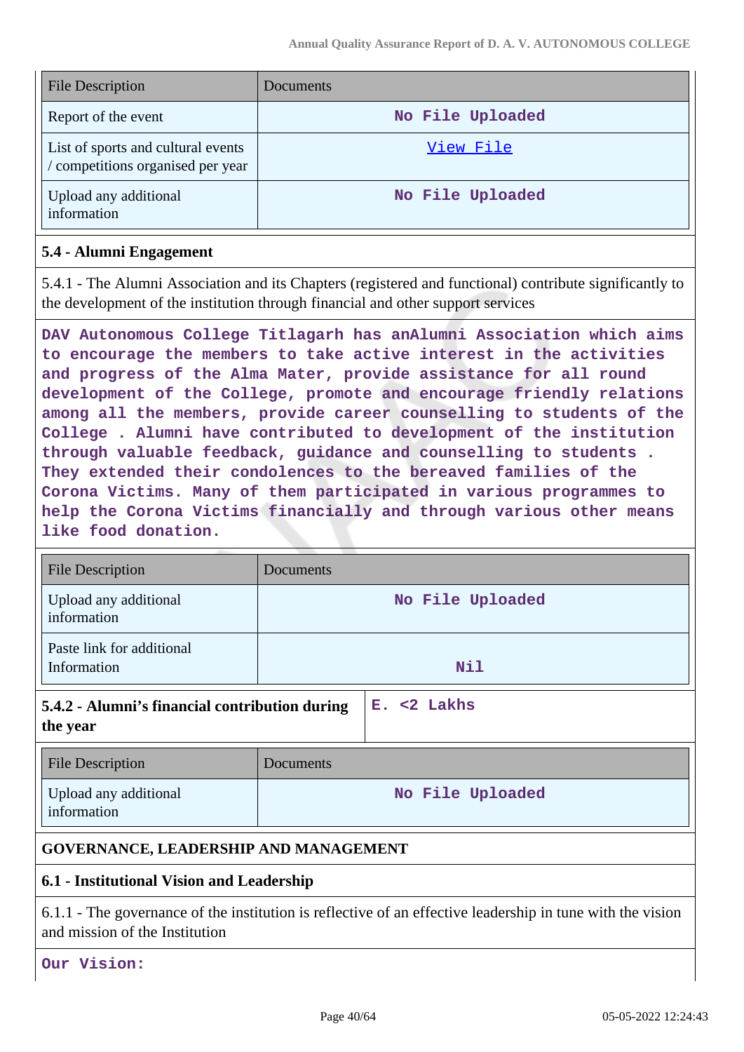| File Description | Documents |
|---|---|
| Report of the event | No File Uploaded |
| List of sports and cultural events / competitions organised per year | View File |
| Upload any additional information | No File Uploaded |

**5.4 - Alumni Engagement**

5.4.1 - The Alumni Association and its Chapters (registered and functional) contribute significantly to the development of the institution through financial and other support services

**DAV Autonomous College Titlagarh has anAlumni Association which aims to encourage the members to take active interest in the activities and progress of the Alma Mater, provide assistance for all round development of the College, promote and encourage friendly relations among all the members, provide career counselling to students of the College . Alumni have contributed to development of the institution through valuable feedback, guidance and counselling to students . They extended their condolences to the bereaved families of the Corona Victims. Many of them participated in various programmes to help the Corona Victims financially and through various other means like food donation.**

| File Description | Documents |
|---|---|
| Upload any additional information | No File Uploaded |
| Paste link for additional Information | Nil |

| **5.4.2 - Alumni's financial contribution during the year** | **E. <2 Lakhs** |
|---|---|

| File Description | Documents |
|---|---|
| Upload any additional information | No File Uploaded |

**GOVERNANCE, LEADERSHIP AND MANAGEMENT**

**6.1 - Institutional Vision and Leadership**

6.1.1 - The governance of the institution is reflective of an effective leadership in tune with the vision and mission of the Institution

**Our Vision:**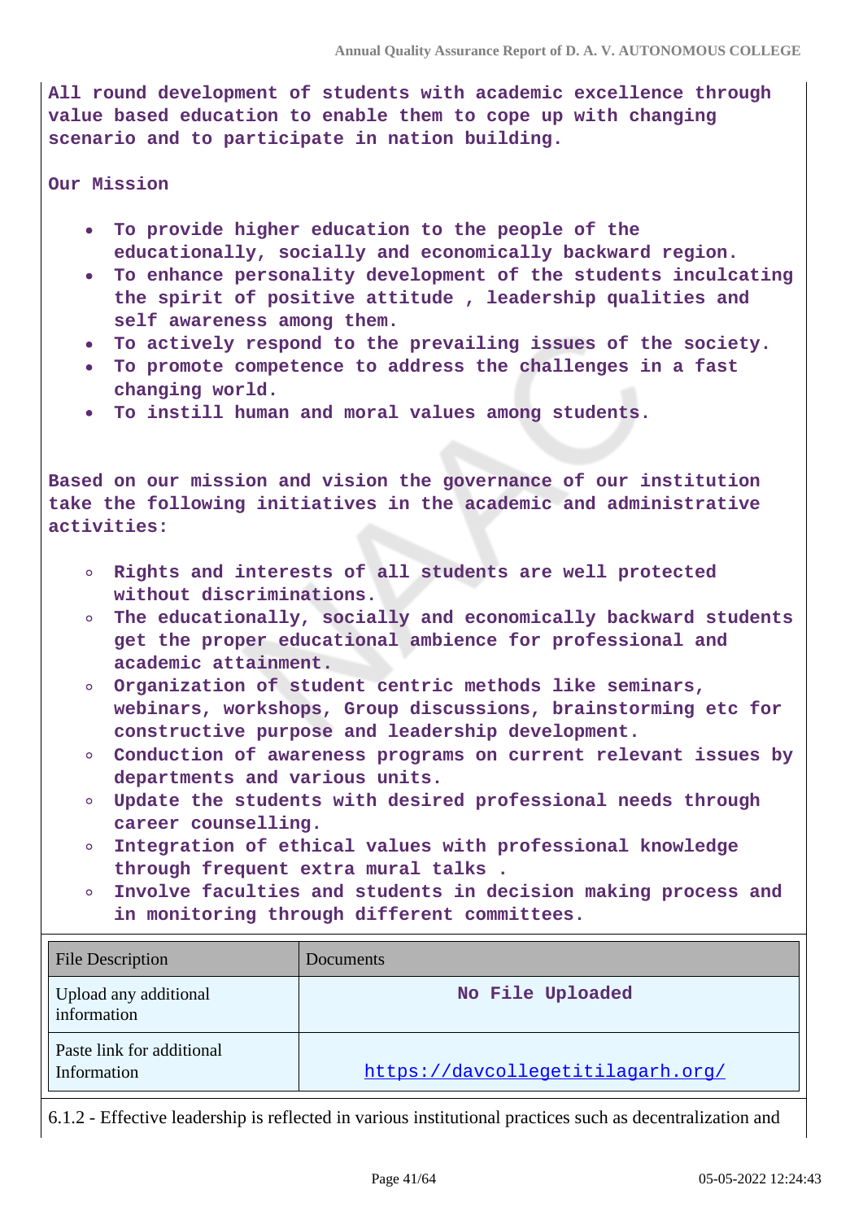All round development of students with academic excellence through value based education to enable them to cope up with changing scenario and to participate in nation building.

Our Mission

- To provide higher education to the people of the educationally, socially and economically backward region.
- To enhance personality development of the students inculcating the spirit of positive attitude , leadership qualities and self awareness among them.
- To actively respond to the prevailing issues of the society.
- To promote competence to address the challenges in a fast changing world.
- To instill human and moral values among students.

Based on our mission and vision the governance of our institution take the following initiatives in the academic and administrative activities:

- Rights and interests of all students are well protected without discriminations.
- The educationally, socially and economically backward students get the proper educational ambience for professional and academic attainment.
- Organization of student centric methods like seminars, webinars, workshops, Group discussions, brainstorming etc for constructive purpose and leadership development.
- Conduction of awareness programs on current relevant issues by departments and various units.
- Update the students with desired professional needs through career counselling.
- Integration of ethical values with professional knowledge through frequent extra mural talks .
- Involve faculties and students in decision making process and in monitoring through different committees.

| File Description | Documents |
|---|---|
| Upload any additional information | No File Uploaded |
| Paste link for additional Information | https://davcollegetitilagarh.org/ |

6.1.2 - Effective leadership is reflected in various institutional practices such as decentralization and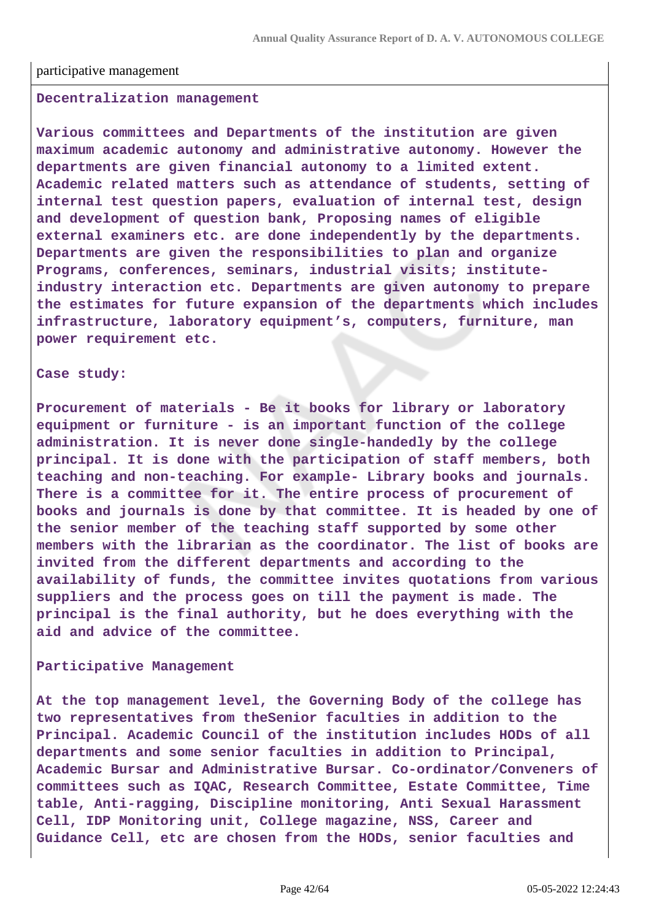participative management

**Decentralization management**

**Various committees and Departments of the institution are given maximum academic autonomy and administrative autonomy. However the departments are given financial autonomy to a limited extent. Academic related matters such as attendance of students, setting of internal test question papers, evaluation of internal test, design and development of question bank, Proposing names of eligible external examiners etc. are done independently by the departments. Departments are given the responsibilities to plan and organize Programs, conferences, seminars, industrial visits; institute-industry interaction etc. Departments are given autonomy to prepare the estimates for future expansion of the departments which includes infrastructure, laboratory equipment's, computers, furniture, man power requirement etc.**

**Case study:**

**Procurement of materials - Be it books for library or laboratory equipment or furniture - is an important function of the college administration. It is never done single-handedly by the college principal. It is done with the participation of staff members, both teaching and non-teaching. For example- Library books and journals. There is a committee for it. The entire process of procurement of books and journals is done by that committee. It is headed by one of the senior member of the teaching staff supported by some other members with the librarian as the coordinator. The list of books are invited from the different departments and according to the availability of funds, the committee invites quotations from various suppliers and the process goes on till the payment is made. The principal is the final authority, but he does everything with the aid and advice of the committee.**

**Participative Management**

**At the top management level, the Governing Body of the college has two representatives from theSenior faculties in addition to the Principal. Academic Council of the institution includes HODs of all departments and some senior faculties in addition to Principal, Academic Bursar and Administrative Bursar. Co-ordinator/Conveners of committees such as IQAC, Research Committee, Estate Committee, Time table, Anti-ragging, Discipline monitoring, Anti Sexual Harassment Cell, IDP Monitoring unit, College magazine, NSS, Career and Guidance Cell, etc are chosen from the HODs, senior faculties and**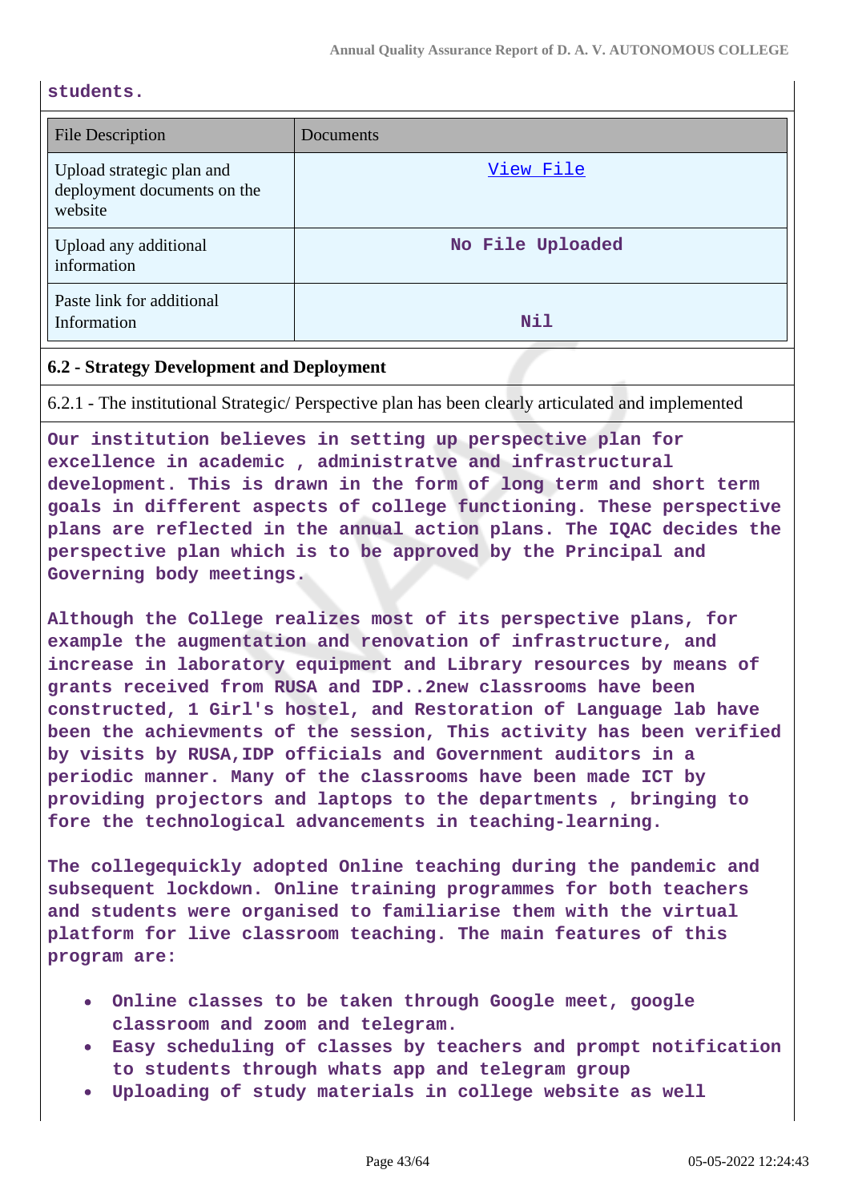students.

| File Description | Documents |
|---|---|
| Upload strategic plan and deployment documents on the website | View File |
| Upload any additional information | No File Uploaded |
| Paste link for additional Information | Nil |

**6.2 - Strategy Development and Deployment**

6.2.1 - The institutional Strategic/ Perspective plan has been clearly articulated and implemented

Our institution believes in setting up perspective plan for excellence in academic , administratve and infrastructural development. This is drawn in the form of long term and short term goals in different aspects of college functioning. These perspective plans are reflected in the annual action plans. The IQAC decides the perspective plan which is to be approved by the Principal and Governing body meetings.

Although the College realizes most of its perspective plans, for example the augmentation and renovation of infrastructure, and increase in laboratory equipment and Library resources by means of grants received from RUSA and IDP..2new classrooms have been constructed, 1 Girl's hostel, and Restoration of Language lab have been the achievments of the session, This activity has been verified by visits by RUSA,IDP officials and Government auditors in a periodic manner. Many of the classrooms have been made ICT by providing projectors and laptops to the departments , bringing to fore the technological advancements in teaching-learning.

The collegequickly adopted Online teaching during the pandemic and subsequent lockdown. Online training programmes for both teachers and students were organised to familiarise them with the virtual platform for live classroom teaching. The main features of this program are:

- Online classes to be taken through Google meet, google classroom and zoom and telegram.
- Easy scheduling of classes by teachers and prompt notification to students through whats app and telegram group
- Uploading of study materials in college website as well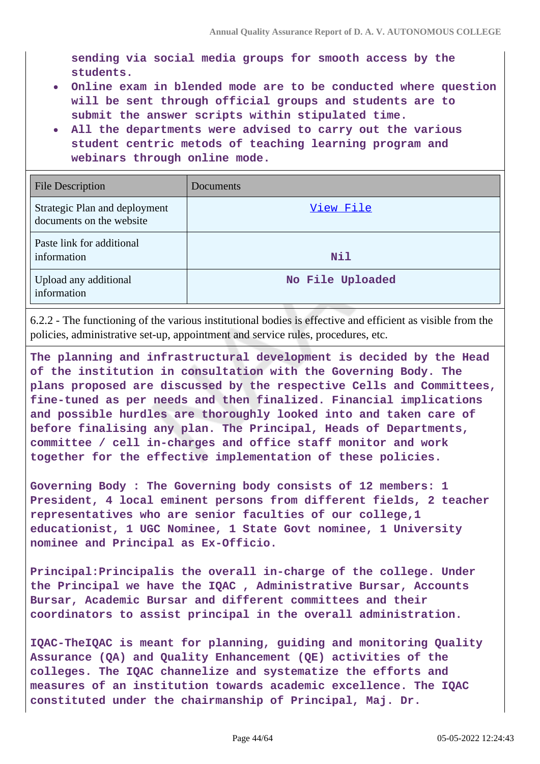sending via social media groups for smooth access by the students.

- Online exam in blended mode are to be conducted where question will be sent through official groups and students are to submit the answer scripts within stipulated time.
- All the departments were advised to carry out the various student centric metods of teaching learning program and webinars through online mode.

| File Description | Documents |
|---|---|
| Strategic Plan and deployment documents on the website | View File |
| Paste link for additional information | Nil |
| Upload any additional information | No File Uploaded |

6.2.2 - The functioning of the various institutional bodies is effective and efficient as visible from the policies, administrative set-up, appointment and service rules, procedures, etc.

The planning and infrastructural development is decided by the Head of the institution in consultation with the Governing Body. The plans proposed are discussed by the respective Cells and Committees, fine-tuned as per needs and then finalized. Financial implications and possible hurdles are thoroughly looked into and taken care of before finalising any plan. The Principal, Heads of Departments, committee / cell in-charges and office staff monitor and work together for the effective implementation of these policies.

Governing Body : The Governing body consists of 12 members: 1 President, 4 local eminent persons from different fields, 2 teacher representatives who are senior faculties of our college,1 educationist, 1 UGC Nominee, 1 State Govt nominee, 1 University nominee and Principal as Ex-Officio.

Principal:Principalis the overall in-charge of the college. Under the Principal we have the IQAC , Administrative Bursar, Accounts Bursar, Academic Bursar and different committees and their coordinators to assist principal in the overall administration.

IQAC-TheIQAC is meant for planning, guiding and monitoring Quality Assurance (QA) and Quality Enhancement (QE) activities of the colleges. The IQAC channelize and systematize the efforts and measures of an institution towards academic excellence. The IQAC constituted under the chairmanship of Principal, Maj. Dr.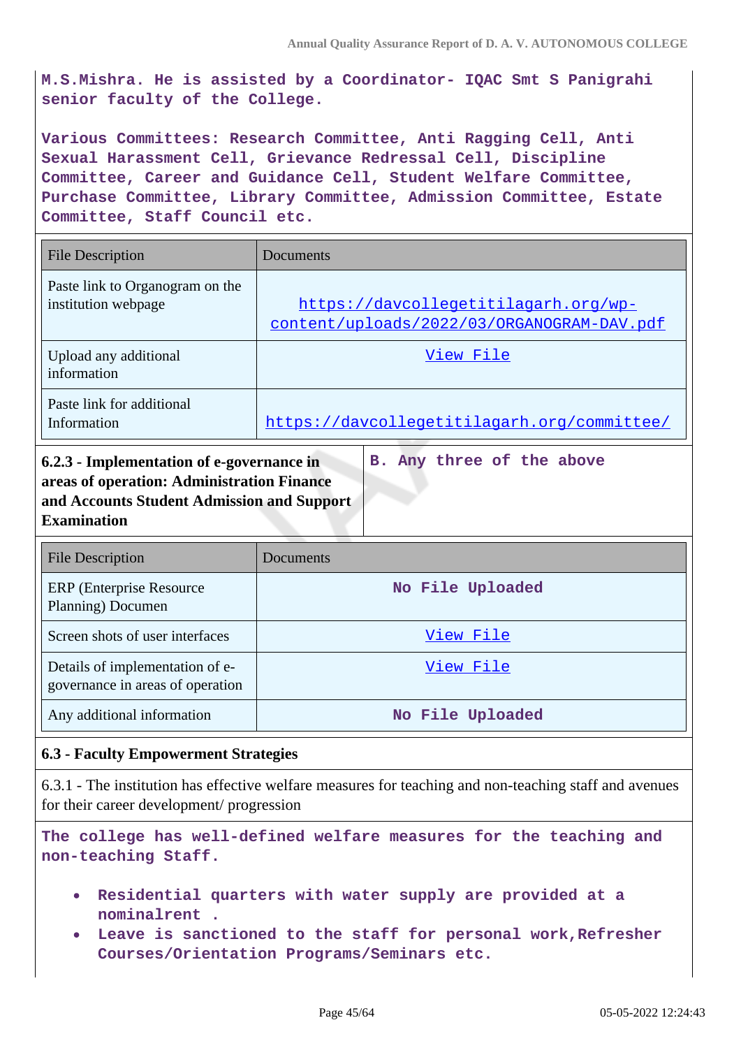**M.S.Mishra. He is assisted by a Coordinator- IQAC Smt S Panigrahi senior faculty of the College.**

**Various Committees: Research Committee, Anti Ragging Cell, Anti Sexual Harassment Cell, Grievance Redressal Cell, Discipline Committee, Career and Guidance Cell, Student Welfare Committee, Purchase Committee, Library Committee, Admission Committee, Estate Committee, Staff Council etc.**

| File Description | Documents |
|---|---|
| Paste link to Organogram on the institution webpage | https://davcollegetitilagarh.org/wp-content/uploads/2022/03/ORGANOGRAM-DAV.pdf |
| Upload any additional information | View File |
| Paste link for additional Information | https://davcollegetitilagarh.org/committee/ |

| **6.2.3 - Implementation of e-governance in areas of operation: Administration Finance and Accounts Student Admission and Support Examination** | **B. Any three of the above** |
|---|---|

| File Description | Documents |
|---|---|
| ERP (Enterprise Resource Planning) Documen | **No File Uploaded** |
| Screen shots of user interfaces | View File |
| Details of implementation of e-governance in areas of operation | View File |
| Any additional information | **No File Uploaded** |

### 6.3 - Faculty Empowerment Strategies

6.3.1 - The institution has effective welfare measures for teaching and non-teaching staff and avenues for their career development/ progression

**The college has well-defined welfare measures for the teaching and non-teaching Staff.**

- **Residential quarters with water supply are provided at a nominalrent .**
- **Leave is sanctioned to the staff for personal work,Refresher Courses/Orientation Programs/Seminars etc.**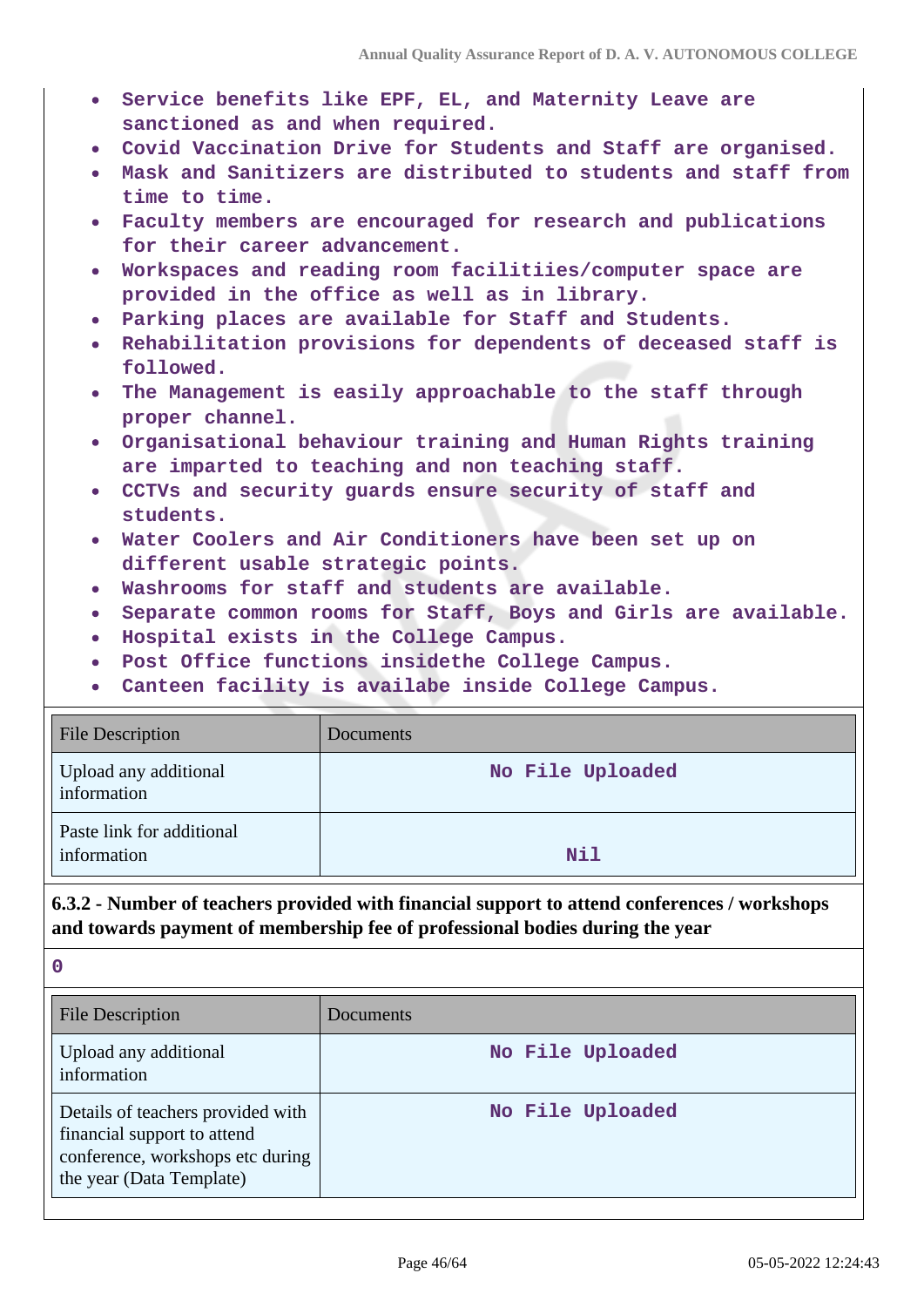- Service benefits like EPF, EL, and Maternity Leave are sanctioned as and when required.
- Covid Vaccination Drive for Students and Staff are organised.
- Mask and Sanitizers are distributed to students and staff from time to time.
- Faculty members are encouraged for research and publications for their career advancement.
- Workspaces and reading room facilitiies/computer space are provided in the office as well as in library.
- Parking places are available for Staff and Students.
- Rehabilitation provisions for dependents of deceased staff is followed.
- The Management is easily approachable to the staff through proper channel.
- Organisational behaviour training and Human Rights training are imparted to teaching and non teaching staff.
- CCTVs and security guards ensure security of staff and students.
- Water Coolers and Air Conditioners have been set up on different usable strategic points.
- Washrooms for staff and students are available.
- Separate common rooms for Staff, Boys and Girls are available.
- Hospital exists in the College Campus.
- Post Office functions insidethe College Campus.
- Canteen facility is availabe inside College Campus.

| File Description | Documents |
|---|---|
| Upload any additional information | No File Uploaded |
| Paste link for additional information | Nil |

**6.3.2 - Number of teachers provided with financial support to attend conferences / workshops and towards payment of membership fee of professional bodies during the year**

0

| File Description | Documents |
|---|---|
| Upload any additional information | No File Uploaded |
| Details of teachers provided with financial support to attend conference, workshops etc during the year (Data Template) | No File Uploaded |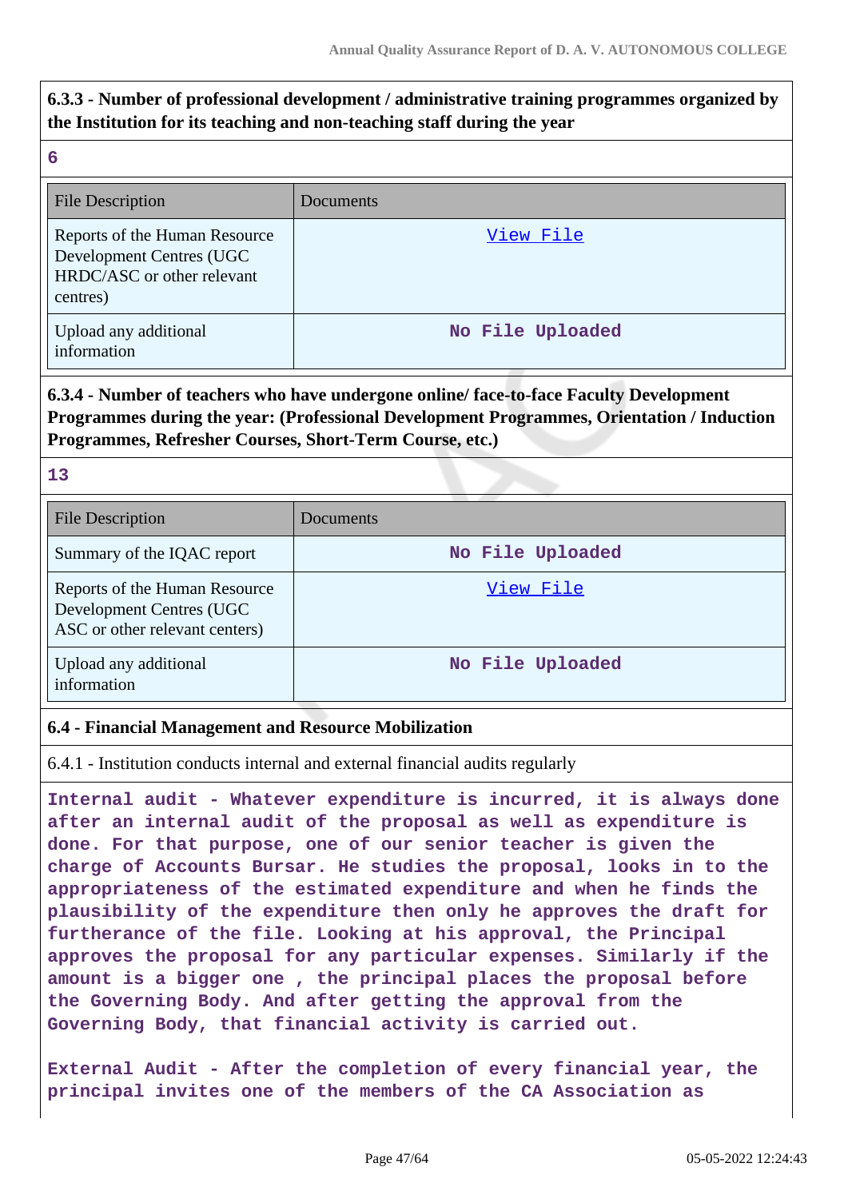**6.3.3 - Number of professional development / administrative training programmes organized by the Institution for its teaching and non-teaching staff during the year**

**6**

| File Description | Documents |
| --- | --- |
| Reports of the Human Resource Development Centres (UGC HRDC/ASC or other relevant centres) | View File |
| Upload any additional information | **No File Uploaded** |

**6.3.4 - Number of teachers who have undergone online/ face-to-face Faculty Development Programmes during the year: (Professional Development Programmes, Orientation / Induction Programmes, Refresher Courses, Short-Term Course, etc.)**

**13**

| File Description | Documents |
| --- | --- |
| Summary of the IQAC report | **No File Uploaded** |
| Reports of the Human Resource Development Centres (UGC ASC or other relevant centers) | View File |
| Upload any additional information | **No File Uploaded** |

**6.4 - Financial Management and Resource Mobilization**

6.4.1 - Institution conducts internal and external financial audits regularly

**Internal audit - Whatever expenditure is incurred, it is always done after an internal audit of the proposal as well as expenditure is done. For that purpose, one of our senior teacher is given the charge of Accounts Bursar. He studies the proposal, looks in to the appropriateness of the estimated expenditure and when he finds the plausibility of the expenditure then only he approves the draft for furtherance of the file. Looking at his approval, the Principal approves the proposal for any particular expenses. Similarly if the amount is a bigger one , the principal places the proposal before the Governing Body. And after getting the approval from the Governing Body, that financial activity is carried out.**

**External Audit - After the completion of every financial year, the principal invites one of the members of the CA Association as**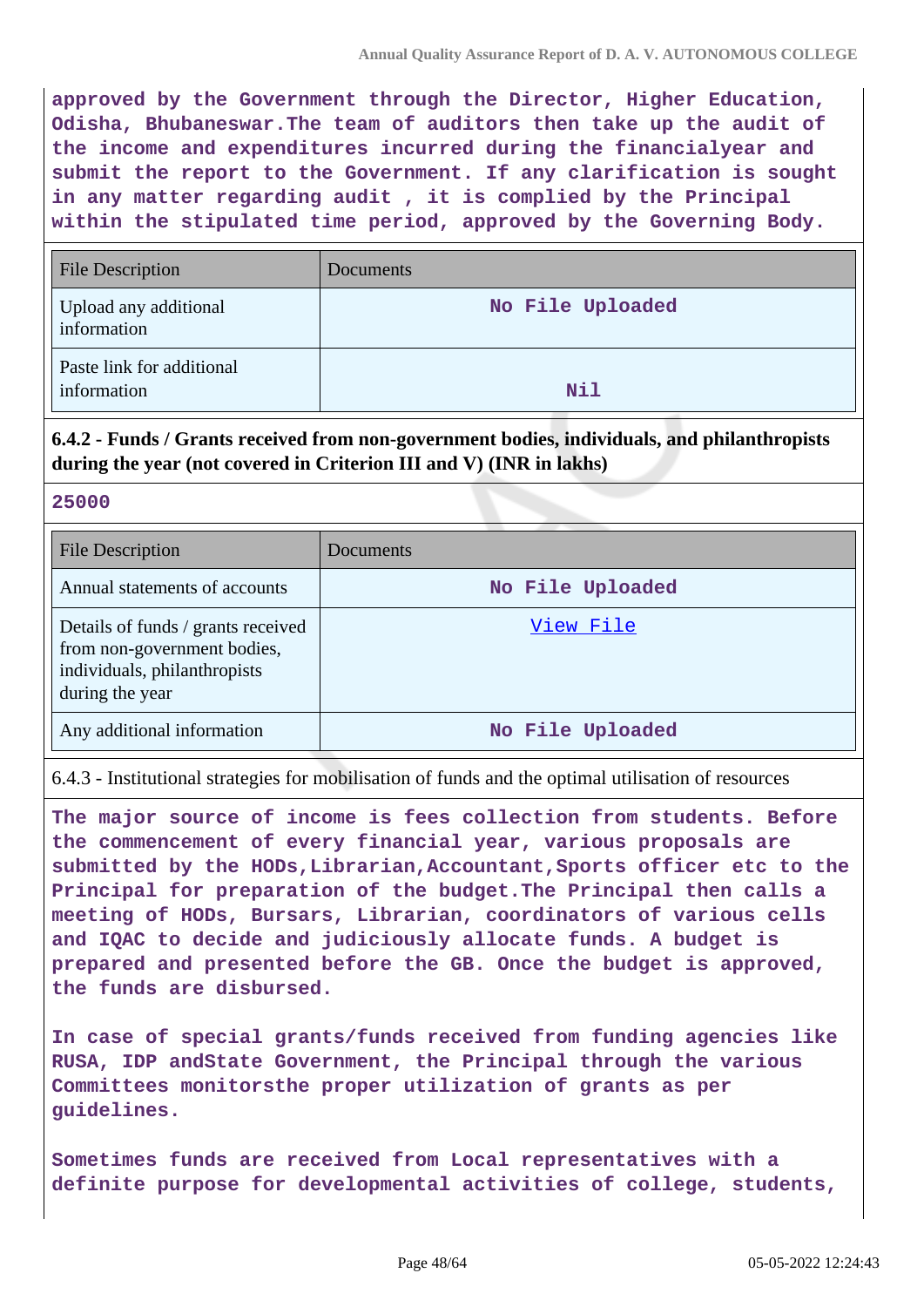**approved by the Government through the Director, Higher Education, Odisha, Bhubaneswar.The team of auditors then take up the audit of the income and expenditures incurred during the financialyear and submit the report to the Government. If any clarification is sought in any matter regarding audit , it is complied by the Principal within the stipulated time period, approved by the Governing Body.**

| File Description | Documents |
|---|---|
| Upload any additional information | No File Uploaded |
| Paste link for additional information | Nil |

**6.4.2 - Funds / Grants received from non-government bodies, individuals, and philanthropists during the year (not covered in Criterion III and V) (INR in lakhs)**

**25000**

| File Description | Documents |
|---|---|
| Annual statements of accounts | No File Uploaded |
| Details of funds / grants received from non-government bodies, individuals, philanthropists during the year | View File |
| Any additional information | No File Uploaded |

6.4.3 - Institutional strategies for mobilisation of funds and the optimal utilisation of resources

**The major source of income is fees collection from students. Before the commencement of every financial year, various proposals are submitted by the HODs,Librarian,Accountant,Sports officer etc to the Principal for preparation of the budget.The Principal then calls a meeting of HODs, Bursars, Librarian, coordinators of various cells and IQAC to decide and judiciously allocate funds. A budget is prepared and presented before the GB. Once the budget is approved, the funds are disbursed.**

**In case of special grants/funds received from funding agencies like RUSA, IDP andState Government, the Principal through the various Committees monitorsthe proper utilization of grants as per guidelines.**

**Sometimes funds are received from Local representatives with a definite purpose for developmental activities of college, students,**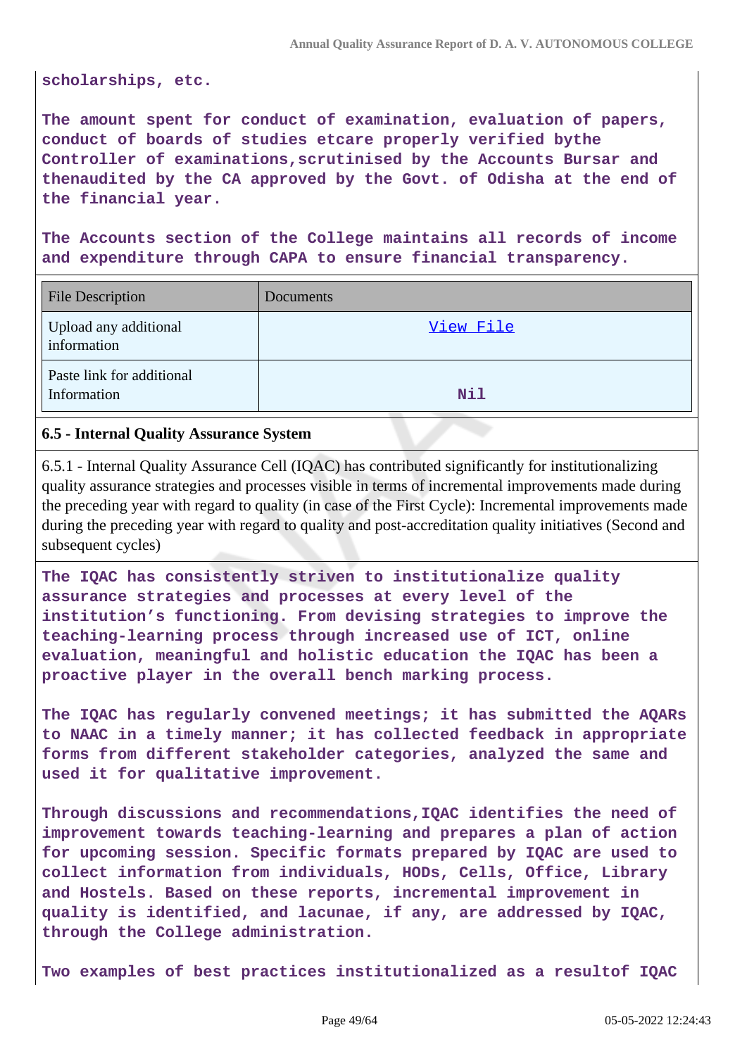**scholarships, etc.**

**The amount spent for conduct of examination, evaluation of papers, conduct of boards of studies etcare properly verified bythe Controller of examinations,scrutinised by the Accounts Bursar and thenaudited by the CA approved by the Govt. of Odisha at the end of the financial year.**

**The Accounts section of the College maintains all records of income and expenditure through CAPA to ensure financial transparency.**

| File Description | Documents |
| --- | --- |
| Upload any additional information | View File |
| Paste link for additional Information | **Nil** |

### 6.5 - Internal Quality Assurance System

6.5.1 - Internal Quality Assurance Cell (IQAC) has contributed significantly for institutionalizing quality assurance strategies and processes visible in terms of incremental improvements made during the preceding year with regard to quality (in case of the First Cycle): Incremental improvements made during the preceding year with regard to quality and post-accreditation quality initiatives (Second and subsequent cycles)

**The IQAC has consistently striven to institutionalize quality assurance strategies and processes at every level of the institution's functioning. From devising strategies to improve the teaching-learning process through increased use of ICT, online evaluation, meaningful and holistic education the IQAC has been a proactive player in the overall bench marking process.**

**The IQAC has regularly convened meetings; it has submitted the AQARs to NAAC in a timely manner; it has collected feedback in appropriate forms from different stakeholder categories, analyzed the same and used it for qualitative improvement.**

**Through discussions and recommendations,IQAC identifies the need of improvement towards teaching-learning and prepares a plan of action for upcoming session. Specific formats prepared by IQAC are used to collect information from individuals, HODs, Cells, Office, Library and Hostels. Based on these reports, incremental improvement in quality is identified, and lacunae, if any, are addressed by IQAC, through the College administration.**

**Two examples of best practices institutionalized as a resultof IQAC**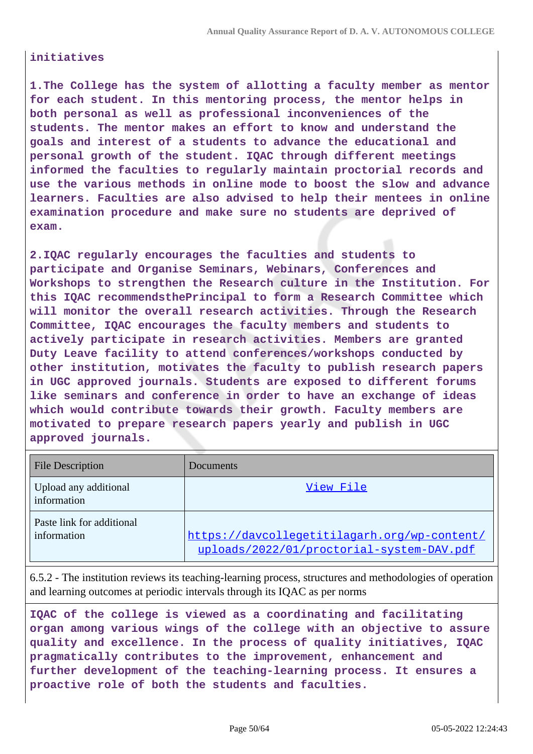**initiatives**

**1.The College has the system of allotting a faculty member as mentor for each student. In this mentoring process, the mentor helps in both personal as well as professional inconveniences of the students. The mentor makes an effort to know and understand the goals and interest of a students to advance the educational and personal growth of the student. IQAC through different meetings informed the faculties to regularly maintain proctorial records and use the various methods in online mode to boost the slow and advance learners. Faculties are also advised to help their mentees in online examination procedure and make sure no students are deprived of exam.**

**2.IQAC regularly encourages the faculties and students to participate and Organise Seminars, Webinars, Conferences and Workshops to strengthen the Research culture in the Institution. For this IQAC recommendsthePrincipal to form a Research Committee which will monitor the overall research activities. Through the Research Committee, IQAC encourages the faculty members and students to actively participate in research activities. Members are granted Duty Leave facility to attend conferences/workshops conducted by other institution, motivates the faculty to publish research papers in UGC approved journals. Students are exposed to different forums like seminars and conference in order to have an exchange of ideas which would contribute towards their growth. Faculty members are motivated to prepare research papers yearly and publish in UGC approved journals.**

| File Description | Documents |
|---|---|
| Upload any additional information | View File |
| Paste link for additional information | https://davcollegetitilagarh.org/wp-content/uploads/2022/01/proctorial-system-DAV.pdf |

6.5.2 - The institution reviews its teaching-learning process, structures and methodologies of operation and learning outcomes at periodic intervals through its IQAC as per norms

**IQAC of the college is viewed as a coordinating and facilitating organ among various wings of the college with an objective to assure quality and excellence. In the process of quality initiatives, IQAC pragmatically contributes to the improvement, enhancement and further development of the teaching-learning process. It ensures a proactive role of both the students and faculties.**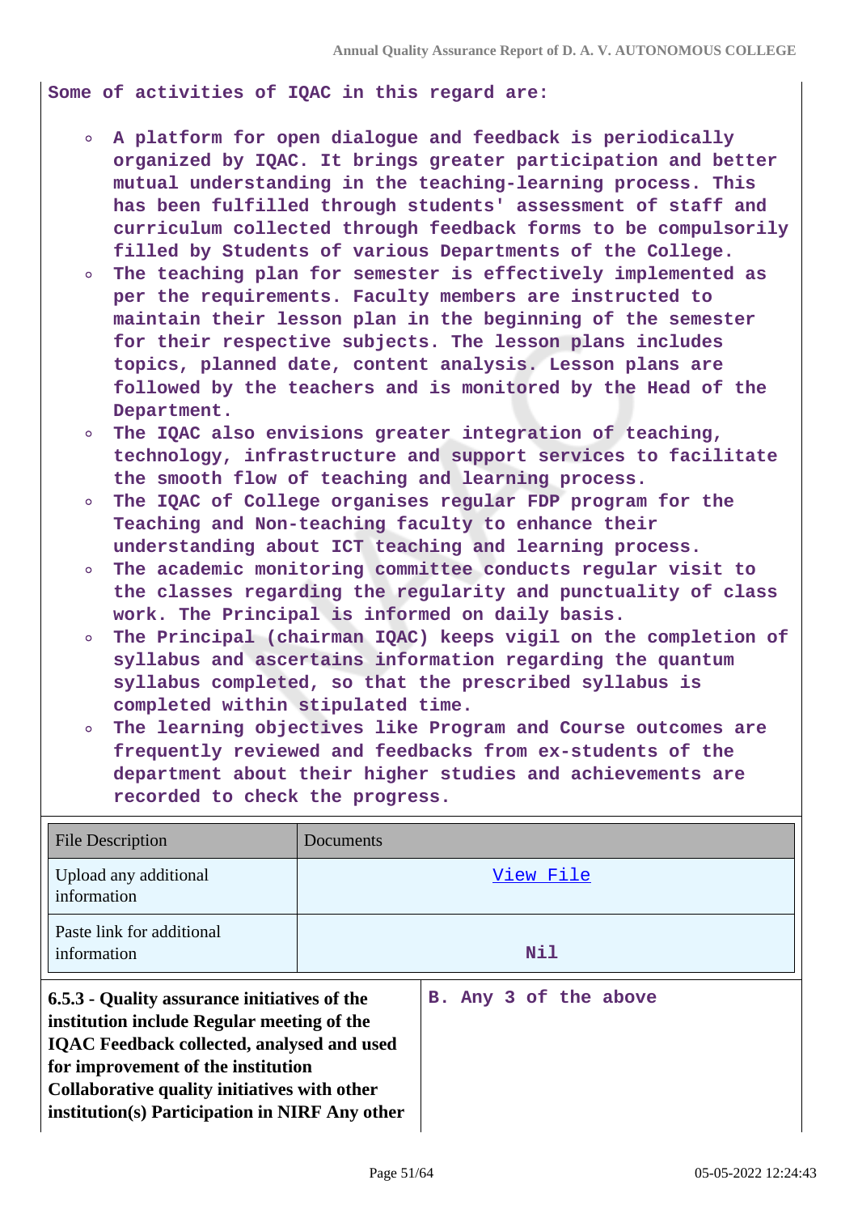Some of activities of IQAC in this regard are:

- A platform for open dialogue and feedback is periodically organized by IQAC. It brings greater participation and better mutual understanding in the teaching-learning process. This has been fulfilled through students' assessment of staff and curriculum collected through feedback forms to be compulsorily filled by Students of various Departments of the College.
- The teaching plan for semester is effectively implemented as per the requirements. Faculty members are instructed to maintain their lesson plan in the beginning of the semester for their respective subjects. The lesson plans includes topics, planned date, content analysis. Lesson plans are followed by the teachers and is monitored by the Head of the Department.
- The IQAC also envisions greater integration of teaching, technology, infrastructure and support services to facilitate the smooth flow of teaching and learning process.
- The IQAC of College organises regular FDP program for the Teaching and Non-teaching faculty to enhance their understanding about ICT teaching and learning process.
- The academic monitoring committee conducts regular visit to the classes regarding the regularity and punctuality of class work. The Principal is informed on daily basis.
- The Principal (chairman IQAC) keeps vigil on the completion of syllabus and ascertains information regarding the quantum syllabus completed, so that the prescribed syllabus is completed within stipulated time.
- The learning objectives like Program and Course outcomes are frequently reviewed and feedbacks from ex-students of the department about their higher studies and achievements are recorded to check the progress.

| File Description | Documents |
|---|---|
| Upload any additional information | View File |
| Paste link for additional information | Nil |

| **6.5.3 - Quality assurance initiatives of the institution include Regular meeting of the IQAC Feedback collected, analysed and used for improvement of the institution Collaborative quality initiatives with other institution(s) Participation in NIRF Any other** | B. Any 3 of the above |
|---|---|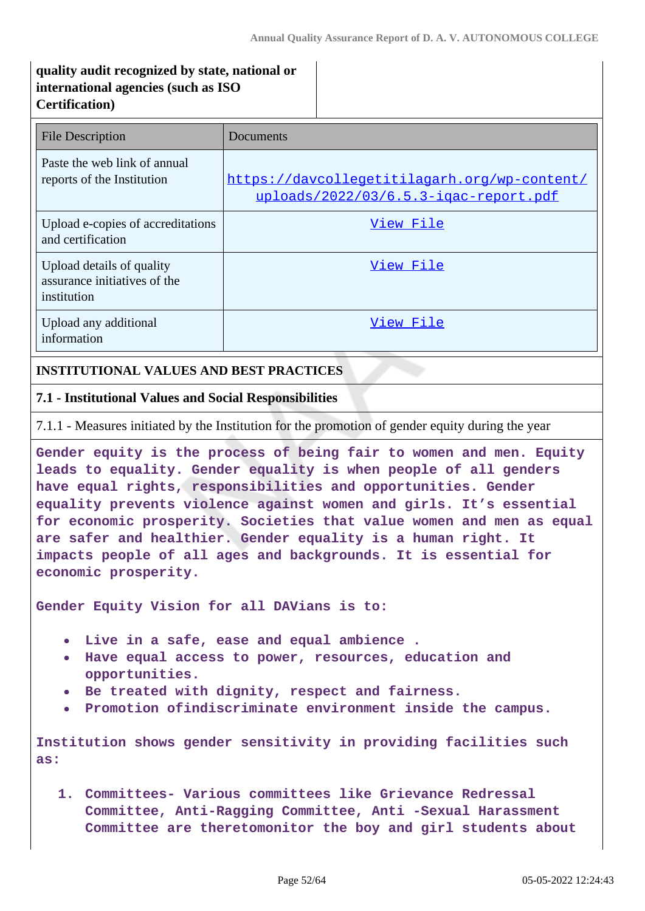| quality audit recognized by state, national or international agencies (such as ISO Certification) | |
|---|---|

| File Description | Documents |
|---|---|
| Paste the web link of annual reports of the Institution | https://davcollegetitilagarh.org/wp-content/uploads/2022/03/6.5.3-iqac-report.pdf |
| Upload e-copies of accreditations and certification | View File |
| Upload details of quality assurance initiatives of the institution | View File |
| Upload any additional information | View File |

## INSTITUTIONAL VALUES AND BEST PRACTICES

### 7.1 - Institutional Values and Social Responsibilities

7.1.1 - Measures initiated by the Institution for the promotion of gender equity during the year

Gender equity is the process of being fair to women and men. Equity leads to equality. Gender equality is when people of all genders have equal rights, responsibilities and opportunities. Gender equality prevents violence against women and girls. It's essential for economic prosperity. Societies that value women and men as equal are safer and healthier. Gender equality is a human right. It impacts people of all ages and backgrounds. It is essential for economic prosperity.

Gender Equity Vision for all DAVians is to:

- Live in a safe, ease and equal ambience .
- Have equal access to power, resources, education and opportunities.
- Be treated with dignity, respect and fairness.
- Promotion ofindiscriminate environment inside the campus.

Institution shows gender sensitivity in providing facilities such as:

1. Committees- Various committees like Grievance Redressal Committee, Anti-Ragging Committee, Anti -Sexual Harassment Committee are theretomonitor the boy and girl students about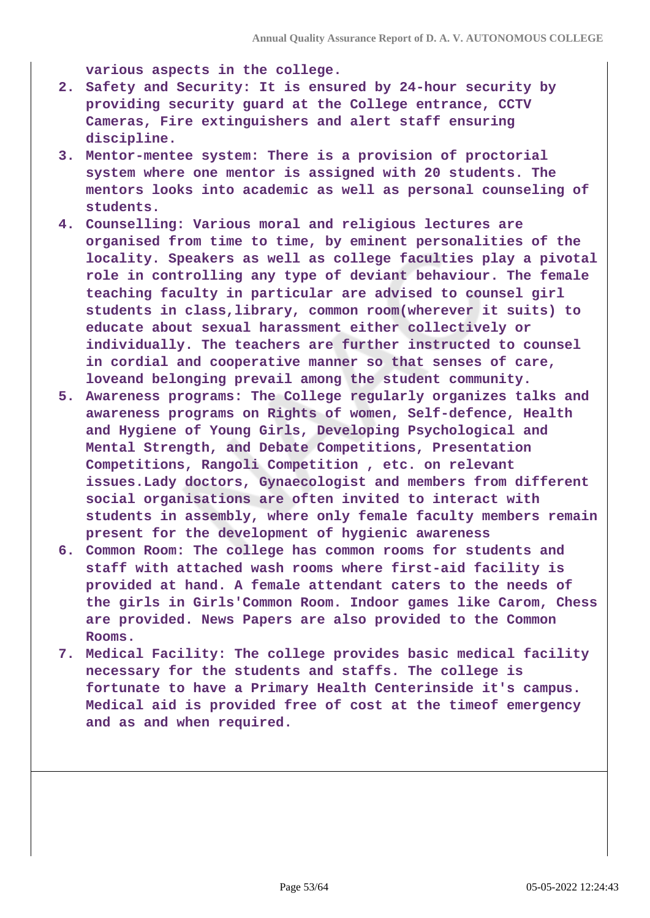various aspects in the college.

2. **Safety and Security:** It is ensured by 24-hour security by providing security guard at the College entrance, CCTV Cameras, Fire extinguishers and alert staff ensuring discipline.
3. **Mentor-mentee system:** There is a provision of proctorial system where one mentor is assigned with 20 students. The mentors looks into academic as well as personal counseling of students.
4. **Counselling:** Various moral and religious lectures are organised from time to time, by eminent personalities of the locality. Speakers as well as college faculties play a pivotal role in controlling any type of deviant behaviour. The female teaching faculty in particular are advised to counsel girl students in class,library, common room(wherever it suits) to educate about sexual harassment either collectively or individually. The teachers are further instructed to counsel in cordial and cooperative manner so that senses of care, loveand belonging prevail among the student community.
5. **Awareness programs:** The College regularly organizes talks and awareness programs on Rights of women, Self-defence, Health and Hygiene of Young Girls, Developing Psychological and Mental Strength, and Debate Competitions, Presentation Competitions, Rangoli Competition , etc. on relevant issues.Lady doctors, Gynaecologist and members from different social organisations are often invited to interact with students in assembly, where only female faculty members remain present for the development of hygienic awareness
6. **Common Room:** The college has common rooms for students and staff with attached wash rooms where first-aid facility is provided at hand. A female attendant caters to the needs of the girls in Girls'Common Room. Indoor games like Carom, Chess are provided. News Papers are also provided to the Common Rooms.
7. **Medical Facility:** The college provides basic medical facility necessary for the students and staffs. The college is fortunate to have a Primary Health Centerinside it's campus. Medical aid is provided free of cost at the timeof emergency and as and when required.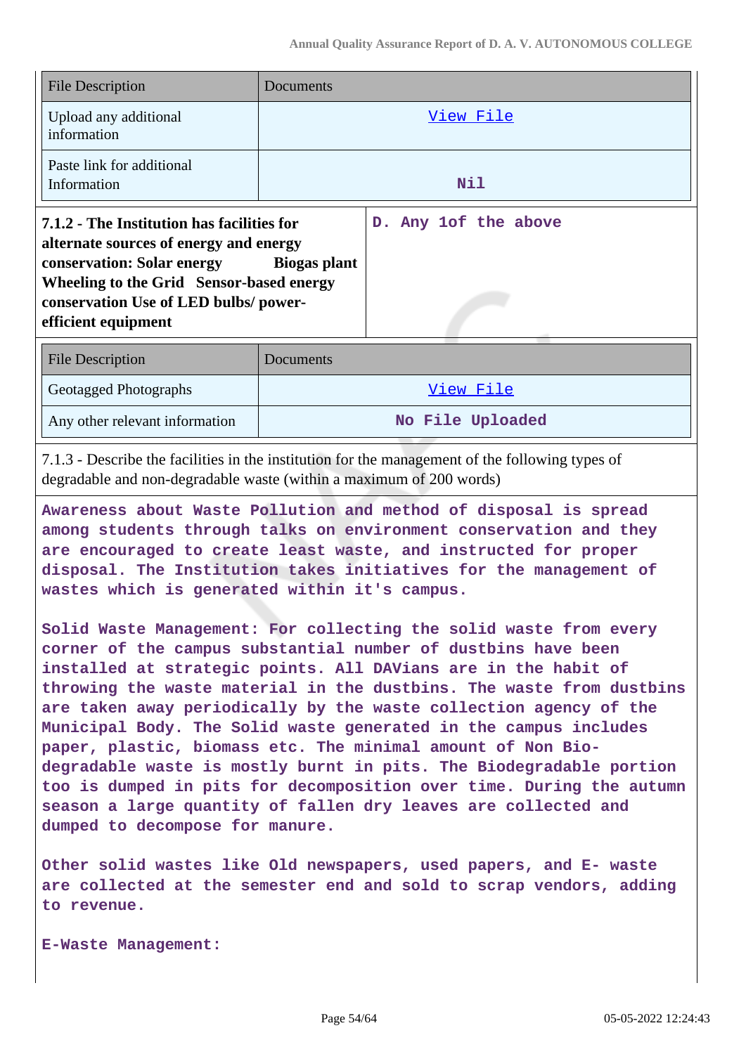| File Description | Documents |
|---|---|
| Upload any additional information | View File |
| Paste link for additional Information | Nil |

| 7.1.2 - The Institution has facilities for alternate sources of energy and energy conservation: Solar energy Biogas plant Wheeling to the Grid Sensor-based energy conservation Use of LED bulbs/ power-efficient equipment | D. Any 1of the above |
|---|---|

| File Description | Documents |
|---|---|
| Geotagged Photographs | View File |
| Any other relevant information | No File Uploaded |

7.1.3 - Describe the facilities in the institution for the management of the following types of degradable and non-degradable waste (within a maximum of 200 words)

Awareness about Waste Pollution and method of disposal is spread among students through talks on environment conservation and they are encouraged to create least waste, and instructed for proper disposal. The Institution takes initiatives for the management of wastes which is generated within it's campus.

Solid Waste Management: For collecting the solid waste from every corner of the campus substantial number of dustbins have been installed at strategic points. All DAVians are in the habit of throwing the waste material in the dustbins. The waste from dustbins are taken away periodically by the waste collection agency of the Municipal Body. The Solid waste generated in the campus includes paper, plastic, biomass etc. The minimal amount of Non Bio-degradable waste is mostly burnt in pits. The Biodegradable portion too is dumped in pits for decomposition over time. During the autumn season a large quantity of fallen dry leaves are collected and dumped to decompose for manure.

Other solid wastes like Old newspapers, used papers, and E- waste are collected at the semester end and sold to scrap vendors, adding to revenue.

E-Waste Management: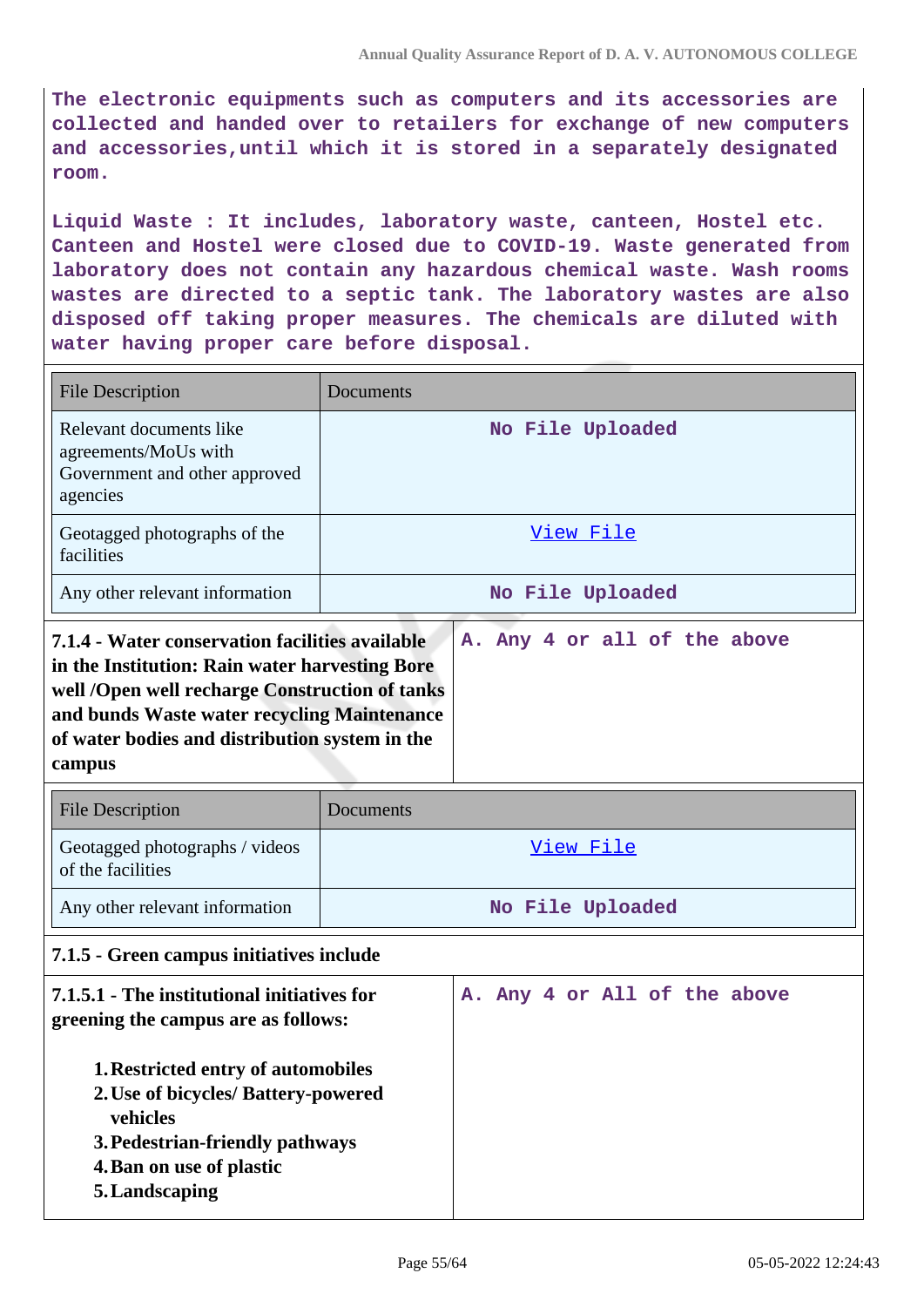The electronic equipments such as computers and its accessories are collected and handed over to retailers for exchange of new computers and accessories,until which it is stored in a separately designated room.

Liquid Waste : It includes, laboratory waste, canteen, Hostel etc. Canteen and Hostel were closed due to COVID-19. Waste generated from laboratory does not contain any hazardous chemical waste. Wash rooms wastes are directed to a septic tank. The laboratory wastes are also disposed off taking proper measures. The chemicals are diluted with water having proper care before disposal.

| File Description | Documents |
|---|---|
| Relevant documents like agreements/MoUs with Government and other approved agencies | No File Uploaded |
| Geotagged photographs of the facilities | View File |
| Any other relevant information | No File Uploaded |

| **7.1.4 - Water conservation facilities available in the Institution: Rain water harvesting Bore well /Open well recharge Construction of tanks and bunds Waste water recycling Maintenance of water bodies and distribution system in the campus** | A. Any 4 or all of the above |
|---|---|

| File Description | Documents |
|---|---|
| Geotagged photographs / videos of the facilities | View File |
| Any other relevant information | No File Uploaded |

**7.1.5 - Green campus initiatives include**

| **7.1.5.1 - The institutional initiatives for greening the campus are as follows:** 1. Restricted entry of automobiles 2. Use of bicycles/ Battery-powered vehicles 3. Pedestrian-friendly pathways 4. Ban on use of plastic 5. Landscaping | A. Any 4 or All of the above |
|---|---|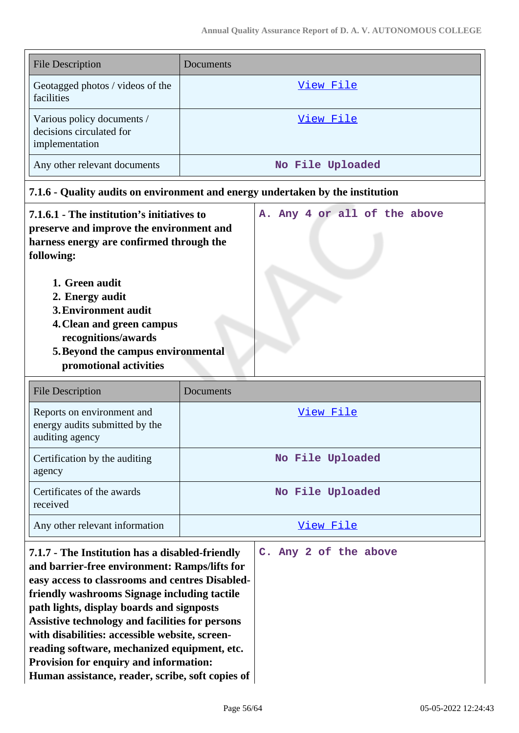| File Description | Documents |
|---|---|
| Geotagged photos / videos of the facilities | View File |
| Various policy documents / decisions circulated for implementation | View File |
| Any other relevant documents | No File Uploaded |

**7.1.6 - Quality audits on environment and energy undertaken by the institution**

| **7.1.6.1 - The institution's initiatives to preserve and improve the environment and harness energy are confirmed through the following:**<br><br>1. **Green audit**<br>2. **Energy audit**<br>3. **Environment audit**<br>4. **Clean and green campus recognitions/awards**<br>5. **Beyond the campus environmental promotional activities** | A. Any 4 or all of the above |
|---|---|

| File Description | Documents |
|---|---|
| Reports on environment and energy audits submitted by the auditing agency | View File |
| Certification by the auditing agency | No File Uploaded |
| Certificates of the awards received | No File Uploaded |
| Any other relevant information | View File |

| **7.1.7 - The Institution has a disabled-friendly and barrier-free environment: Ramps/lifts for easy access to classrooms and centres Disabled-friendly washrooms Signage including tactile path lights, display boards and signposts Assistive technology and facilities for persons with disabilities: accessible website, screen-reading software, mechanized equipment, etc. Provision for enquiry and information: Human assistance, reader, scribe, soft copies of** | C. Any 2 of the above |
|---|---|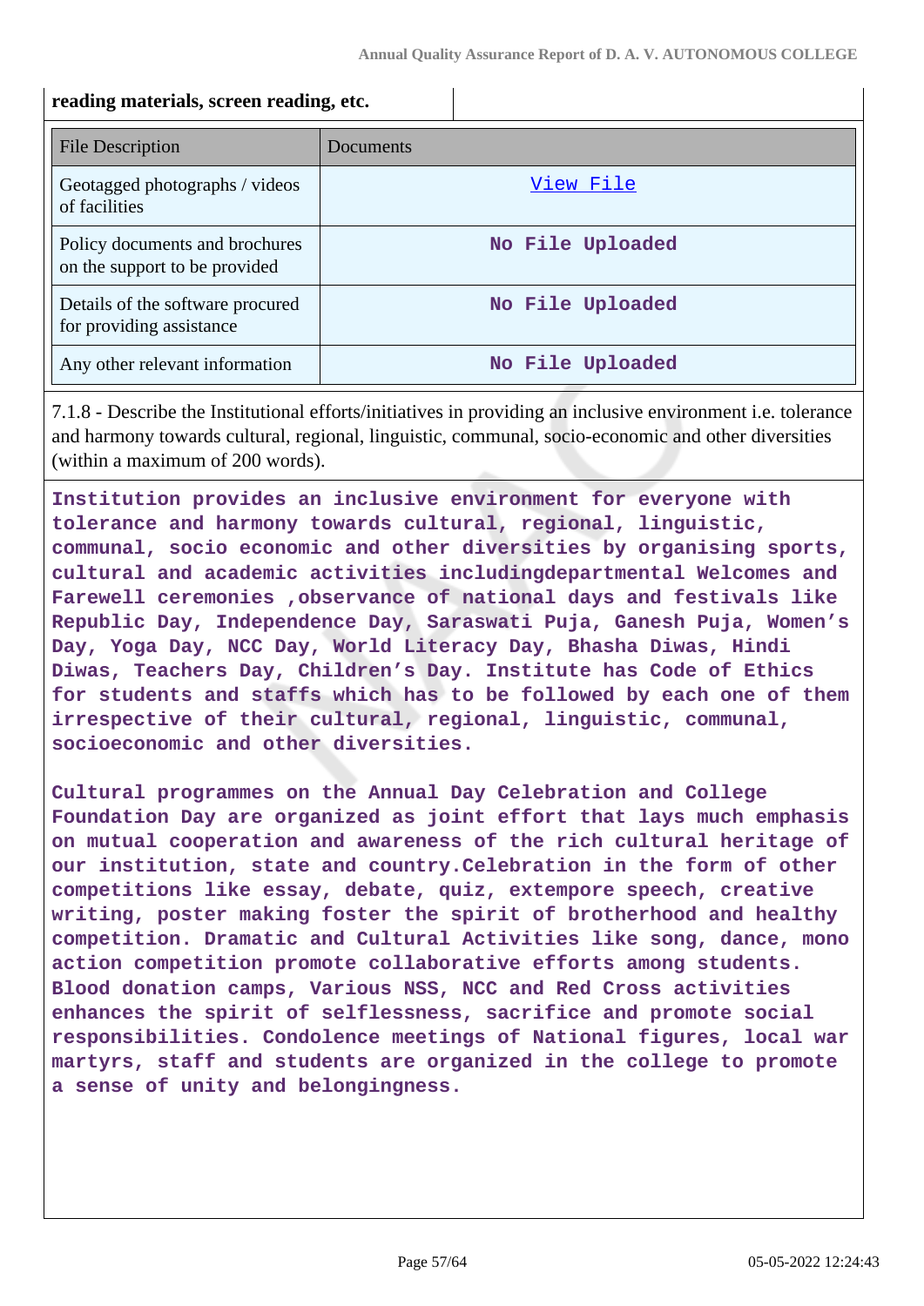**reading materials, screen reading, etc.**

| File Description | Documents |
|---|---|
| Geotagged photographs / videos of facilities | View File |
| Policy documents and brochures on the support to be provided | No File Uploaded |
| Details of the software procured for providing assistance | No File Uploaded |
| Any other relevant information | No File Uploaded |

7.1.8 - Describe the Institutional efforts/initiatives in providing an inclusive environment i.e. tolerance and harmony towards cultural, regional, linguistic, communal, socio-economic and other diversities (within a maximum of 200 words).

**Institution provides an inclusive environment for everyone with tolerance and harmony towards cultural, regional, linguistic, communal, socio economic and other diversities by organising sports, cultural and academic activities includingdepartmental Welcomes and Farewell ceremonies ,observance of national days and festivals like Republic Day, Independence Day, Saraswati Puja, Ganesh Puja, Women's Day, Yoga Day, NCC Day, World Literacy Day, Bhasha Diwas, Hindi Diwas, Teachers Day, Children's Day. Institute has Code of Ethics for students and staffs which has to be followed by each one of them irrespective of their cultural, regional, linguistic, communal, socioeconomic and other diversities.**

**Cultural programmes on the Annual Day Celebration and College Foundation Day are organized as joint effort that lays much emphasis on mutual cooperation and awareness of the rich cultural heritage of our institution, state and country.Celebration in the form of other competitions like essay, debate, quiz, extempore speech, creative writing, poster making foster the spirit of brotherhood and healthy competition. Dramatic and Cultural Activities like song, dance, mono action competition promote collaborative efforts among students. Blood donation camps, Various NSS, NCC and Red Cross activities enhances the spirit of selflessness, sacrifice and promote social responsibilities. Condolence meetings of National figures, local war martyrs, staff and students are organized in the college to promote a sense of unity and belongingness.**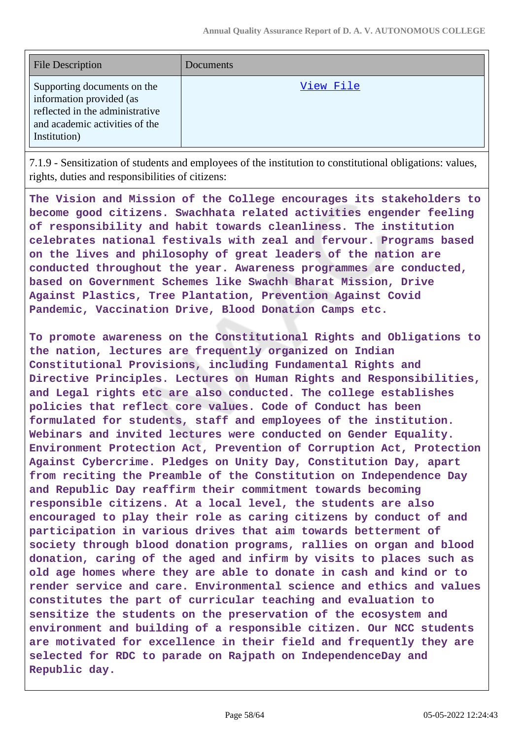| File Description | Documents |
|---|---|
| Supporting documents on the information provided (as reflected in the administrative and academic activities of the Institution) | View File |

7.1.9 - Sensitization of students and employees of the institution to constitutional obligations: values, rights, duties and responsibilities of citizens:

**The Vision and Mission of the College encourages its stakeholders to become good citizens. Swachhata related activities engender feeling of responsibility and habit towards cleanliness. The institution celebrates national festivals with zeal and fervour. Programs based on the lives and philosophy of great leaders of the nation are conducted throughout the year. Awareness programmes are conducted, based on Government Schemes like Swachh Bharat Mission, Drive Against Plastics, Tree Plantation, Prevention Against Covid Pandemic, Vaccination Drive, Blood Donation Camps etc.**

**To promote awareness on the Constitutional Rights and Obligations to the nation, lectures are frequently organized on Indian Constitutional Provisions, including Fundamental Rights and Directive Principles. Lectures on Human Rights and Responsibilities, and Legal rights etc are also conducted. The college establishes policies that reflect core values. Code of Conduct has been formulated for students, staff and employees of the institution. Webinars and invited lectures were conducted on Gender Equality. Environment Protection Act, Prevention of Corruption Act, Protection Against Cybercrime. Pledges on Unity Day, Constitution Day, apart from reciting the Preamble of the Constitution on Independence Day and Republic Day reaffirm their commitment towards becoming responsible citizens. At a local level, the students are also encouraged to play their role as caring citizens by conduct of and participation in various drives that aim towards betterment of society through blood donation programs, rallies on organ and blood donation, caring of the aged and infirm by visits to places such as old age homes where they are able to donate in cash and kind or to render service and care. Environmental science and ethics and values constitutes the part of curricular teaching and evaluation to sensitize the students on the preservation of the ecosystem and environment and building of a responsible citizen. Our NCC students are motivated for excellence in their field and frequently they are selected for RDC to parade on Rajpath on IndependenceDay and Republic day.**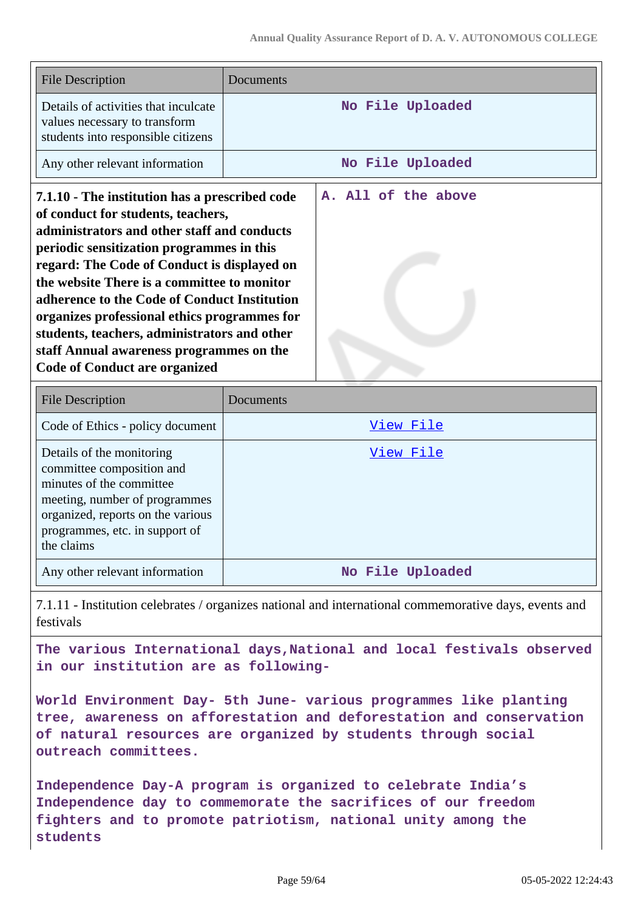| File Description | Documents |
|---|---|
| Details of activities that inculcate values necessary to transform students into responsible citizens | No File Uploaded |
| Any other relevant information | No File Uploaded |

| **7.1.10 - The institution has a prescribed code of conduct for students, teachers, administrators and other staff and conducts periodic sensitization programmes in this regard: The Code of Conduct is displayed on the website There is a committee to monitor adherence to the Code of Conduct Institution organizes professional ethics programmes for students, teachers, administrators and other staff Annual awareness programmes on the Code of Conduct are organized** | **A. All of the above** |
|---|---|

| File Description | Documents |
|---|---|
| Code of Ethics - policy document | View File |
| Details of the monitoring committee composition and minutes of the committee meeting, number of programmes organized, reports on the various programmes, etc. in support of the claims | View File |
| Any other relevant information | No File Uploaded |

7.1.11 - Institution celebrates / organizes national and international commemorative days, events and festivals

**The various International days,National and local festivals observed in our institution are as following-**

**World Environment Day- 5th June- various programmes like planting tree, awareness on afforestation and deforestation and conservation of natural resources are organized by students through social outreach committees.**

**Independence Day-A program is organized to celebrate India's Independence day to commemorate the sacrifices of our freedom fighters and to promote patriotism, national unity among the students**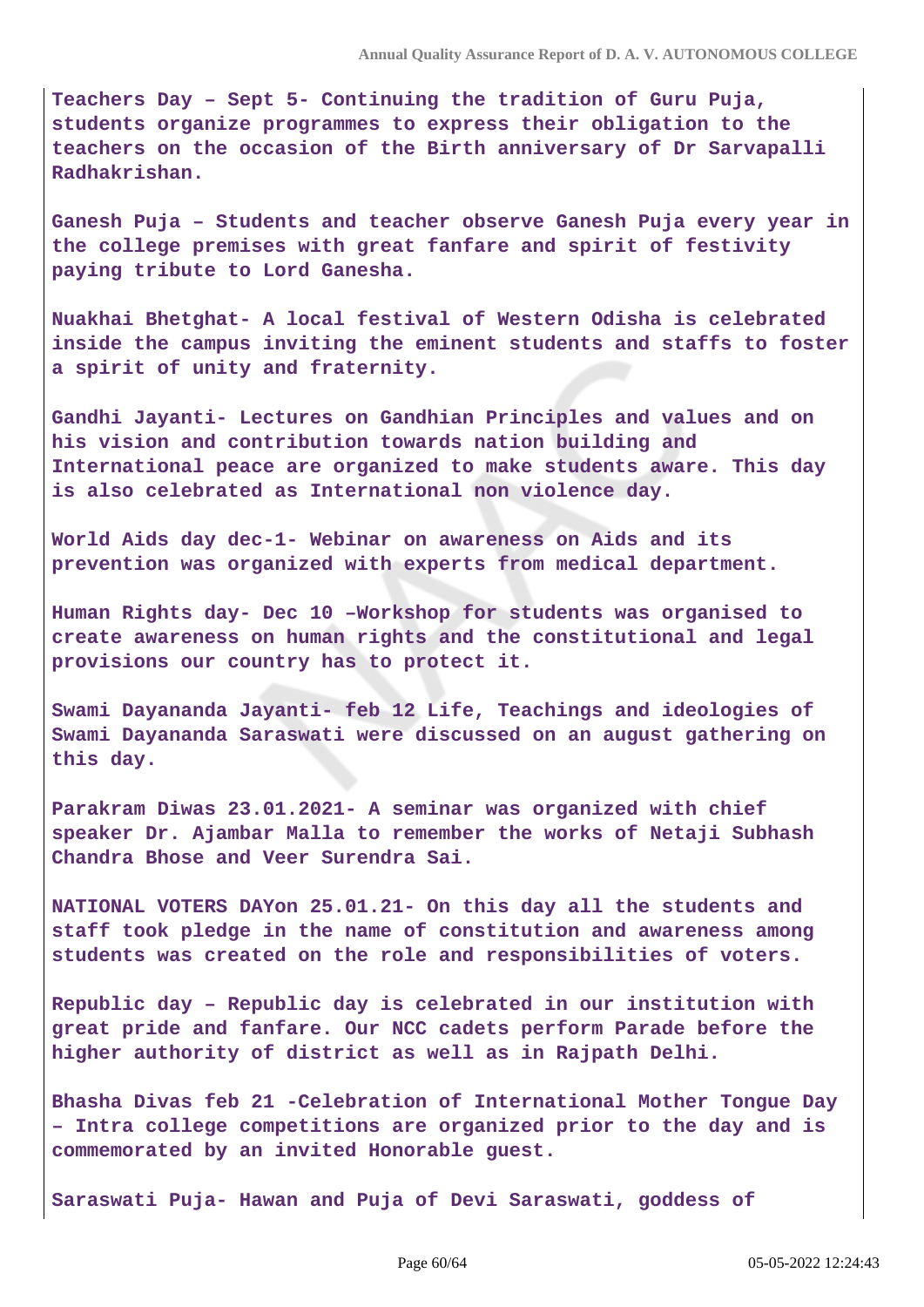**Teachers Day – Sept 5- Continuing the tradition of Guru Puja, students organize programmes to express their obligation to the teachers on the occasion of the Birth anniversary of Dr Sarvapalli Radhakrishan.**

**Ganesh Puja – Students and teacher observe Ganesh Puja every year in the college premises with great fanfare and spirit of festivity paying tribute to Lord Ganesha.**

**Nuakhai Bhetghat- A local festival of Western Odisha is celebrated inside the campus inviting the eminent students and staffs to foster a spirit of unity and fraternity.**

**Gandhi Jayanti- Lectures on Gandhian Principles and values and on his vision and contribution towards nation building and International peace are organized to make students aware. This day is also celebrated as International non violence day.**

**World Aids day dec-1- Webinar on awareness on Aids and its prevention was organized with experts from medical department.**

**Human Rights day- Dec 10 –Workshop for students was organised to create awareness on human rights and the constitutional and legal provisions our country has to protect it.**

**Swami Dayananda Jayanti- feb 12 Life, Teachings and ideologies of Swami Dayananda Saraswati were discussed on an august gathering on this day.**

**Parakram Diwas 23.01.2021- A seminar was organized with chief speaker Dr. Ajambar Malla to remember the works of Netaji Subhash Chandra Bhose and Veer Surendra Sai.**

**NATIONAL VOTERS DAYon 25.01.21- On this day all the students and staff took pledge in the name of constitution and awareness among students was created on the role and responsibilities of voters.**

**Republic day – Republic day is celebrated in our institution with great pride and fanfare. Our NCC cadets perform Parade before the higher authority of district as well as in Rajpath Delhi.**

**Bhasha Divas feb 21 -Celebration of International Mother Tongue Day – Intra college competitions are organized prior to the day and is commemorated by an invited Honorable guest.**

**Saraswati Puja- Hawan and Puja of Devi Saraswati, goddess of**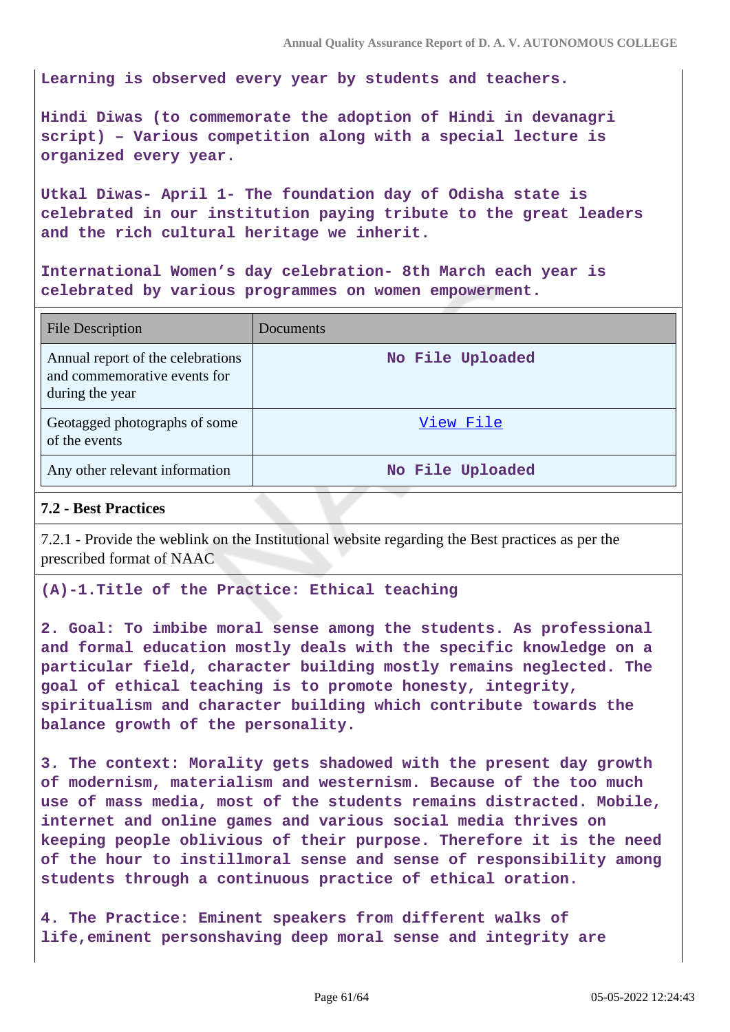**Learning is observed every year by students and teachers.**

**Hindi Diwas (to commemorate the adoption of Hindi in devanagri script) – Various competition along with a special lecture is organized every year.**

**Utkal Diwas- April 1- The foundation day of Odisha state is celebrated in our institution paying tribute to the great leaders and the rich cultural heritage we inherit.**

**International Women's day celebration- 8th March each year is celebrated by various programmes on women empowerment.**

| File Description | Documents |
|---|---|
| Annual report of the celebrations and commemorative events for during the year | No File Uploaded |
| Geotagged photographs of some of the events | View File |
| Any other relevant information | No File Uploaded |

**7.2 - Best Practices**

7.2.1 - Provide the weblink on the Institutional website regarding the Best practices as per the prescribed format of NAAC

**(A)-1.Title of the Practice: Ethical teaching**

**2. Goal: To imbibe moral sense among the students. As professional and formal education mostly deals with the specific knowledge on a particular field, character building mostly remains neglected. The goal of ethical teaching is to promote honesty, integrity, spiritualism and character building which contribute towards the balance growth of the personality.**

**3. The context: Morality gets shadowed with the present day growth of modernism, materialism and westernism. Because of the too much use of mass media, most of the students remains distracted. Mobile, internet and online games and various social media thrives on keeping people oblivious of their purpose. Therefore it is the need of the hour to instillmoral sense and sense of responsibility among students through a continuous practice of ethical oration.**

**4. The Practice: Eminent speakers from different walks of life,eminent personshaving deep moral sense and integrity are**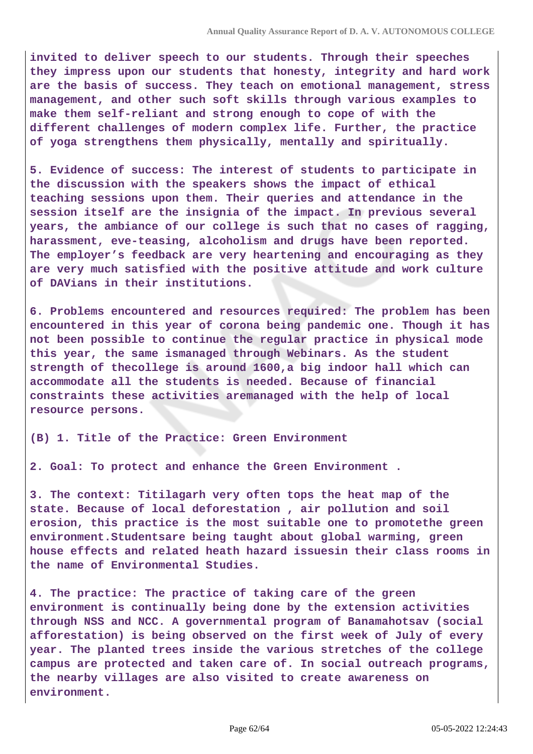**invited to deliver speech to our students. Through their speeches they impress upon our students that honesty, integrity and hard work are the basis of success. They teach on emotional management, stress management, and other such soft skills through various examples to make them self-reliant and strong enough to cope of with the different challenges of modern complex life. Further, the practice of yoga strengthens them physically, mentally and spiritually.**

**5. Evidence of success: The interest of students to participate in the discussion with the speakers shows the impact of ethical teaching sessions upon them. Their queries and attendance in the session itself are the insignia of the impact. In previous several years, the ambiance of our college is such that no cases of ragging, harassment, eve-teasing, alcoholism and drugs have been reported. The employer's feedback are very heartening and encouraging as they are very much satisfied with the positive attitude and work culture of DAVians in their institutions.**

**6. Problems encountered and resources required: The problem has been encountered in this year of corona being pandemic one. Though it has not been possible to continue the regular practice in physical mode this year, the same ismanaged through Webinars. As the student strength of thecollege is around 1600,a big indoor hall which can accommodate all the students is needed. Because of financial constraints these activities aremanaged with the help of local resource persons.**

**(B) 1. Title of the Practice: Green Environment**

**2. Goal: To protect and enhance the Green Environment .**

**3. The context: Titilagarh very often tops the heat map of the state. Because of local deforestation , air pollution and soil erosion, this practice is the most suitable one to promotethe green environment.Studentsare being taught about global warming, green house effects and related heath hazard issuesin their class rooms in the name of Environmental Studies.**

**4. The practice: The practice of taking care of the green environment is continually being done by the extension activities through NSS and NCC. A governmental program of Banamahotsav (social afforestation) is being observed on the first week of July of every year. The planted trees inside the various stretches of the college campus are protected and taken care of. In social outreach programs, the nearby villages are also visited to create awareness on environment.**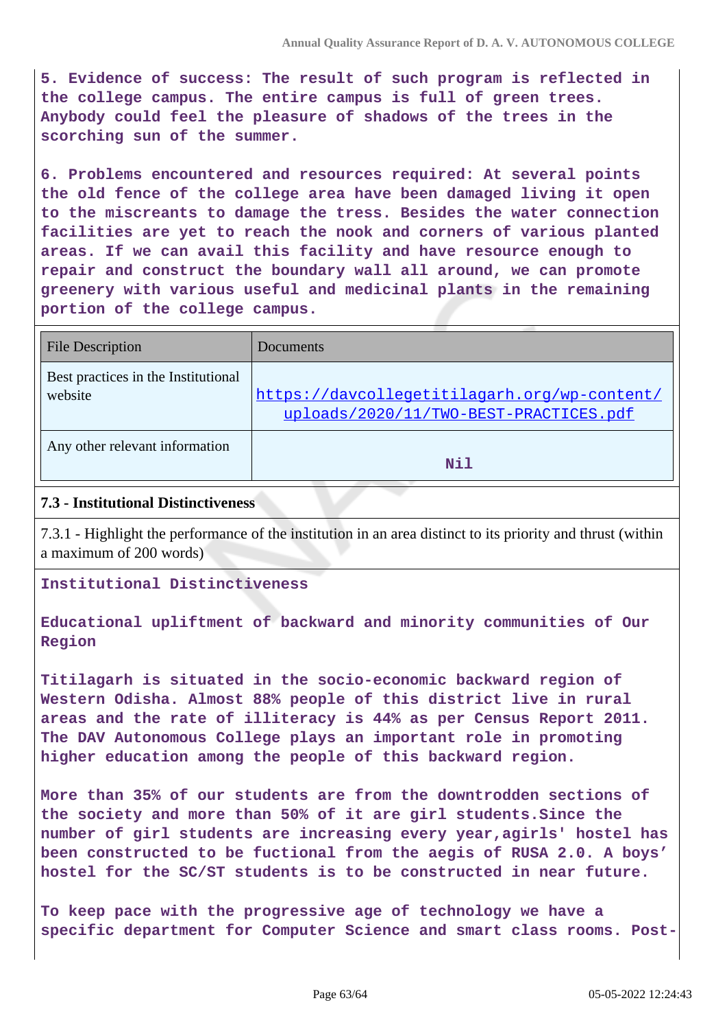**5. Evidence of success: The result of such program is reflected in the college campus. The entire campus is full of green trees. Anybody could feel the pleasure of shadows of the trees in the scorching sun of the summer.**

**6. Problems encountered and resources required: At several points the old fence of the college area have been damaged living it open to the miscreants to damage the tress. Besides the water connection facilities are yet to reach the nook and corners of various planted areas. If we can avail this facility and have resource enough to repair and construct the boundary wall all around, we can promote greenery with various useful and medicinal plants in the remaining portion of the college campus.**

| File Description | Documents |
|---|---|
| Best practices in the Institutional website | https://davcollegetitilagarh.org/wp-content/uploads/2020/11/TWO-BEST-PRACTICES.pdf |
| Any other relevant information | Nil |

### 7.3 - Institutional Distinctiveness

7.3.1 - Highlight the performance of the institution in an area distinct to its priority and thrust (within a maximum of 200 words)

**Institutional Distinctiveness**

**Educational upliftment of backward and minority communities of Our Region**

**Titilagarh is situated in the socio-economic backward region of Western Odisha. Almost 88% people of this district live in rural areas and the rate of illiteracy is 44% as per Census Report 2011. The DAV Autonomous College plays an important role in promoting higher education among the people of this backward region.**

**More than 35% of our students are from the downtrodden sections of the society and more than 50% of it are girl students.Since the number of girl students are increasing every year,agirls' hostel has been constructed to be fuctional from the aegis of RUSA 2.0. A boys' hostel for the SC/ST students is to be constructed in near future.**

**To keep pace with the progressive age of technology we have a specific department for Computer Science and smart class rooms. Post-**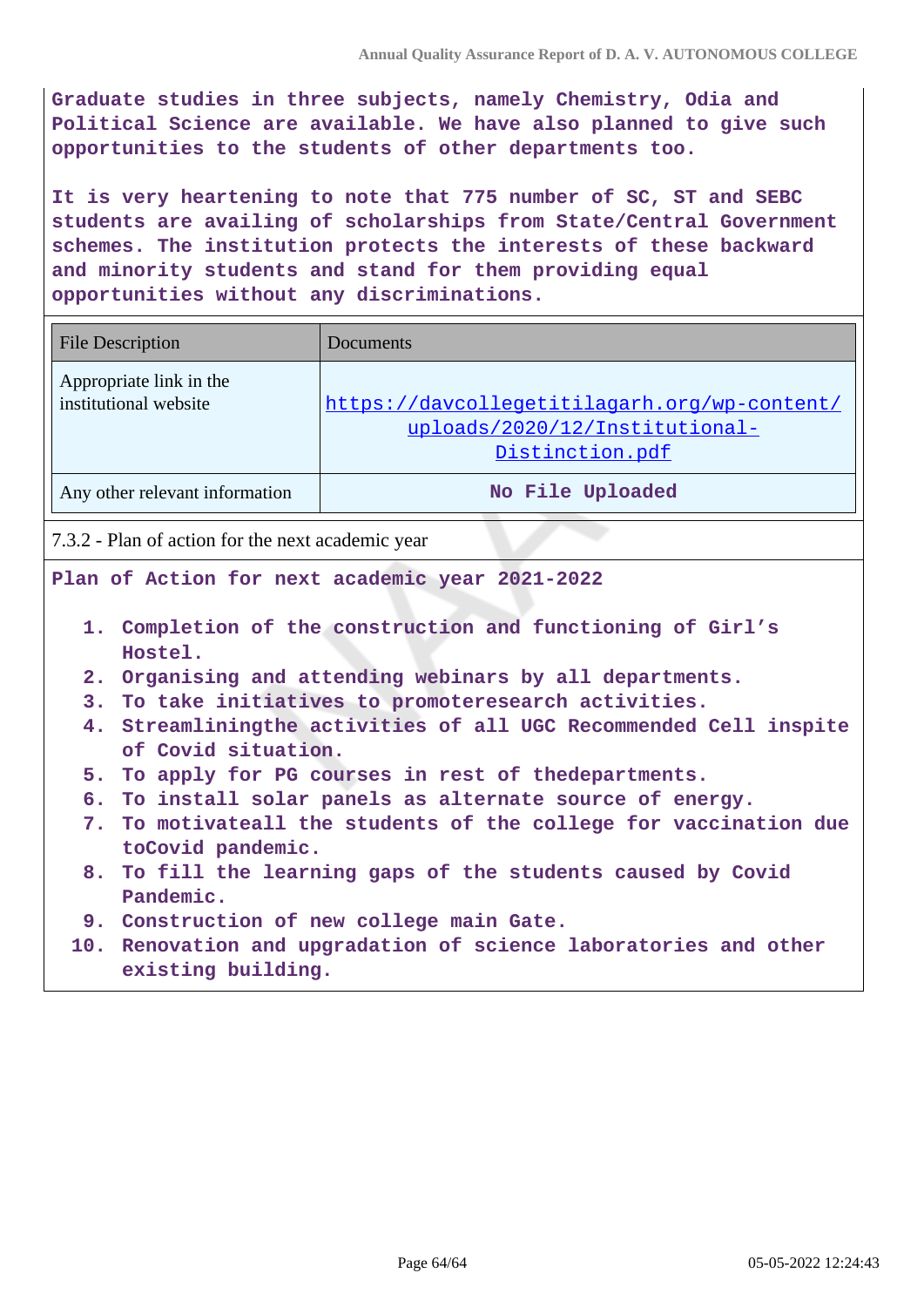Graduate studies in three subjects, namely Chemistry, Odia and Political Science are available. We have also planned to give such opportunities to the students of other departments too.

It is very heartening to note that 775 number of SC, ST and SEBC students are availing of scholarships from State/Central Government schemes. The institution protects the interests of these backward and minority students and stand for them providing equal opportunities without any discriminations.

| File Description | Documents |
|---|---|
| Appropriate link in the institutional website | https://davcollegetitilagarh.org/wp-content/uploads/2020/12/Institutional-Distinction.pdf |
| Any other relevant information | No File Uploaded |

7.3.2 - Plan of action for the next academic year

Plan of Action for next academic year 2021-2022

1. Completion of the construction and functioning of Girl's Hostel.
2. Organising and attending webinars by all departments.
3. To take initiatives to promoteresearch activities.
4. Streamliningthe activities of all UGC Recommended Cell inspite of Covid situation.
5. To apply for PG courses in rest of thedepartments.
6. To install solar panels as alternate source of energy.
7. To motivateall the students of the college for vaccination due toCovid pandemic.
8. To fill the learning gaps of the students caused by Covid Pandemic.
9. Construction of new college main Gate.
10. Renovation and upgradation of science laboratories and other existing building.